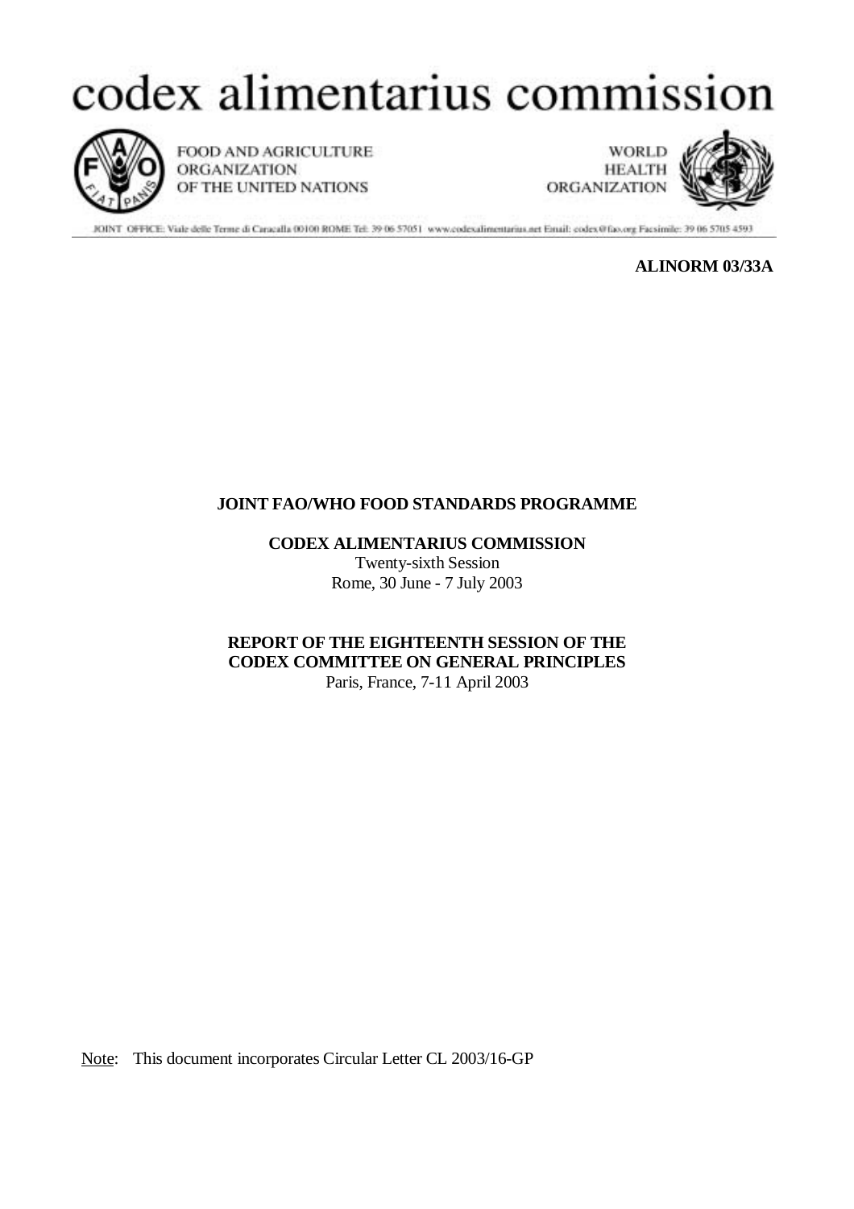# codex alimentarius commission

FOOD AND AGRICULTURE ORGANIZATION OF THE UNITED NATIONS

WORLD HEALTH ORGANIZATION

JOINT OFFICE: Viale delle Terme di Caracalla 00100 ROME Tel: 39 06 57051 www.codexalimentarius.net Email: codex@fao.org Facsimile: 39 06 5705 4593

**ALINORM 03/33A**

**JOINT FAO/WHO FOOD STANDARDS PROGRAMME**

**CODEX ALIMENTARIUS COMMISSION**
Twenty-sixth Session
Rome, 30 June - 7 July 2003

**REPORT OF THE EIGHTEENTH SESSION OF THE CODEX COMMITTEE ON GENERAL PRINCIPLES**
Paris, France, 7-11 April 2003

Note: This document incorporates Circular Letter CL 2003/16-GP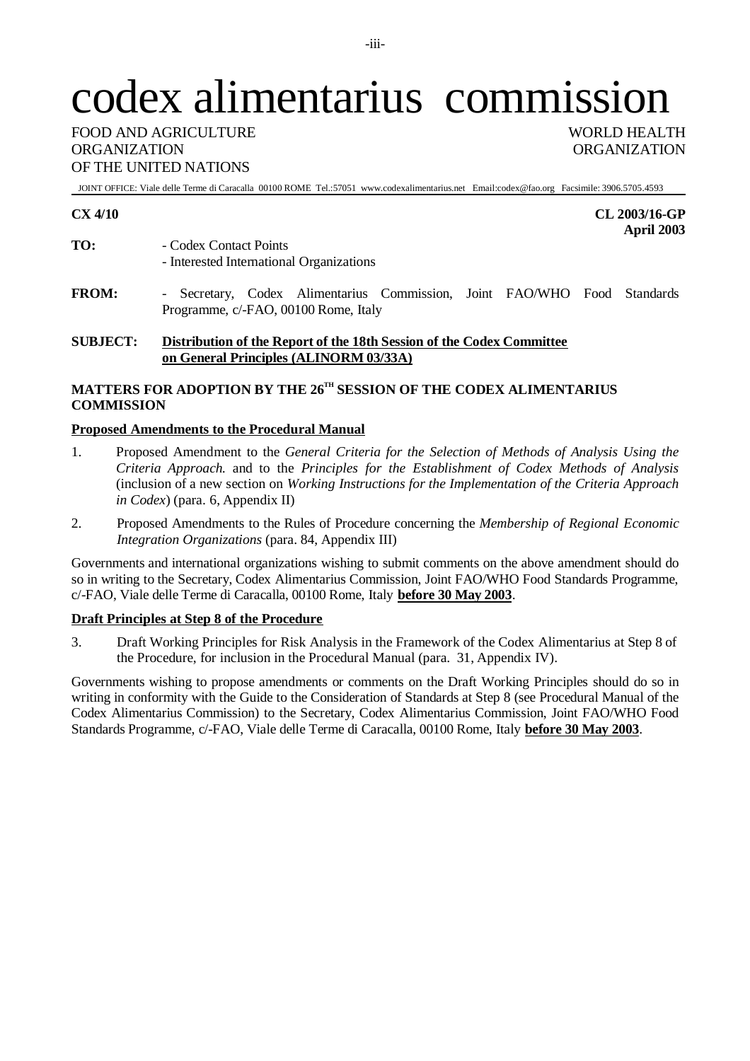# codex alimentarius commission

FOOD AND AGRICULTURE ORGANIZATION OF THE UNITED NATIONS

WORLD HEALTH ORGANIZATION

JOINT OFFICE: Viale delle Terme di Caracalla 00100 ROME Tel.:57051 www.codexalimentarius.net Email:codex@fao.org Facsimile: 3906.5705.4593

**CX 4/10**

**CL 2003/16-GP**
**April 2003**

**TO:** - Codex Contact Points
- Interested International Organizations

**FROM:** - Secretary, Codex Alimentarius Commission, Joint FAO/WHO Food Standards Programme, c/-FAO, 00100 Rome, Italy

**SUBJECT:** **Distribution of the Report of the 18th Session of the Codex Committee on General Principles (ALINORM 03/33A)**

## MATTERS FOR ADOPTION BY THE 26[TH] SESSION OF THE CODEX ALIMENTARIUS COMMISSION

### Proposed Amendments to the Procedural Manual

1. Proposed Amendment to the *General Criteria for the Selection of Methods of Analysis Using the Criteria Approach.* and to the *Principles for the Establishment of Codex Methods of Analysis* (inclusion of a new section on *Working Instructions for the Implementation of the Criteria Approach in Codex*) (para. 6, Appendix II)

2. Proposed Amendments to the Rules of Procedure concerning the *Membership of Regional Economic Integration Organizations* (para. 84, Appendix III)

Governments and international organizations wishing to submit comments on the above amendment should do so in writing to the Secretary, Codex Alimentarius Commission, Joint FAO/WHO Food Standards Programme, c/-FAO, Viale delle Terme di Caracalla, 00100 Rome, Italy **before 30 May 2003**.

### Draft Principles at Step 8 of the Procedure

3. Draft Working Principles for Risk Analysis in the Framework of the Codex Alimentarius at Step 8 of the Procedure, for inclusion in the Procedural Manual (para. 31, Appendix IV).

Governments wishing to propose amendments or comments on the Draft Working Principles should do so in writing in conformity with the Guide to the Consideration of Standards at Step 8 (see Procedural Manual of the Codex Alimentarius Commission) to the Secretary, Codex Alimentarius Commission, Joint FAO/WHO Food Standards Programme, c/-FAO, Viale delle Terme di Caracalla, 00100 Rome, Italy **before 30 May 2003**.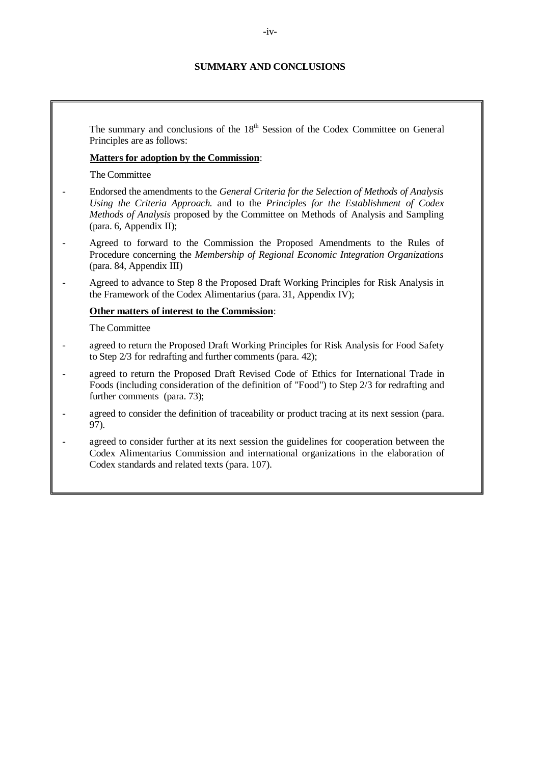## SUMMARY AND CONCLUSIONS

The summary and conclusions of the 18th Session of the Codex Committee on General Principles are as follows:

**Matters for adoption by the Commission**:

The Committee

- Endorsed the amendments to the *General Criteria for the Selection of Methods of Analysis Using the Criteria Approach.* and to the *Principles for the Establishment of Codex Methods of Analysis* proposed by the Committee on Methods of Analysis and Sampling (para. 6, Appendix II);
- Agreed to forward to the Commission the Proposed Amendments to the Rules of Procedure concerning the *Membership of Regional Economic Integration Organizations* (para. 84, Appendix III)
- Agreed to advance to Step 8 the Proposed Draft Working Principles for Risk Analysis in the Framework of the Codex Alimentarius (para. 31, Appendix IV);

**Other matters of interest to the Commission**:

The Committee

- agreed to return the Proposed Draft Working Principles for Risk Analysis for Food Safety to Step 2/3 for redrafting and further comments (para. 42);
- agreed to return the Proposed Draft Revised Code of Ethics for International Trade in Foods (including consideration of the definition of "Food") to Step 2/3 for redrafting and further comments (para. 73);
- agreed to consider the definition of traceability or product tracing at its next session (para. 97).
- agreed to consider further at its next session the guidelines for cooperation between the Codex Alimentarius Commission and international organizations in the elaboration of Codex standards and related texts (para. 107).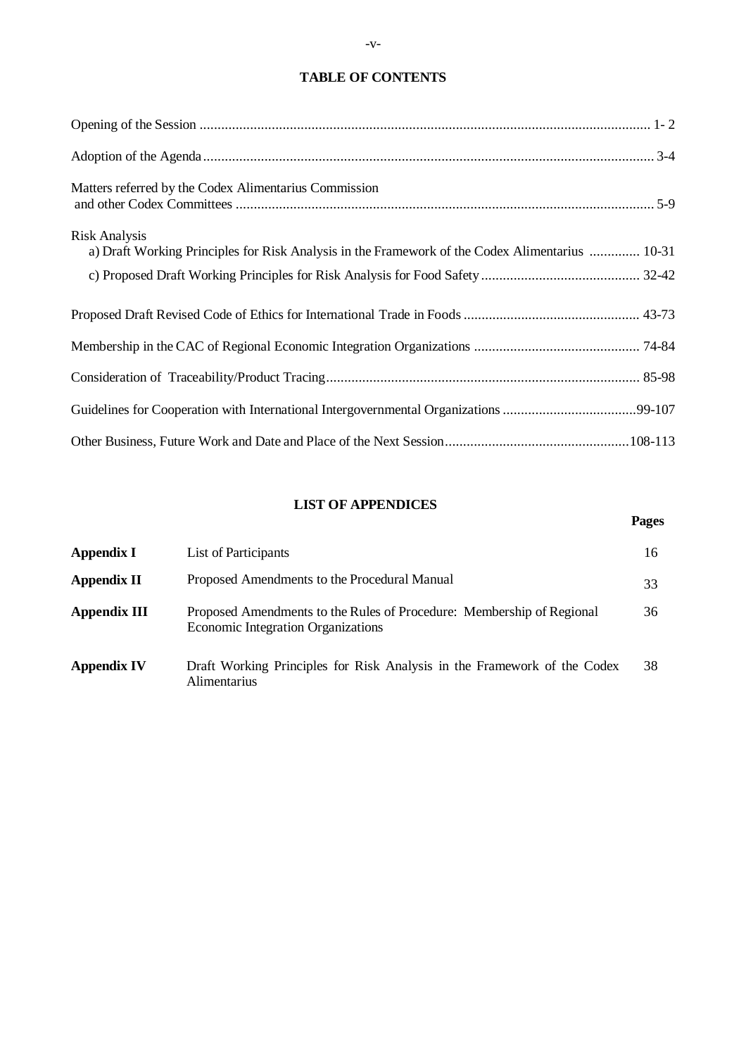## TABLE OF CONTENTS

| | |
|---|---|
| Opening of the Session | 1- 2 |
| Adoption of the Agenda | 3-4 |
| Matters referred by the Codex Alimentarius Commission and other Codex Committees | 5-9 |
| Risk Analysis<br>a) Draft Working Principles for Risk Analysis in the Framework of the Codex Alimentarius | 10-31 |
| c) Proposed Draft Working Principles for Risk Analysis for Food Safety | 32-42 |
| Proposed Draft Revised Code of Ethics for International Trade in Foods | 43-73 |
| Membership in the CAC of Regional Economic Integration Organizations | 74-84 |
| Consideration of Traceability/Product Tracing | 85-98 |
| Guidelines for Cooperation with International Intergovernmental Organizations | 99-107 |
| Other Business, Future Work and Date and Place of the Next Session | 108-113 |

## LIST OF APPENDICES

| | | Pages |
|---|---|---|
| **Appendix I** | List of Participants | 16 |
| **Appendix II** | Proposed Amendments to the Procedural Manual | 33 |
| **Appendix III** | Proposed Amendments to the Rules of Procedure: Membership of Regional Economic Integration Organizations | 36 |
| **Appendix IV** | Draft Working Principles for Risk Analysis in the Framework of the Codex Alimentarius | 38 |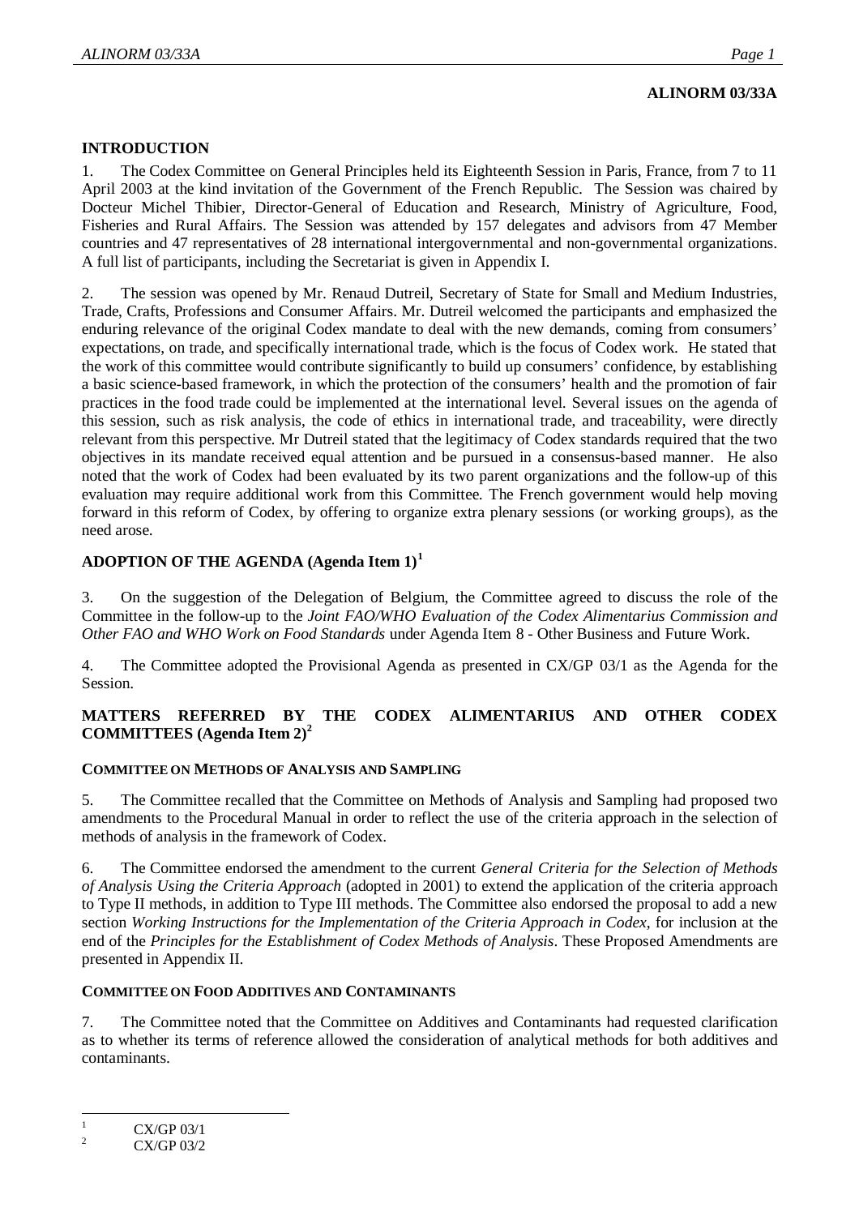**ALINORM 03/33A**

## INTRODUCTION

1. The Codex Committee on General Principles held its Eighteenth Session in Paris, France, from 7 to 11 April 2003 at the kind invitation of the Government of the French Republic. The Session was chaired by Docteur Michel Thibier, Director-General of Education and Research, Ministry of Agriculture, Food, Fisheries and Rural Affairs. The Session was attended by 157 delegates and advisors from 47 Member countries and 47 representatives of 28 international intergovernmental and non-governmental organizations. A full list of participants, including the Secretariat is given in Appendix I.

2. The session was opened by Mr. Renaud Dutreil, Secretary of State for Small and Medium Industries, Trade, Crafts, Professions and Consumer Affairs. Mr. Dutreil welcomed the participants and emphasized the enduring relevance of the original Codex mandate to deal with the new demands, coming from consumers' expectations, on trade, and specifically international trade, which is the focus of Codex work. He stated that the work of this committee would contribute significantly to build up consumers' confidence, by establishing a basic science-based framework, in which the protection of the consumers' health and the promotion of fair practices in the food trade could be implemented at the international level. Several issues on the agenda of this session, such as risk analysis, the code of ethics in international trade, and traceability, were directly relevant from this perspective. Mr Dutreil stated that the legitimacy of Codex standards required that the two objectives in its mandate received equal attention and be pursued in a consensus-based manner. He also noted that the work of Codex had been evaluated by its two parent organizations and the follow-up of this evaluation may require additional work from this Committee. The French government would help moving forward in this reform of Codex, by offering to organize extra plenary sessions (or working groups), as the need arose.

## ADOPTION OF THE AGENDA (Agenda Item 1)[1]

3. On the suggestion of the Delegation of Belgium, the Committee agreed to discuss the role of the Committee in the follow-up to the *Joint FAO/WHO Evaluation of the Codex Alimentarius Commission and Other FAO and WHO Work on Food Standards* under Agenda Item 8 - Other Business and Future Work.

4. The Committee adopted the Provisional Agenda as presented in CX/GP 03/1 as the Agenda for the Session.

## MATTERS REFERRED BY THE CODEX ALIMENTARIUS AND OTHER CODEX COMMITTEES (Agenda Item 2)[2]

### COMMITTEE ON METHODS OF ANALYSIS AND SAMPLING

5. The Committee recalled that the Committee on Methods of Analysis and Sampling had proposed two amendments to the Procedural Manual in order to reflect the use of the criteria approach in the selection of methods of analysis in the framework of Codex.

6. The Committee endorsed the amendment to the current *General Criteria for the Selection of Methods of Analysis Using the Criteria Approach* (adopted in 2001) to extend the application of the criteria approach to Type II methods, in addition to Type III methods. The Committee also endorsed the proposal to add a new section *Working Instructions for the Implementation of the Criteria Approach in Codex*, for inclusion at the end of the *Principles for the Establishment of Codex Methods of Analysis*. These Proposed Amendments are presented in Appendix II.

### COMMITTEE ON FOOD ADDITIVES AND CONTAMINANTS

7. The Committee noted that the Committee on Additives and Contaminants had requested clarification as to whether its terms of reference allowed the consideration of analytical methods for both additives and contaminants.

---

[1] CX/GP 03/1

[2] CX/GP 03/2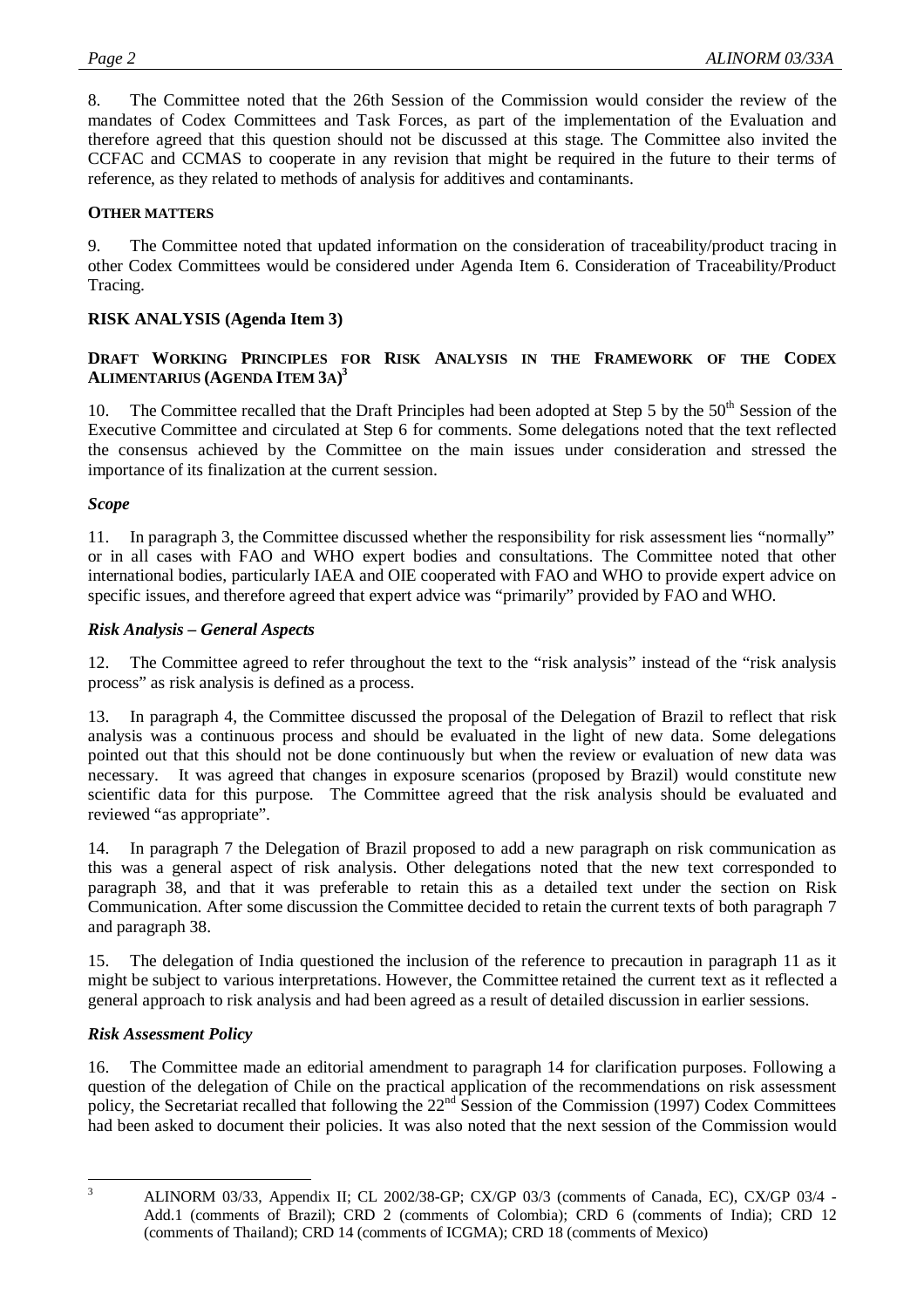8. The Committee noted that the 26th Session of the Commission would consider the review of the mandates of Codex Committees and Task Forces, as part of the implementation of the Evaluation and therefore agreed that this question should not be discussed at this stage. The Committee also invited the CCFAC and CCMAS to cooperate in any revision that might be required in the future to their terms of reference, as they related to methods of analysis for additives and contaminants.

**OTHER MATTERS**

9. The Committee noted that updated information on the consideration of traceability/product tracing in other Codex Committees would be considered under Agenda Item 6. Consideration of Traceability/Product Tracing.

## RISK ANALYSIS (Agenda Item 3)

### DRAFT WORKING PRINCIPLES FOR RISK ANALYSIS IN THE FRAMEWORK OF THE CODEX ALIMENTARIUS (AGENDA ITEM 3A)[3]

10. The Committee recalled that the Draft Principles had been adopted at Step 5 by the 50th Session of the Executive Committee and circulated at Step 6 for comments. Some delegations noted that the text reflected the consensus achieved by the Committee on the main issues under consideration and stressed the importance of its finalization at the current session.

#### *Scope*

11. In paragraph 3, the Committee discussed whether the responsibility for risk assessment lies "normally" or in all cases with FAO and WHO expert bodies and consultations. The Committee noted that other international bodies, particularly IAEA and OIE cooperated with FAO and WHO to provide expert advice on specific issues, and therefore agreed that expert advice was "primarily" provided by FAO and WHO.

#### *Risk Analysis – General Aspects*

12. The Committee agreed to refer throughout the text to the "risk analysis" instead of the "risk analysis process" as risk analysis is defined as a process.

13. In paragraph 4, the Committee discussed the proposal of the Delegation of Brazil to reflect that risk analysis was a continuous process and should be evaluated in the light of new data. Some delegations pointed out that this should not be done continuously but when the review or evaluation of new data was necessary. It was agreed that changes in exposure scenarios (proposed by Brazil) would constitute new scientific data for this purpose. The Committee agreed that the risk analysis should be evaluated and reviewed "as appropriate".

14. In paragraph 7 the Delegation of Brazil proposed to add a new paragraph on risk communication as this was a general aspect of risk analysis. Other delegations noted that the new text corresponded to paragraph 38, and that it was preferable to retain this as a detailed text under the section on Risk Communication. After some discussion the Committee decided to retain the current texts of both paragraph 7 and paragraph 38.

15. The delegation of India questioned the inclusion of the reference to precaution in paragraph 11 as it might be subject to various interpretations. However, the Committee retained the current text as it reflected a general approach to risk analysis and had been agreed as a result of detailed discussion in earlier sessions.

#### *Risk Assessment Policy*

16. The Committee made an editorial amendment to paragraph 14 for clarification purposes. Following a question of the delegation of Chile on the practical application of the recommendations on risk assessment policy, the Secretariat recalled that following the 22nd Session of the Commission (1997) Codex Committees had been asked to document their policies. It was also noted that the next session of the Commission would

---

[3] ALINORM 03/33, Appendix II; CL 2002/38-GP; CX/GP 03/3 (comments of Canada, EC), CX/GP 03/4 - Add.1 (comments of Brazil); CRD 2 (comments of Colombia); CRD 6 (comments of India); CRD 12 (comments of Thailand); CRD 14 (comments of ICGMA); CRD 18 (comments of Mexico)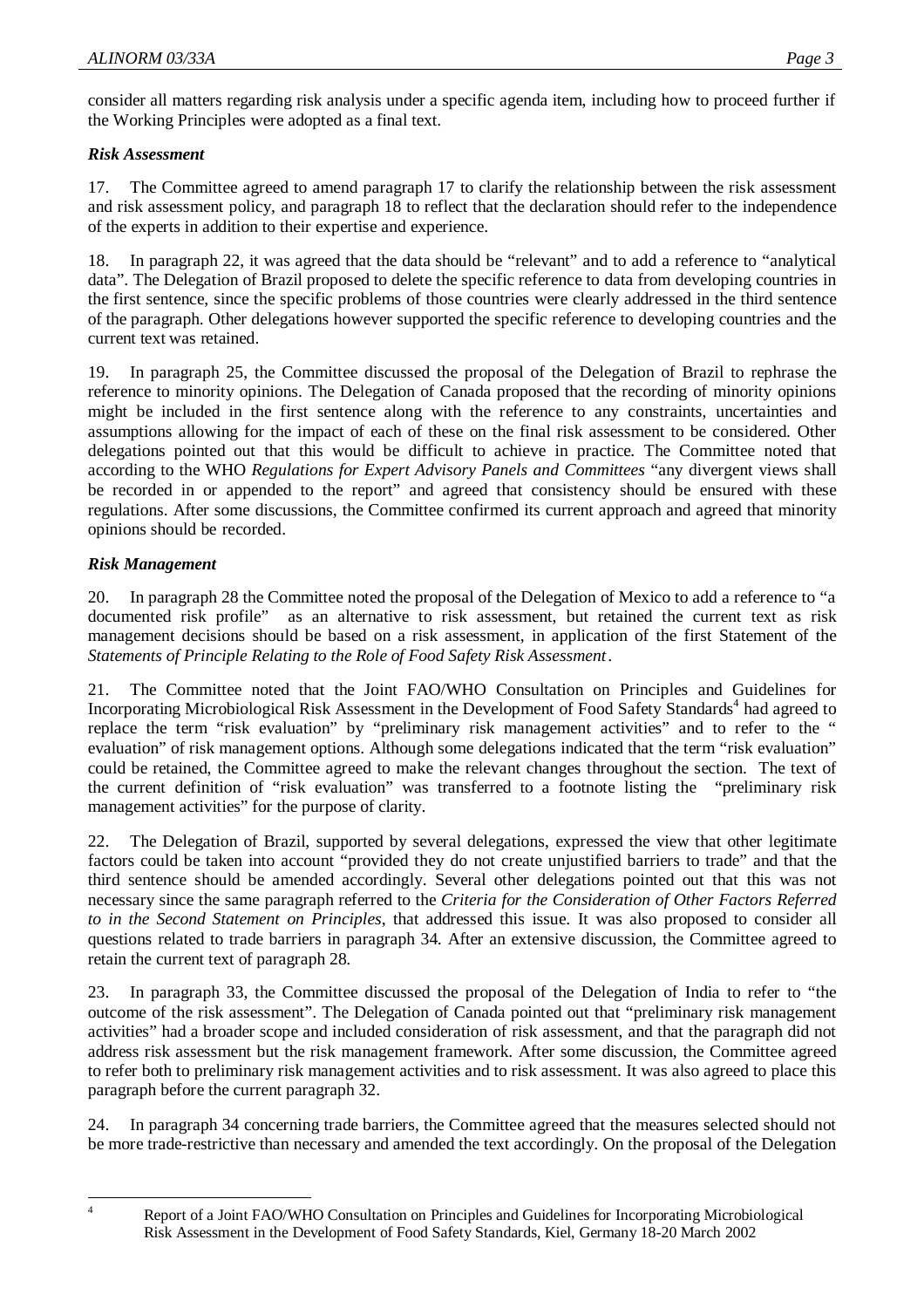consider all matters regarding risk analysis under a specific agenda item, including how to proceed further if the Working Principles were adopted as a final text.

### *Risk Assessment*

17. The Committee agreed to amend paragraph 17 to clarify the relationship between the risk assessment and risk assessment policy, and paragraph 18 to reflect that the declaration should refer to the independence of the experts in addition to their expertise and experience.

18. In paragraph 22, it was agreed that the data should be "relevant" and to add a reference to "analytical data". The Delegation of Brazil proposed to delete the specific reference to data from developing countries in the first sentence, since the specific problems of those countries were clearly addressed in the third sentence of the paragraph. Other delegations however supported the specific reference to developing countries and the current text was retained.

19. In paragraph 25, the Committee discussed the proposal of the Delegation of Brazil to rephrase the reference to minority opinions. The Delegation of Canada proposed that the recording of minority opinions might be included in the first sentence along with the reference to any constraints, uncertainties and assumptions allowing for the impact of each of these on the final risk assessment to be considered. Other delegations pointed out that this would be difficult to achieve in practice. The Committee noted that according to the WHO *Regulations for Expert Advisory Panels and Committees* "any divergent views shall be recorded in or appended to the report" and agreed that consistency should be ensured with these regulations. After some discussions, the Committee confirmed its current approach and agreed that minority opinions should be recorded.

### *Risk Management*

20. In paragraph 28 the Committee noted the proposal of the Delegation of Mexico to add a reference to "a documented risk profile" as an alternative to risk assessment, but retained the current text as risk management decisions should be based on a risk assessment, in application of the first Statement of the *Statements of Principle Relating to the Role of Food Safety Risk Assessment*.

21. The Committee noted that the Joint FAO/WHO Consultation on Principles and Guidelines for Incorporating Microbiological Risk Assessment in the Development of Food Safety Standards[4] had agreed to replace the term "risk evaluation" by "preliminary risk management activities" and to refer to the " evaluation" of risk management options. Although some delegations indicated that the term "risk evaluation" could be retained, the Committee agreed to make the relevant changes throughout the section. The text of the current definition of "risk evaluation" was transferred to a footnote listing the "preliminary risk management activities" for the purpose of clarity.

22. The Delegation of Brazil, supported by several delegations, expressed the view that other legitimate factors could be taken into account "provided they do not create unjustified barriers to trade" and that the third sentence should be amended accordingly. Several other delegations pointed out that this was not necessary since the same paragraph referred to the *Criteria for the Consideration of Other Factors Referred to in the Second Statement on Principles*, that addressed this issue. It was also proposed to consider all questions related to trade barriers in paragraph 34. After an extensive discussion, the Committee agreed to retain the current text of paragraph 28.

23. In paragraph 33, the Committee discussed the proposal of the Delegation of India to refer to "the outcome of the risk assessment". The Delegation of Canada pointed out that "preliminary risk management activities" had a broader scope and included consideration of risk assessment, and that the paragraph did not address risk assessment but the risk management framework. After some discussion, the Committee agreed to refer both to preliminary risk management activities and to risk assessment. It was also agreed to place this paragraph before the current paragraph 32.

24. In paragraph 34 concerning trade barriers, the Committee agreed that the measures selected should not be more trade-restrictive than necessary and amended the text accordingly. On the proposal of the Delegation

---

[4] Report of a Joint FAO/WHO Consultation on Principles and Guidelines for Incorporating Microbiological Risk Assessment in the Development of Food Safety Standards, Kiel, Germany 18-20 March 2002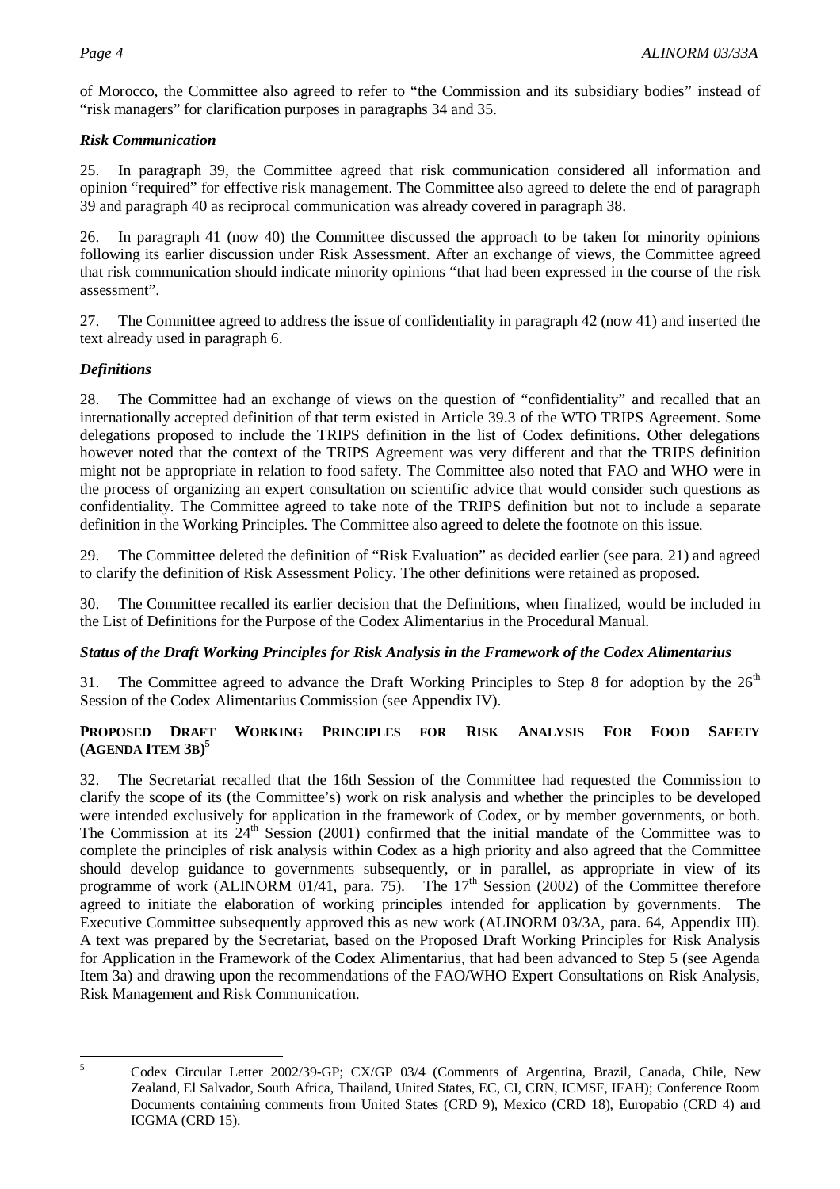of Morocco, the Committee also agreed to refer to "the Commission and its subsidiary bodies" instead of "risk managers" for clarification purposes in paragraphs 34 and 35.

### *Risk Communication*

25. In paragraph 39, the Committee agreed that risk communication considered all information and opinion "required" for effective risk management. The Committee also agreed to delete the end of paragraph 39 and paragraph 40 as reciprocal communication was already covered in paragraph 38.

26. In paragraph 41 (now 40) the Committee discussed the approach to be taken for minority opinions following its earlier discussion under Risk Assessment. After an exchange of views, the Committee agreed that risk communication should indicate minority opinions "that had been expressed in the course of the risk assessment".

27. The Committee agreed to address the issue of confidentiality in paragraph 42 (now 41) and inserted the text already used in paragraph 6.

### *Definitions*

28. The Committee had an exchange of views on the question of "confidentiality" and recalled that an internationally accepted definition of that term existed in Article 39.3 of the WTO TRIPS Agreement. Some delegations proposed to include the TRIPS definition in the list of Codex definitions. Other delegations however noted that the context of the TRIPS Agreement was very different and that the TRIPS definition might not be appropriate in relation to food safety. The Committee also noted that FAO and WHO were in the process of organizing an expert consultation on scientific advice that would consider such questions as confidentiality. The Committee agreed to take note of the TRIPS definition but not to include a separate definition in the Working Principles. The Committee also agreed to delete the footnote on this issue.

29. The Committee deleted the definition of "Risk Evaluation" as decided earlier (see para. 21) and agreed to clarify the definition of Risk Assessment Policy. The other definitions were retained as proposed.

30. The Committee recalled its earlier decision that the Definitions, when finalized, would be included in the List of Definitions for the Purpose of the Codex Alimentarius in the Procedural Manual.

### *Status of the Draft Working Principles for Risk Analysis in the Framework of the Codex Alimentarius*

31. The Committee agreed to advance the Draft Working Principles to Step 8 for adoption by the 26th Session of the Codex Alimentarius Commission (see Appendix IV).

## PROPOSED DRAFT WORKING PRINCIPLES FOR RISK ANALYSIS FOR FOOD SAFETY (AGENDA ITEM 3B)[5]

32. The Secretariat recalled that the 16th Session of the Committee had requested the Commission to clarify the scope of its (the Committee's) work on risk analysis and whether the principles to be developed were intended exclusively for application in the framework of Codex, or by member governments, or both. The Commission at its 24th Session (2001) confirmed that the initial mandate of the Committee was to complete the principles of risk analysis within Codex as a high priority and also agreed that the Committee should develop guidance to governments subsequently, or in parallel, as appropriate in view of its programme of work (ALINORM 01/41, para. 75). The 17th Session (2002) of the Committee therefore agreed to initiate the elaboration of working principles intended for application by governments. The Executive Committee subsequently approved this as new work (ALINORM 03/3A, para. 64, Appendix III). A text was prepared by the Secretariat, based on the Proposed Draft Working Principles for Risk Analysis for Application in the Framework of the Codex Alimentarius, that had been advanced to Step 5 (see Agenda Item 3a) and drawing upon the recommendations of the FAO/WHO Expert Consultations on Risk Analysis, Risk Management and Risk Communication.

---

[5] Codex Circular Letter 2002/39-GP; CX/GP 03/4 (Comments of Argentina, Brazil, Canada, Chile, New Zealand, El Salvador, South Africa, Thailand, United States, EC, CI, CRN, ICMSF, IFAH); Conference Room Documents containing comments from United States (CRD 9), Mexico (CRD 18), Europabio (CRD 4) and ICGMA (CRD 15).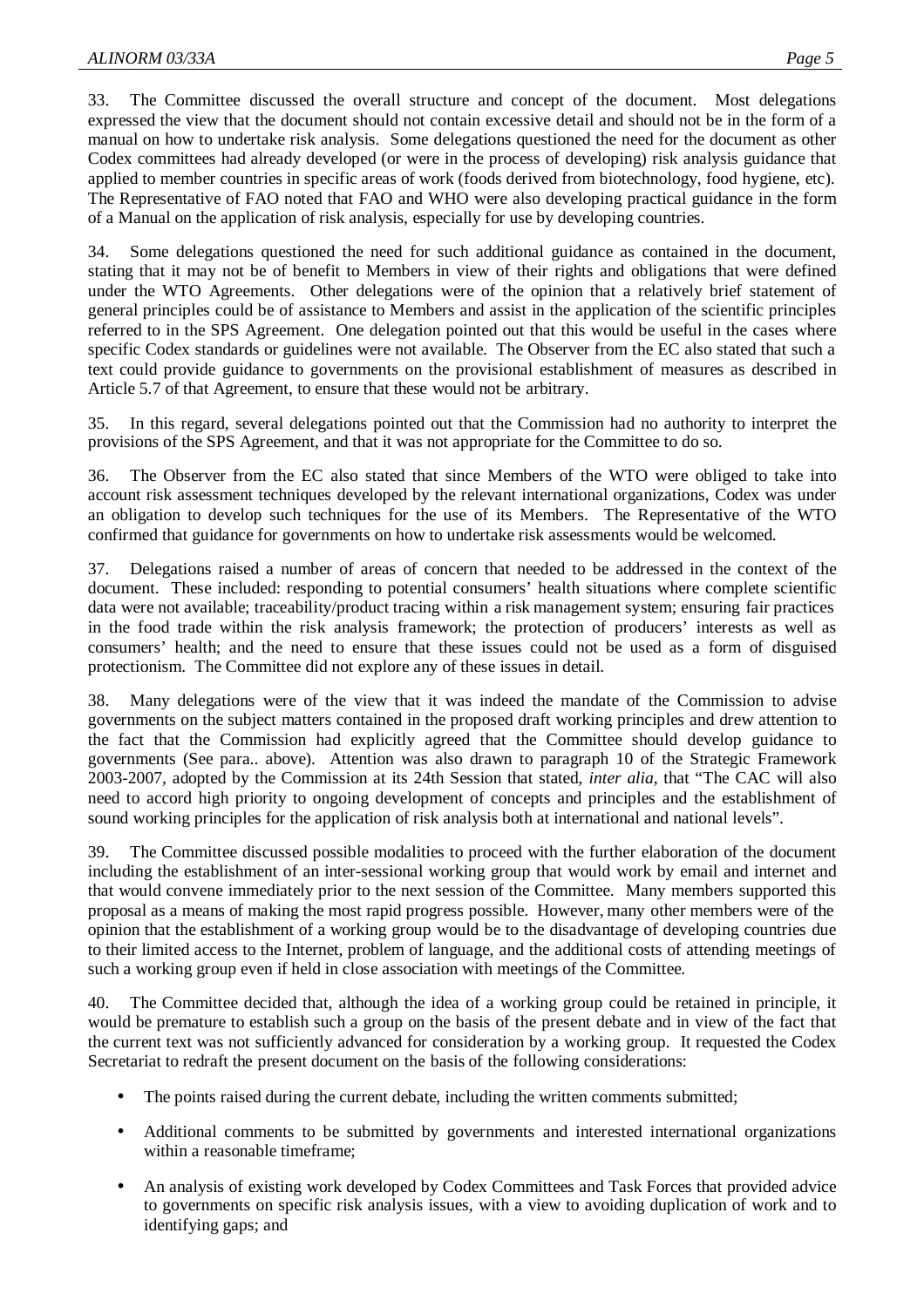33. The Committee discussed the overall structure and concept of the document. Most delegations expressed the view that the document should not contain excessive detail and should not be in the form of a manual on how to undertake risk analysis. Some delegations questioned the need for the document as other Codex committees had already developed (or were in the process of developing) risk analysis guidance that applied to member countries in specific areas of work (foods derived from biotechnology, food hygiene, etc). The Representative of FAO noted that FAO and WHO were also developing practical guidance in the form of a Manual on the application of risk analysis, especially for use by developing countries.

34. Some delegations questioned the need for such additional guidance as contained in the document, stating that it may not be of benefit to Members in view of their rights and obligations that were defined under the WTO Agreements. Other delegations were of the opinion that a relatively brief statement of general principles could be of assistance to Members and assist in the application of the scientific principles referred to in the SPS Agreement. One delegation pointed out that this would be useful in the cases where specific Codex standards or guidelines were not available. The Observer from the EC also stated that such a text could provide guidance to governments on the provisional establishment of measures as described in Article 5.7 of that Agreement, to ensure that these would not be arbitrary.

35. In this regard, several delegations pointed out that the Commission had no authority to interpret the provisions of the SPS Agreement, and that it was not appropriate for the Committee to do so.

36. The Observer from the EC also stated that since Members of the WTO were obliged to take into account risk assessment techniques developed by the relevant international organizations, Codex was under an obligation to develop such techniques for the use of its Members. The Representative of the WTO confirmed that guidance for governments on how to undertake risk assessments would be welcomed.

37. Delegations raised a number of areas of concern that needed to be addressed in the context of the document. These included: responding to potential consumers' health situations where complete scientific data were not available; traceability/product tracing within a risk management system; ensuring fair practices in the food trade within the risk analysis framework; the protection of producers' interests as well as consumers' health; and the need to ensure that these issues could not be used as a form of disguised protectionism. The Committee did not explore any of these issues in detail.

38. Many delegations were of the view that it was indeed the mandate of the Commission to advise governments on the subject matters contained in the proposed draft working principles and drew attention to the fact that the Commission had explicitly agreed that the Committee should develop guidance to governments (See para.. above). Attention was also drawn to paragraph 10 of the Strategic Framework 2003-2007, adopted by the Commission at its 24th Session that stated, *inter alia*, that "The CAC will also need to accord high priority to ongoing development of concepts and principles and the establishment of sound working principles for the application of risk analysis both at international and national levels".

39. The Committee discussed possible modalities to proceed with the further elaboration of the document including the establishment of an inter-sessional working group that would work by email and internet and that would convene immediately prior to the next session of the Committee. Many members supported this proposal as a means of making the most rapid progress possible. However, many other members were of the opinion that the establishment of a working group would be to the disadvantage of developing countries due to their limited access to the Internet, problem of language, and the additional costs of attending meetings of such a working group even if held in close association with meetings of the Committee.

40. The Committee decided that, although the idea of a working group could be retained in principle, it would be premature to establish such a group on the basis of the present debate and in view of the fact that the current text was not sufficiently advanced for consideration by a working group. It requested the Codex Secretariat to redraft the present document on the basis of the following considerations:

- The points raised during the current debate, including the written comments submitted;
- Additional comments to be submitted by governments and interested international organizations within a reasonable timeframe;
- An analysis of existing work developed by Codex Committees and Task Forces that provided advice to governments on specific risk analysis issues, with a view to avoiding duplication of work and to identifying gaps; and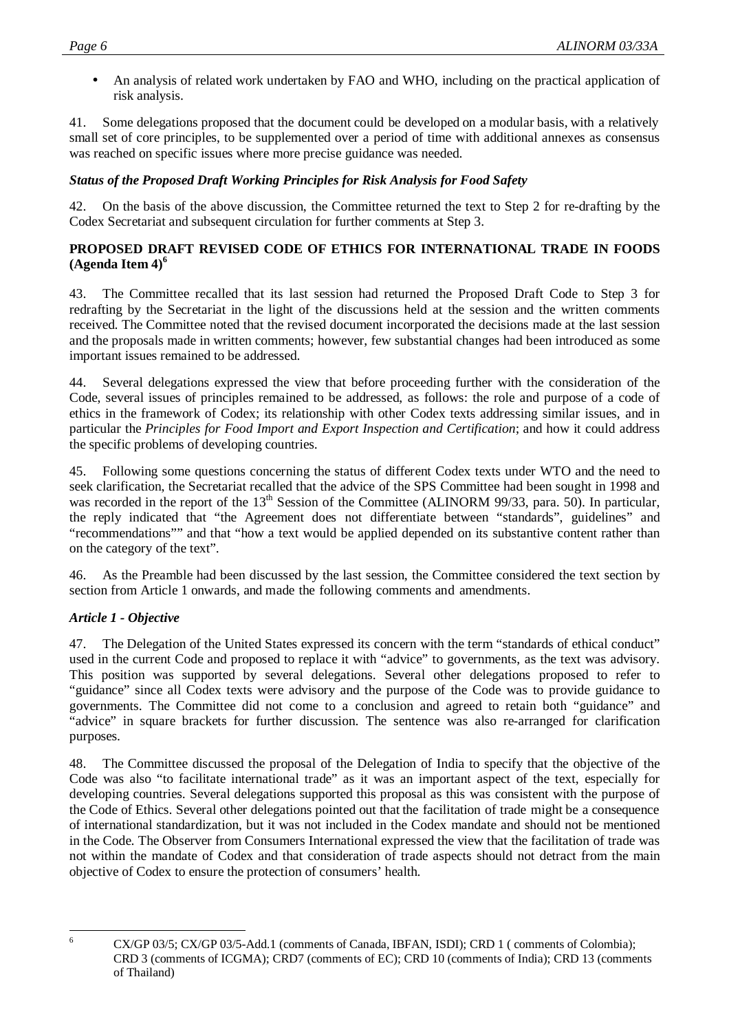- An analysis of related work undertaken by FAO and WHO, including on the practical application of risk analysis.

41. Some delegations proposed that the document could be developed on a modular basis, with a relatively small set of core principles, to be supplemented over a period of time with additional annexes as consensus was reached on specific issues where more precise guidance was needed.

### *Status of the Proposed Draft Working Principles for Risk Analysis for Food Safety*

42. On the basis of the above discussion, the Committee returned the text to Step 2 for re-drafting by the Codex Secretariat and subsequent circulation for further comments at Step 3.

## PROPOSED DRAFT REVISED CODE OF ETHICS FOR INTERNATIONAL TRADE IN FOODS (Agenda Item 4)[6]

43. The Committee recalled that its last session had returned the Proposed Draft Code to Step 3 for redrafting by the Secretariat in the light of the discussions held at the session and the written comments received. The Committee noted that the revised document incorporated the decisions made at the last session and the proposals made in written comments; however, few substantial changes had been introduced as some important issues remained to be addressed.

44. Several delegations expressed the view that before proceeding further with the consideration of the Code, several issues of principles remained to be addressed, as follows: the role and purpose of a code of ethics in the framework of Codex; its relationship with other Codex texts addressing similar issues, and in particular the *Principles for Food Import and Export Inspection and Certification*; and how it could address the specific problems of developing countries.

45. Following some questions concerning the status of different Codex texts under WTO and the need to seek clarification, the Secretariat recalled that the advice of the SPS Committee had been sought in 1998 and was recorded in the report of the 13th Session of the Committee (ALINORM 99/33, para. 50). In particular, the reply indicated that "the Agreement does not differentiate between "standards", guidelines" and "recommendations"" and that "how a text would be applied depended on its substantive content rather than on the category of the text".

46. As the Preamble had been discussed by the last session, the Committee considered the text section by section from Article 1 onwards, and made the following comments and amendments.

### *Article 1 - Objective*

47. The Delegation of the United States expressed its concern with the term "standards of ethical conduct" used in the current Code and proposed to replace it with "advice" to governments, as the text was advisory. This position was supported by several delegations. Several other delegations proposed to refer to "guidance" since all Codex texts were advisory and the purpose of the Code was to provide guidance to governments. The Committee did not come to a conclusion and agreed to retain both "guidance" and "advice" in square brackets for further discussion. The sentence was also re-arranged for clarification purposes.

48. The Committee discussed the proposal of the Delegation of India to specify that the objective of the Code was also "to facilitate international trade" as it was an important aspect of the text, especially for developing countries. Several delegations supported this proposal as this was consistent with the purpose of the Code of Ethics. Several other delegations pointed out that the facilitation of trade might be a consequence of international standardization, but it was not included in the Codex mandate and should not be mentioned in the Code. The Observer from Consumers International expressed the view that the facilitation of trade was not within the mandate of Codex and that consideration of trade aspects should not detract from the main objective of Codex to ensure the protection of consumers' health.

---

[6] CX/GP 03/5; CX/GP 03/5-Add.1 (comments of Canada, IBFAN, ISDI); CRD 1 ( comments of Colombia); CRD 3 (comments of ICGMA); CRD7 (comments of EC); CRD 10 (comments of India); CRD 13 (comments of Thailand)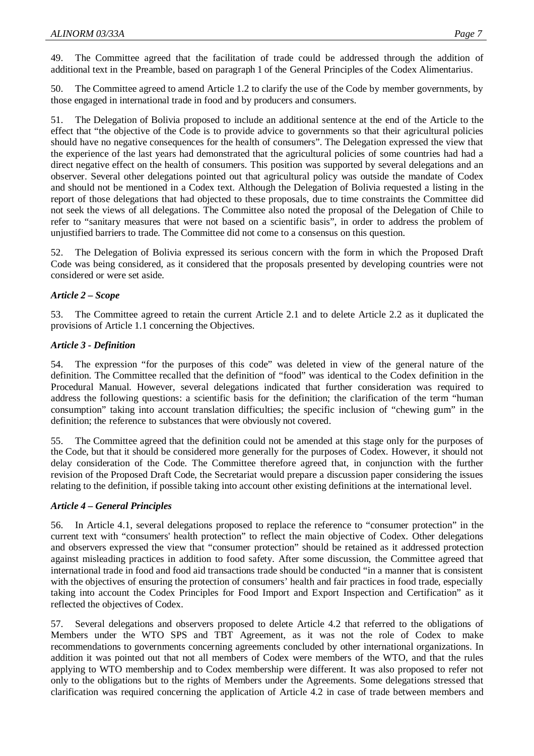49. The Committee agreed that the facilitation of trade could be addressed through the addition of additional text in the Preamble, based on paragraph 1 of the General Principles of the Codex Alimentarius.

50. The Committee agreed to amend Article 1.2 to clarify the use of the Code by member governments, by those engaged in international trade in food and by producers and consumers.

51. The Delegation of Bolivia proposed to include an additional sentence at the end of the Article to the effect that "the objective of the Code is to provide advice to governments so that their agricultural policies should have no negative consequences for the health of consumers". The Delegation expressed the view that the experience of the last years had demonstrated that the agricultural policies of some countries had had a direct negative effect on the health of consumers. This position was supported by several delegations and an observer. Several other delegations pointed out that agricultural policy was outside the mandate of Codex and should not be mentioned in a Codex text. Although the Delegation of Bolivia requested a listing in the report of those delegations that had objected to these proposals, due to time constraints the Committee did not seek the views of all delegations. The Committee also noted the proposal of the Delegation of Chile to refer to "sanitary measures that were not based on a scientific basis", in order to address the problem of unjustified barriers to trade. The Committee did not come to a consensus on this question.

52. The Delegation of Bolivia expressed its serious concern with the form in which the Proposed Draft Code was being considered, as it considered that the proposals presented by developing countries were not considered or were set aside.

### *Article 2 – Scope*

53. The Committee agreed to retain the current Article 2.1 and to delete Article 2.2 as it duplicated the provisions of Article 1.1 concerning the Objectives.

### *Article 3 - Definition*

54. The expression "for the purposes of this code" was deleted in view of the general nature of the definition. The Committee recalled that the definition of "food" was identical to the Codex definition in the Procedural Manual. However, several delegations indicated that further consideration was required to address the following questions: a scientific basis for the definition; the clarification of the term "human consumption" taking into account translation difficulties; the specific inclusion of "chewing gum" in the definition; the reference to substances that were obviously not covered.

55. The Committee agreed that the definition could not be amended at this stage only for the purposes of the Code, but that it should be considered more generally for the purposes of Codex. However, it should not delay consideration of the Code. The Committee therefore agreed that, in conjunction with the further revision of the Proposed Draft Code, the Secretariat would prepare a discussion paper considering the issues relating to the definition, if possible taking into account other existing definitions at the international level.

### *Article 4 – General Principles*

56. In Article 4.1, several delegations proposed to replace the reference to "consumer protection" in the current text with "consumers' health protection" to reflect the main objective of Codex. Other delegations and observers expressed the view that "consumer protection" should be retained as it addressed protection against misleading practices in addition to food safety. After some discussion, the Committee agreed that international trade in food and food aid transactions trade should be conducted "in a manner that is consistent with the objectives of ensuring the protection of consumers' health and fair practices in food trade, especially taking into account the Codex Principles for Food Import and Export Inspection and Certification" as it reflected the objectives of Codex.

57. Several delegations and observers proposed to delete Article 4.2 that referred to the obligations of Members under the WTO SPS and TBT Agreement, as it was not the role of Codex to make recommendations to governments concerning agreements concluded by other international organizations. In addition it was pointed out that not all members of Codex were members of the WTO, and that the rules applying to WTO membership and to Codex membership were different. It was also proposed to refer not only to the obligations but to the rights of Members under the Agreements. Some delegations stressed that clarification was required concerning the application of Article 4.2 in case of trade between members and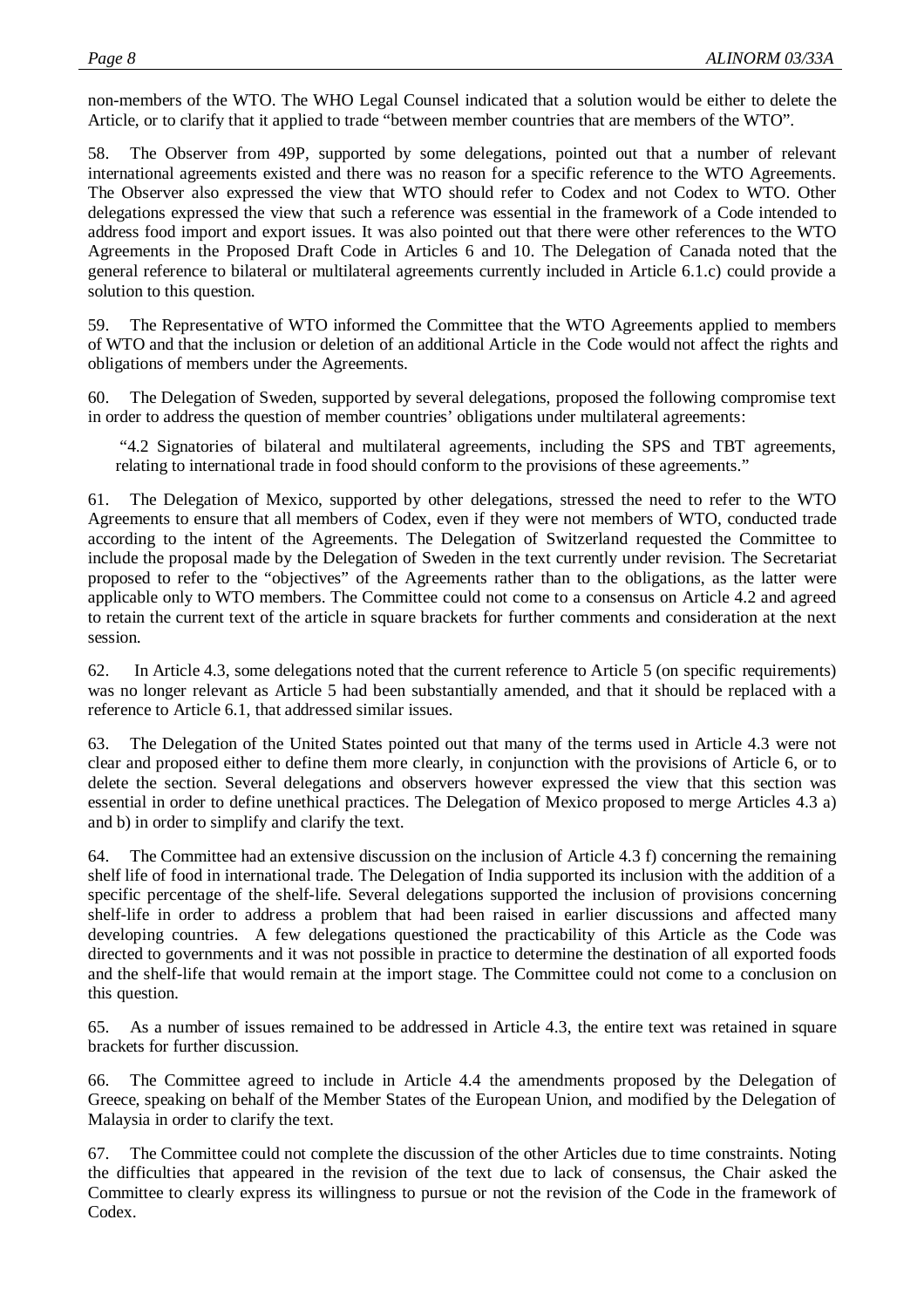non-members of the WTO. The WHO Legal Counsel indicated that a solution would be either to delete the Article, or to clarify that it applied to trade "between member countries that are members of the WTO".

58. The Observer from 49P, supported by some delegations, pointed out that a number of relevant international agreements existed and there was no reason for a specific reference to the WTO Agreements. The Observer also expressed the view that WTO should refer to Codex and not Codex to WTO. Other delegations expressed the view that such a reference was essential in the framework of a Code intended to address food import and export issues. It was also pointed out that there were other references to the WTO Agreements in the Proposed Draft Code in Articles 6 and 10. The Delegation of Canada noted that the general reference to bilateral or multilateral agreements currently included in Article 6.1.c) could provide a solution to this question.

59. The Representative of WTO informed the Committee that the WTO Agreements applied to members of WTO and that the inclusion or deletion of an additional Article in the Code would not affect the rights and obligations of members under the Agreements.

60. The Delegation of Sweden, supported by several delegations, proposed the following compromise text in order to address the question of member countries' obligations under multilateral agreements:

> "4.2 Signatories of bilateral and multilateral agreements, including the SPS and TBT agreements, relating to international trade in food should conform to the provisions of these agreements."

61. The Delegation of Mexico, supported by other delegations, stressed the need to refer to the WTO Agreements to ensure that all members of Codex, even if they were not members of WTO, conducted trade according to the intent of the Agreements. The Delegation of Switzerland requested the Committee to include the proposal made by the Delegation of Sweden in the text currently under revision. The Secretariat proposed to refer to the "objectives" of the Agreements rather than to the obligations, as the latter were applicable only to WTO members. The Committee could not come to a consensus on Article 4.2 and agreed to retain the current text of the article in square brackets for further comments and consideration at the next session.

62. In Article 4.3, some delegations noted that the current reference to Article 5 (on specific requirements) was no longer relevant as Article 5 had been substantially amended, and that it should be replaced with a reference to Article 6.1, that addressed similar issues.

63. The Delegation of the United States pointed out that many of the terms used in Article 4.3 were not clear and proposed either to define them more clearly, in conjunction with the provisions of Article 6, or to delete the section. Several delegations and observers however expressed the view that this section was essential in order to define unethical practices. The Delegation of Mexico proposed to merge Articles 4.3 a) and b) in order to simplify and clarify the text.

64. The Committee had an extensive discussion on the inclusion of Article 4.3 f) concerning the remaining shelf life of food in international trade. The Delegation of India supported its inclusion with the addition of a specific percentage of the shelf-life. Several delegations supported the inclusion of provisions concerning shelf-life in order to address a problem that had been raised in earlier discussions and affected many developing countries. A few delegations questioned the practicability of this Article as the Code was directed to governments and it was not possible in practice to determine the destination of all exported foods and the shelf-life that would remain at the import stage. The Committee could not come to a conclusion on this question.

65. As a number of issues remained to be addressed in Article 4.3, the entire text was retained in square brackets for further discussion.

66. The Committee agreed to include in Article 4.4 the amendments proposed by the Delegation of Greece, speaking on behalf of the Member States of the European Union, and modified by the Delegation of Malaysia in order to clarify the text.

67. The Committee could not complete the discussion of the other Articles due to time constraints. Noting the difficulties that appeared in the revision of the text due to lack of consensus, the Chair asked the Committee to clearly express its willingness to pursue or not the revision of the Code in the framework of Codex.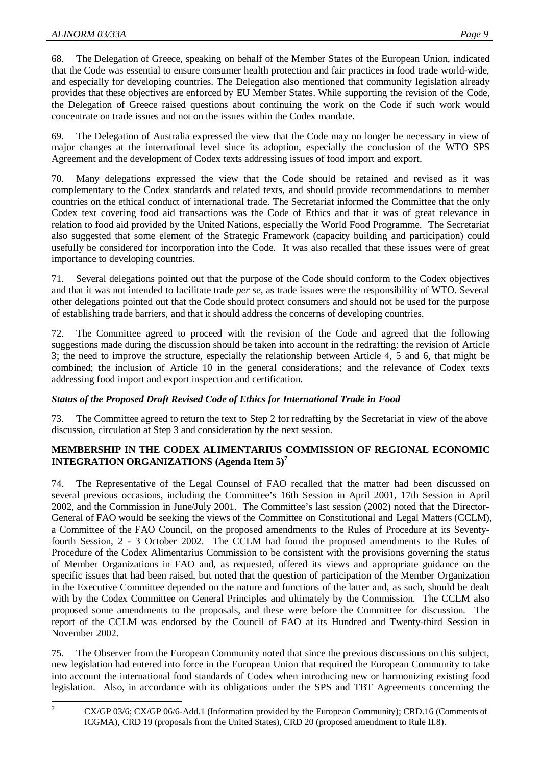68. The Delegation of Greece, speaking on behalf of the Member States of the European Union, indicated that the Code was essential to ensure consumer health protection and fair practices in food trade world-wide, and especially for developing countries. The Delegation also mentioned that community legislation already provides that these objectives are enforced by EU Member States. While supporting the revision of the Code, the Delegation of Greece raised questions about continuing the work on the Code if such work would concentrate on trade issues and not on the issues within the Codex mandate.

69. The Delegation of Australia expressed the view that the Code may no longer be necessary in view of major changes at the international level since its adoption, especially the conclusion of the WTO SPS Agreement and the development of Codex texts addressing issues of food import and export.

70. Many delegations expressed the view that the Code should be retained and revised as it was complementary to the Codex standards and related texts, and should provide recommendations to member countries on the ethical conduct of international trade. The Secretariat informed the Committee that the only Codex text covering food aid transactions was the Code of Ethics and that it was of great relevance in relation to food aid provided by the United Nations, especially the World Food Programme. The Secretariat also suggested that some element of the Strategic Framework (capacity building and participation) could usefully be considered for incorporation into the Code. It was also recalled that these issues were of great importance to developing countries.

71. Several delegations pointed out that the purpose of the Code should conform to the Codex objectives and that it was not intended to facilitate trade *per se*, as trade issues were the responsibility of WTO. Several other delegations pointed out that the Code should protect consumers and should not be used for the purpose of establishing trade barriers, and that it should address the concerns of developing countries.

72. The Committee agreed to proceed with the revision of the Code and agreed that the following suggestions made during the discussion should be taken into account in the redrafting: the revision of Article 3; the need to improve the structure, especially the relationship between Article 4, 5 and 6, that might be combined; the inclusion of Article 10 in the general considerations; and the relevance of Codex texts addressing food import and export inspection and certification.

### *Status of the Proposed Draft Revised Code of Ethics for International Trade in Food*

73. The Committee agreed to return the text to Step 2 for redrafting by the Secretariat in view of the above discussion, circulation at Step 3 and consideration by the next session.

## MEMBERSHIP IN THE CODEX ALIMENTARIUS COMMISSION OF REGIONAL ECONOMIC INTEGRATION ORGANIZATIONS (Agenda Item 5)[7]

74. The Representative of the Legal Counsel of FAO recalled that the matter had been discussed on several previous occasions, including the Committee's 16th Session in April 2001, 17th Session in April 2002, and the Commission in June/July 2001. The Committee's last session (2002) noted that the Director-General of FAO would be seeking the views of the Committee on Constitutional and Legal Matters (CCLM), a Committee of the FAO Council, on the proposed amendments to the Rules of Procedure at its Seventy-fourth Session, 2 - 3 October 2002. The CCLM had found the proposed amendments to the Rules of Procedure of the Codex Alimentarius Commission to be consistent with the provisions governing the status of Member Organizations in FAO and, as requested, offered its views and appropriate guidance on the specific issues that had been raised, but noted that the question of participation of the Member Organization in the Executive Committee depended on the nature and functions of the latter and, as such, should be dealt with by the Codex Committee on General Principles and ultimately by the Commission. The CCLM also proposed some amendments to the proposals, and these were before the Committee for discussion. The report of the CCLM was endorsed by the Council of FAO at its Hundred and Twenty-third Session in November 2002.

75. The Observer from the European Community noted that since the previous discussions on this subject, new legislation had entered into force in the European Union that required the European Community to take into account the international food standards of Codex when introducing new or harmonizing existing food legislation. Also, in accordance with its obligations under the SPS and TBT Agreements concerning the

---

[7] CX/GP 03/6; CX/GP 06/6-Add.1 (Information provided by the European Community); CRD.16 (Comments of ICGMA), CRD 19 (proposals from the United States), CRD 20 (proposed amendment to Rule II.8).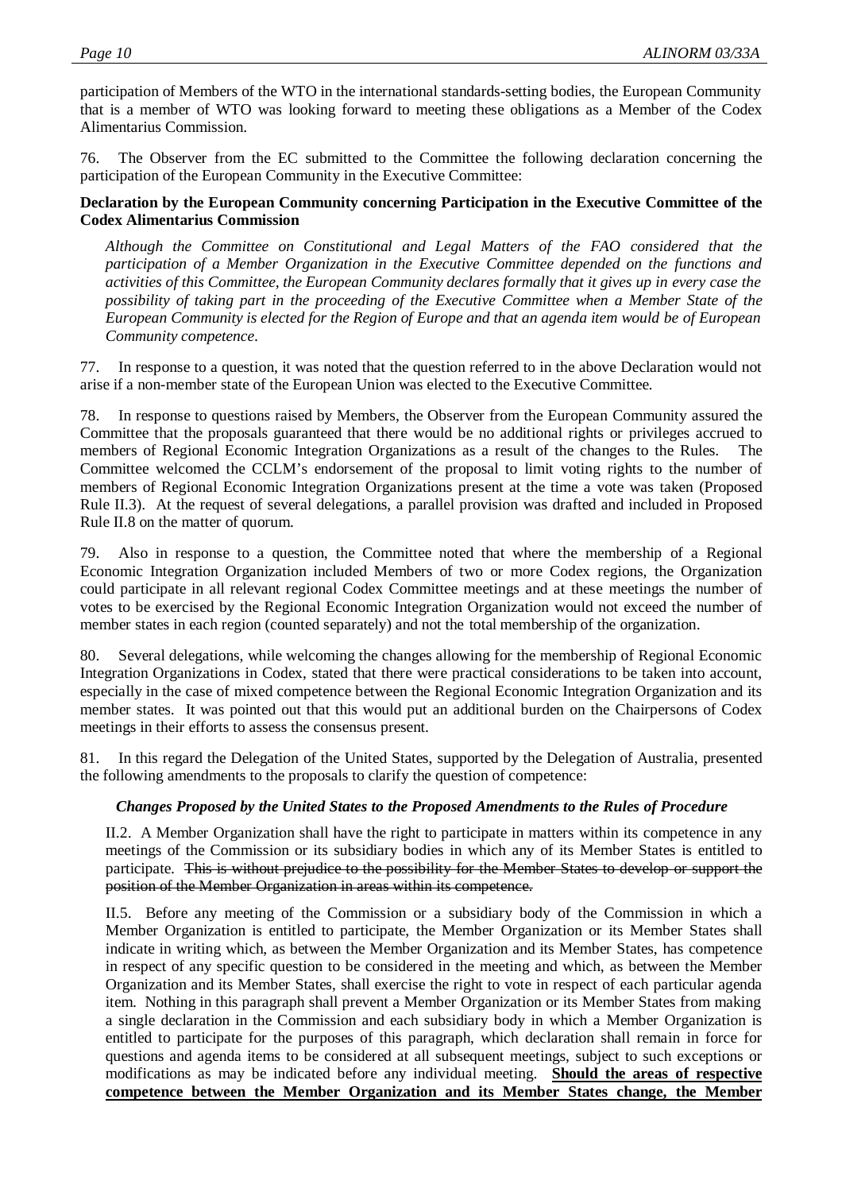participation of Members of the WTO in the international standards-setting bodies, the European Community that is a member of WTO was looking forward to meeting these obligations as a Member of the Codex Alimentarius Commission.

76. The Observer from the EC submitted to the Committee the following declaration concerning the participation of the European Community in the Executive Committee:

**Declaration by the European Community concerning Participation in the Executive Committee of the Codex Alimentarius Commission**

> *Although the Committee on Constitutional and Legal Matters of the FAO considered that the participation of a Member Organization in the Executive Committee depended on the functions and activities of this Committee, the European Community declares formally that it gives up in every case the possibility of taking part in the proceeding of the Executive Committee when a Member State of the European Community is elected for the Region of Europe and that an agenda item would be of European Community competence.*

77. In response to a question, it was noted that the question referred to in the above Declaration would not arise if a non-member state of the European Union was elected to the Executive Committee.

78. In response to questions raised by Members, the Observer from the European Community assured the Committee that the proposals guaranteed that there would be no additional rights or privileges accrued to members of Regional Economic Integration Organizations as a result of the changes to the Rules. The Committee welcomed the CCLM's endorsement of the proposal to limit voting rights to the number of members of Regional Economic Integration Organizations present at the time a vote was taken (Proposed Rule II.3). At the request of several delegations, a parallel provision was drafted and included in Proposed Rule II.8 on the matter of quorum.

79. Also in response to a question, the Committee noted that where the membership of a Regional Economic Integration Organization included Members of two or more Codex regions, the Organization could participate in all relevant regional Codex Committee meetings and at these meetings the number of votes to be exercised by the Regional Economic Integration Organization would not exceed the number of member states in each region (counted separately) and not the total membership of the organization.

80. Several delegations, while welcoming the changes allowing for the membership of Regional Economic Integration Organizations in Codex, stated that there were practical considerations to be taken into account, especially in the case of mixed competence between the Regional Economic Integration Organization and its member states. It was pointed out that this would put an additional burden on the Chairpersons of Codex meetings in their efforts to assess the consensus present.

81. In this regard the Delegation of the United States, supported by the Delegation of Australia, presented the following amendments to the proposals to clarify the question of competence:

***Changes Proposed by the United States to the Proposed Amendments to the Rules of Procedure***

> II.2. A Member Organization shall have the right to participate in matters within its competence in any meetings of the Commission or its subsidiary bodies in which any of its Member States is entitled to participate. ~~This is without prejudice to the possibility for the Member States to develop or support the position of the Member Organization in areas within its competence.~~
>
> II.5. Before any meeting of the Commission or a subsidiary body of the Commission in which a Member Organization is entitled to participate, the Member Organization or its Member States shall indicate in writing which, as between the Member Organization and its Member States, has competence in respect of any specific question to be considered in the meeting and which, as between the Member Organization and its Member States, shall exercise the right to vote in respect of each particular agenda item. Nothing in this paragraph shall prevent a Member Organization or its Member States from making a single declaration in the Commission and each subsidiary body in which a Member Organization is entitled to participate for the purposes of this paragraph, which declaration shall remain in force for questions and agenda items to be considered at all subsequent meetings, subject to such exceptions or modifications as may be indicated before any individual meeting. **<u>Should the areas of respective competence between the Member Organization and its Member States change, the Member</u>**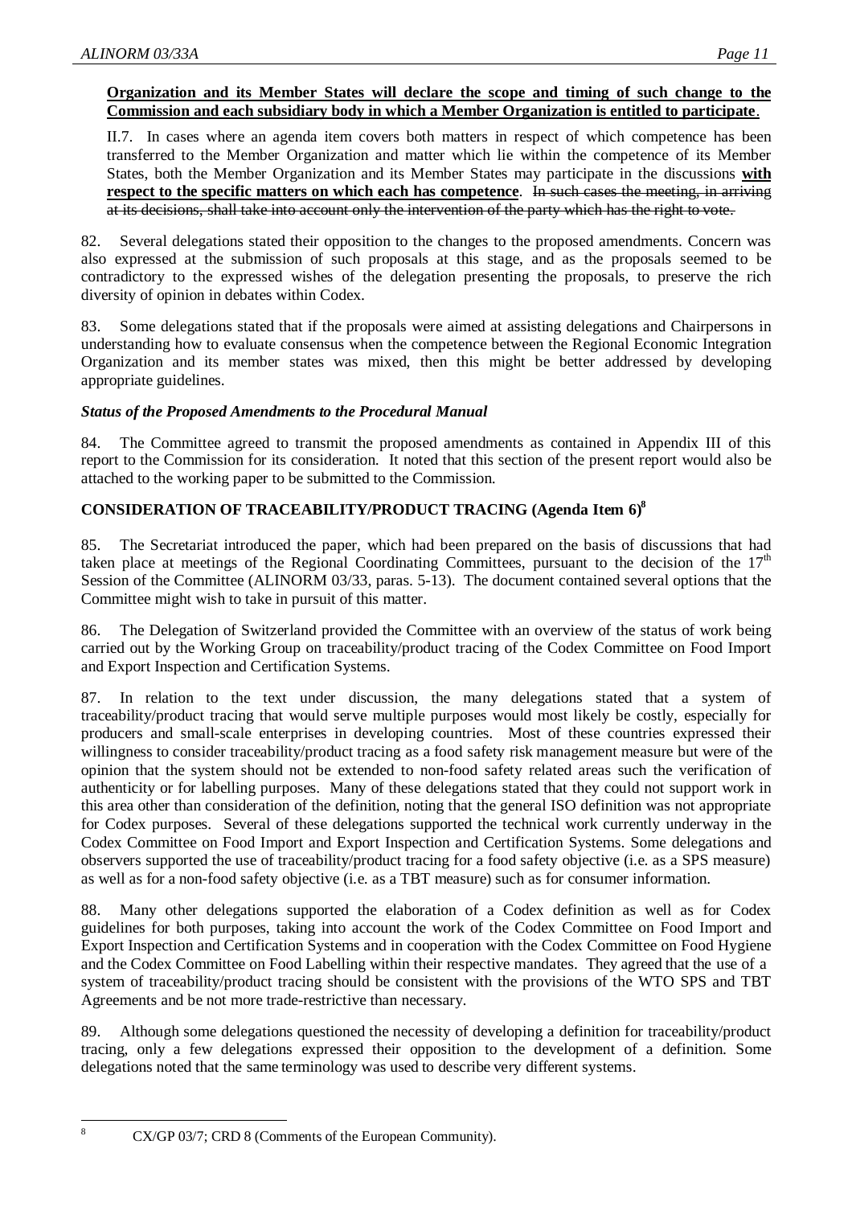**Organization and its Member States will declare the scope and timing of such change to the Commission and each subsidiary body in which a Member Organization is entitled to participate**.

II.7. In cases where an agenda item covers both matters in respect of which competence has been transferred to the Member Organization and matter which lie within the competence of its Member States, both the Member Organization and its Member States may participate in the discussions **with respect to the specific matters on which each has competence**. ~~In such cases the meeting, in arriving at its decisions, shall take into account only the intervention of the party which has the right to vote.~~

82. Several delegations stated their opposition to the changes to the proposed amendments. Concern was also expressed at the submission of such proposals at this stage, and as the proposals seemed to be contradictory to the expressed wishes of the delegation presenting the proposals, to preserve the rich diversity of opinion in debates within Codex.

83. Some delegations stated that if the proposals were aimed at assisting delegations and Chairpersons in understanding how to evaluate consensus when the competence between the Regional Economic Integration Organization and its member states was mixed, then this might be better addressed by developing appropriate guidelines.

### *Status of the Proposed Amendments to the Procedural Manual*

84. The Committee agreed to transmit the proposed amendments as contained in Appendix III of this report to the Commission for its consideration. It noted that this section of the present report would also be attached to the working paper to be submitted to the Commission.

## CONSIDERATION OF TRACEABILITY/PRODUCT TRACING (Agenda Item 6)[8]

85. The Secretariat introduced the paper, which had been prepared on the basis of discussions that had taken place at meetings of the Regional Coordinating Committees, pursuant to the decision of the 17th Session of the Committee (ALINORM 03/33, paras. 5-13). The document contained several options that the Committee might wish to take in pursuit of this matter.

86. The Delegation of Switzerland provided the Committee with an overview of the status of work being carried out by the Working Group on traceability/product tracing of the Codex Committee on Food Import and Export Inspection and Certification Systems.

87. In relation to the text under discussion, the many delegations stated that a system of traceability/product tracing that would serve multiple purposes would most likely be costly, especially for producers and small-scale enterprises in developing countries. Most of these countries expressed their willingness to consider traceability/product tracing as a food safety risk management measure but were of the opinion that the system should not be extended to non-food safety related areas such the verification of authenticity or for labelling purposes. Many of these delegations stated that they could not support work in this area other than consideration of the definition, noting that the general ISO definition was not appropriate for Codex purposes. Several of these delegations supported the technical work currently underway in the Codex Committee on Food Import and Export Inspection and Certification Systems. Some delegations and observers supported the use of traceability/product tracing for a food safety objective (i.e. as a SPS measure) as well as for a non-food safety objective (i.e. as a TBT measure) such as for consumer information.

88. Many other delegations supported the elaboration of a Codex definition as well as for Codex guidelines for both purposes, taking into account the work of the Codex Committee on Food Import and Export Inspection and Certification Systems and in cooperation with the Codex Committee on Food Hygiene and the Codex Committee on Food Labelling within their respective mandates. They agreed that the use of a system of traceability/product tracing should be consistent with the provisions of the WTO SPS and TBT Agreements and be not more trade-restrictive than necessary.

89. Although some delegations questioned the necessity of developing a definition for traceability/product tracing, only a few delegations expressed their opposition to the development of a definition. Some delegations noted that the same terminology was used to describe very different systems.

---

[8] CX/GP 03/7; CRD 8 (Comments of the European Community).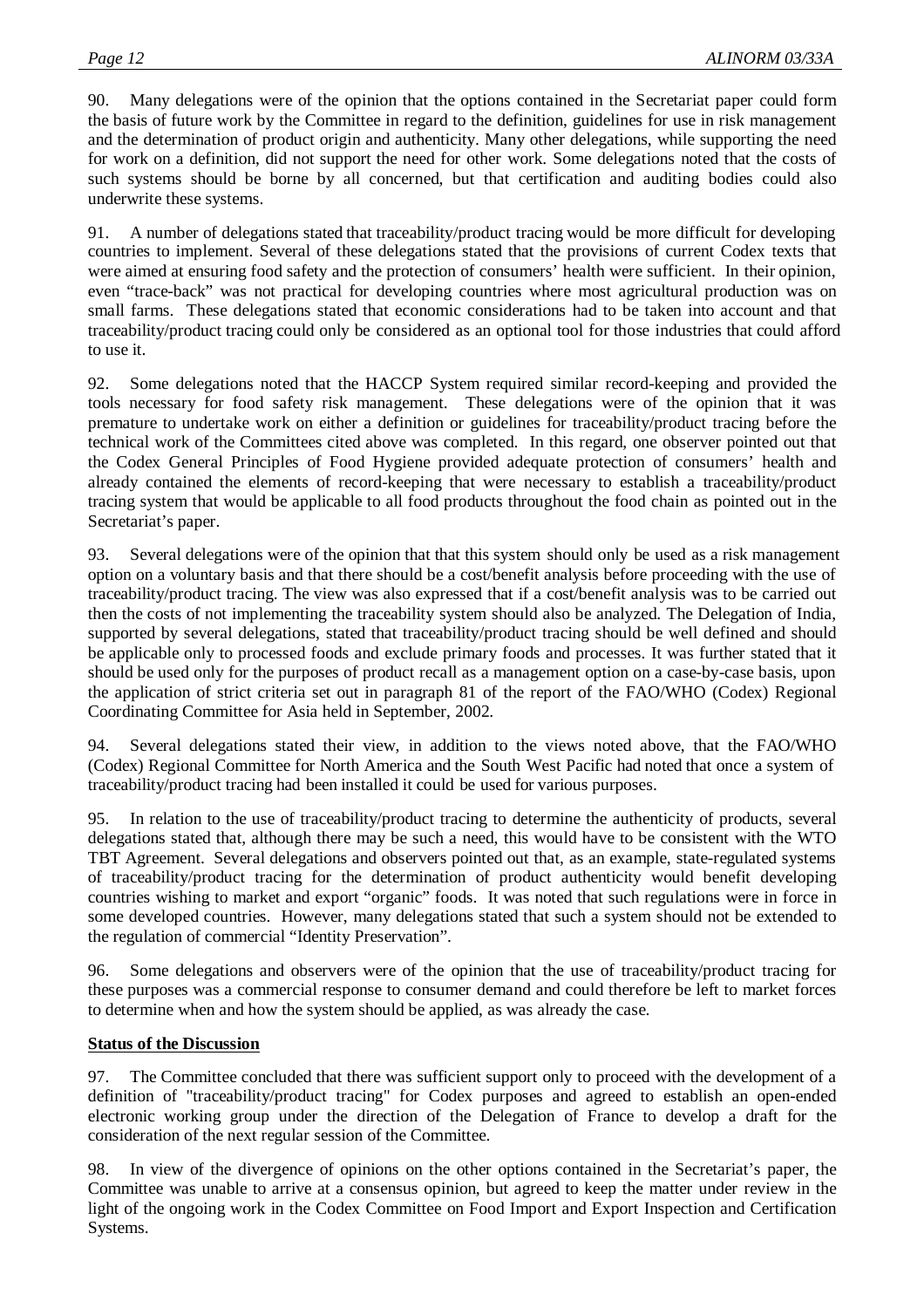90. Many delegations were of the opinion that the options contained in the Secretariat paper could form the basis of future work by the Committee in regard to the definition, guidelines for use in risk management and the determination of product origin and authenticity. Many other delegations, while supporting the need for work on a definition, did not support the need for other work. Some delegations noted that the costs of such systems should be borne by all concerned, but that certification and auditing bodies could also underwrite these systems.

91. A number of delegations stated that traceability/product tracing would be more difficult for developing countries to implement. Several of these delegations stated that the provisions of current Codex texts that were aimed at ensuring food safety and the protection of consumers' health were sufficient. In their opinion, even "trace-back" was not practical for developing countries where most agricultural production was on small farms. These delegations stated that economic considerations had to be taken into account and that traceability/product tracing could only be considered as an optional tool for those industries that could afford to use it.

92. Some delegations noted that the HACCP System required similar record-keeping and provided the tools necessary for food safety risk management. These delegations were of the opinion that it was premature to undertake work on either a definition or guidelines for traceability/product tracing before the technical work of the Committees cited above was completed. In this regard, one observer pointed out that the Codex General Principles of Food Hygiene provided adequate protection of consumers' health and already contained the elements of record-keeping that were necessary to establish a traceability/product tracing system that would be applicable to all food products throughout the food chain as pointed out in the Secretariat's paper.

93. Several delegations were of the opinion that that this system should only be used as a risk management option on a voluntary basis and that there should be a cost/benefit analysis before proceeding with the use of traceability/product tracing. The view was also expressed that if a cost/benefit analysis was to be carried out then the costs of not implementing the traceability system should also be analyzed. The Delegation of India, supported by several delegations, stated that traceability/product tracing should be well defined and should be applicable only to processed foods and exclude primary foods and processes. It was further stated that it should be used only for the purposes of product recall as a management option on a case-by-case basis, upon the application of strict criteria set out in paragraph 81 of the report of the FAO/WHO (Codex) Regional Coordinating Committee for Asia held in September, 2002.

94. Several delegations stated their view, in addition to the views noted above, that the FAO/WHO (Codex) Regional Committee for North America and the South West Pacific had noted that once a system of traceability/product tracing had been installed it could be used for various purposes.

95. In relation to the use of traceability/product tracing to determine the authenticity of products, several delegations stated that, although there may be such a need, this would have to be consistent with the WTO TBT Agreement. Several delegations and observers pointed out that, as an example, state-regulated systems of traceability/product tracing for the determination of product authenticity would benefit developing countries wishing to market and export "organic" foods. It was noted that such regulations were in force in some developed countries. However, many delegations stated that such a system should not be extended to the regulation of commercial "Identity Preservation".

96. Some delegations and observers were of the opinion that the use of traceability/product tracing for these purposes was a commercial response to consumer demand and could therefore be left to market forces to determine when and how the system should be applied, as was already the case.

**Status of the Discussion**

97. The Committee concluded that there was sufficient support only to proceed with the development of a definition of "traceability/product tracing" for Codex purposes and agreed to establish an open-ended electronic working group under the direction of the Delegation of France to develop a draft for the consideration of the next regular session of the Committee.

98. In view of the divergence of opinions on the other options contained in the Secretariat's paper, the Committee was unable to arrive at a consensus opinion, but agreed to keep the matter under review in the light of the ongoing work in the Codex Committee on Food Import and Export Inspection and Certification Systems.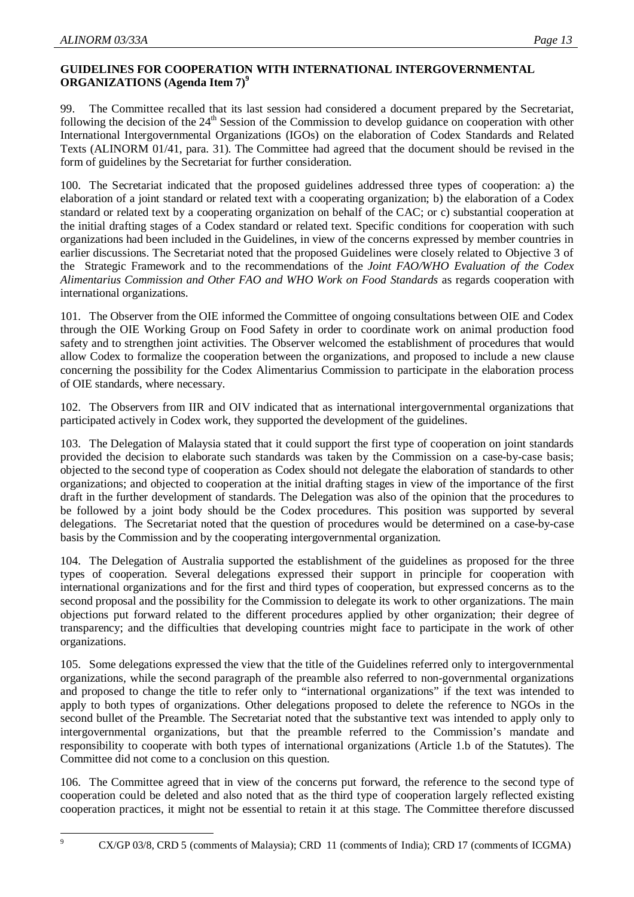**GUIDELINES FOR COOPERATION WITH INTERNATIONAL INTERGOVERNMENTAL ORGANIZATIONS (Agenda Item 7)[9]**

99. The Committee recalled that its last session had considered a document prepared by the Secretariat, following the decision of the 24th Session of the Commission to develop guidance on cooperation with other International Intergovernmental Organizations (IGOs) on the elaboration of Codex Standards and Related Texts (ALINORM 01/41, para. 31). The Committee had agreed that the document should be revised in the form of guidelines by the Secretariat for further consideration.

100. The Secretariat indicated that the proposed guidelines addressed three types of cooperation: a) the elaboration of a joint standard or related text with a cooperating organization; b) the elaboration of a Codex standard or related text by a cooperating organization on behalf of the CAC; or c) substantial cooperation at the initial drafting stages of a Codex standard or related text. Specific conditions for cooperation with such organizations had been included in the Guidelines, in view of the concerns expressed by member countries in earlier discussions. The Secretariat noted that the proposed Guidelines were closely related to Objective 3 of the Strategic Framework and to the recommendations of the *Joint FAO/WHO Evaluation of the Codex Alimentarius Commission and Other FAO and WHO Work on Food Standards* as regards cooperation with international organizations.

101. The Observer from the OIE informed the Committee of ongoing consultations between OIE and Codex through the OIE Working Group on Food Safety in order to coordinate work on animal production food safety and to strengthen joint activities. The Observer welcomed the establishment of procedures that would allow Codex to formalize the cooperation between the organizations, and proposed to include a new clause concerning the possibility for the Codex Alimentarius Commission to participate in the elaboration process of OIE standards, where necessary.

102. The Observers from IIR and OIV indicated that as international intergovernmental organizations that participated actively in Codex work, they supported the development of the guidelines.

103. The Delegation of Malaysia stated that it could support the first type of cooperation on joint standards provided the decision to elaborate such standards was taken by the Commission on a case-by-case basis; objected to the second type of cooperation as Codex should not delegate the elaboration of standards to other organizations; and objected to cooperation at the initial drafting stages in view of the importance of the first draft in the further development of standards. The Delegation was also of the opinion that the procedures to be followed by a joint body should be the Codex procedures. This position was supported by several delegations. The Secretariat noted that the question of procedures would be determined on a case-by-case basis by the Commission and by the cooperating intergovernmental organization.

104. The Delegation of Australia supported the establishment of the guidelines as proposed for the three types of cooperation. Several delegations expressed their support in principle for cooperation with international organizations and for the first and third types of cooperation, but expressed concerns as to the second proposal and the possibility for the Commission to delegate its work to other organizations. The main objections put forward related to the different procedures applied by other organization; their degree of transparency; and the difficulties that developing countries might face to participate in the work of other organizations.

105. Some delegations expressed the view that the title of the Guidelines referred only to intergovernmental organizations, while the second paragraph of the preamble also referred to non-governmental organizations and proposed to change the title to refer only to "international organizations" if the text was intended to apply to both types of organizations. Other delegations proposed to delete the reference to NGOs in the second bullet of the Preamble. The Secretariat noted that the substantive text was intended to apply only to intergovernmental organizations, but that the preamble referred to the Commission's mandate and responsibility to cooperate with both types of international organizations (Article 1.b of the Statutes). The Committee did not come to a conclusion on this question.

106. The Committee agreed that in view of the concerns put forward, the reference to the second type of cooperation could be deleted and also noted that as the third type of cooperation largely reflected existing cooperation practices, it might not be essential to retain it at this stage. The Committee therefore discussed

---

[9] CX/GP 03/8, CRD 5 (comments of Malaysia); CRD 11 (comments of India); CRD 17 (comments of ICGMA)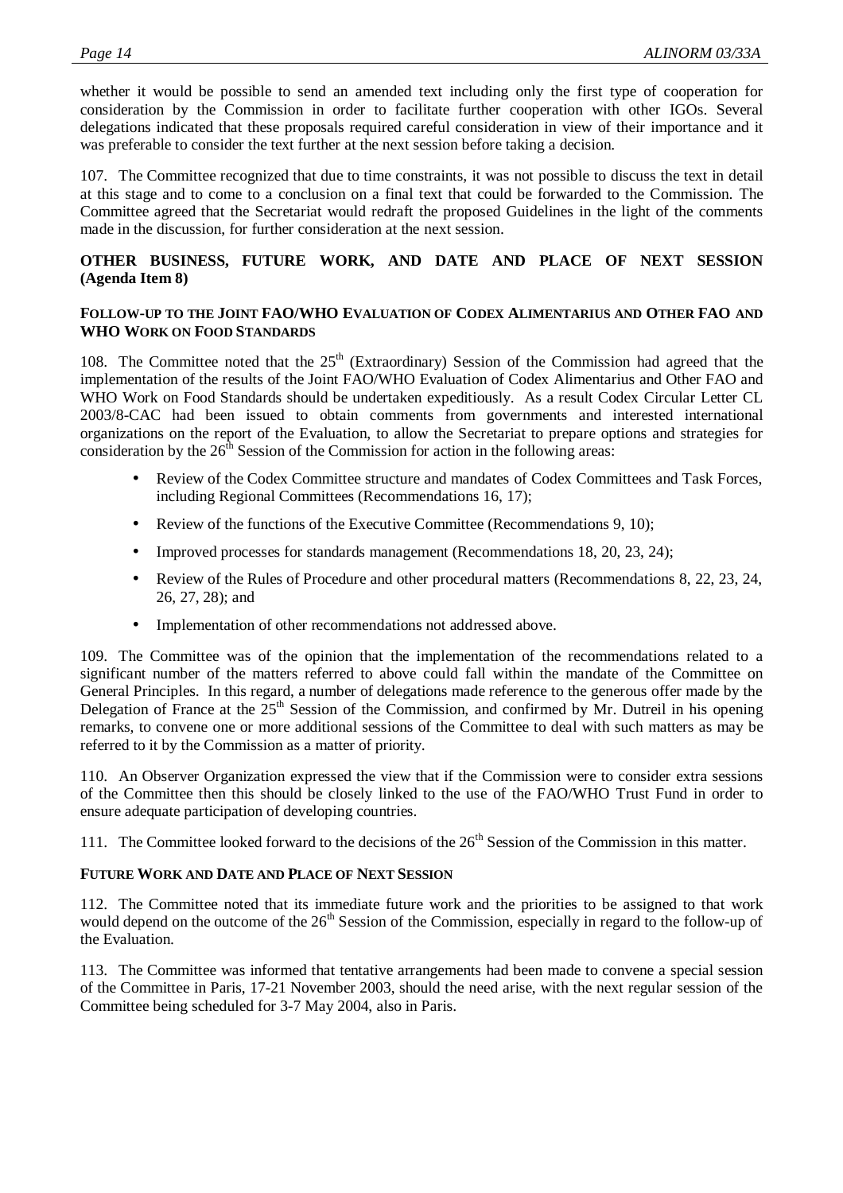whether it would be possible to send an amended text including only the first type of cooperation for consideration by the Commission in order to facilitate further cooperation with other IGOs. Several delegations indicated that these proposals required careful consideration in view of their importance and it was preferable to consider the text further at the next session before taking a decision.

107. The Committee recognized that due to time constraints, it was not possible to discuss the text in detail at this stage and to come to a conclusion on a final text that could be forwarded to the Commission. The Committee agreed that the Secretariat would redraft the proposed Guidelines in the light of the comments made in the discussion, for further consideration at the next session.

## OTHER BUSINESS, FUTURE WORK, AND DATE AND PLACE OF NEXT SESSION (Agenda Item 8)

### FOLLOW-UP TO THE JOINT FAO/WHO EVALUATION OF CODEX ALIMENTARIUS AND OTHER FAO AND WHO WORK ON FOOD STANDARDS

108. The Committee noted that the 25th (Extraordinary) Session of the Commission had agreed that the implementation of the results of the Joint FAO/WHO Evaluation of Codex Alimentarius and Other FAO and WHO Work on Food Standards should be undertaken expeditiously. As a result Codex Circular Letter CL 2003/8-CAC had been issued to obtain comments from governments and interested international organizations on the report of the Evaluation, to allow the Secretariat to prepare options and strategies for consideration by the 26th Session of the Commission for action in the following areas:

- Review of the Codex Committee structure and mandates of Codex Committees and Task Forces, including Regional Committees (Recommendations 16, 17);
- Review of the functions of the Executive Committee (Recommendations 9, 10);
- Improved processes for standards management (Recommendations 18, 20, 23, 24);
- Review of the Rules of Procedure and other procedural matters (Recommendations 8, 22, 23, 24, 26, 27, 28); and
- Implementation of other recommendations not addressed above.

109. The Committee was of the opinion that the implementation of the recommendations related to a significant number of the matters referred to above could fall within the mandate of the Committee on General Principles. In this regard, a number of delegations made reference to the generous offer made by the Delegation of France at the 25th Session of the Commission, and confirmed by Mr. Dutreil in his opening remarks, to convene one or more additional sessions of the Committee to deal with such matters as may be referred to it by the Commission as a matter of priority.

110. An Observer Organization expressed the view that if the Commission were to consider extra sessions of the Committee then this should be closely linked to the use of the FAO/WHO Trust Fund in order to ensure adequate participation of developing countries.

111. The Committee looked forward to the decisions of the 26th Session of the Commission in this matter.

### FUTURE WORK AND DATE AND PLACE OF NEXT SESSION

112. The Committee noted that its immediate future work and the priorities to be assigned to that work would depend on the outcome of the 26th Session of the Commission, especially in regard to the follow-up of the Evaluation.

113. The Committee was informed that tentative arrangements had been made to convene a special session of the Committee in Paris, 17-21 November 2003, should the need arise, with the next regular session of the Committee being scheduled for 3-7 May 2004, also in Paris.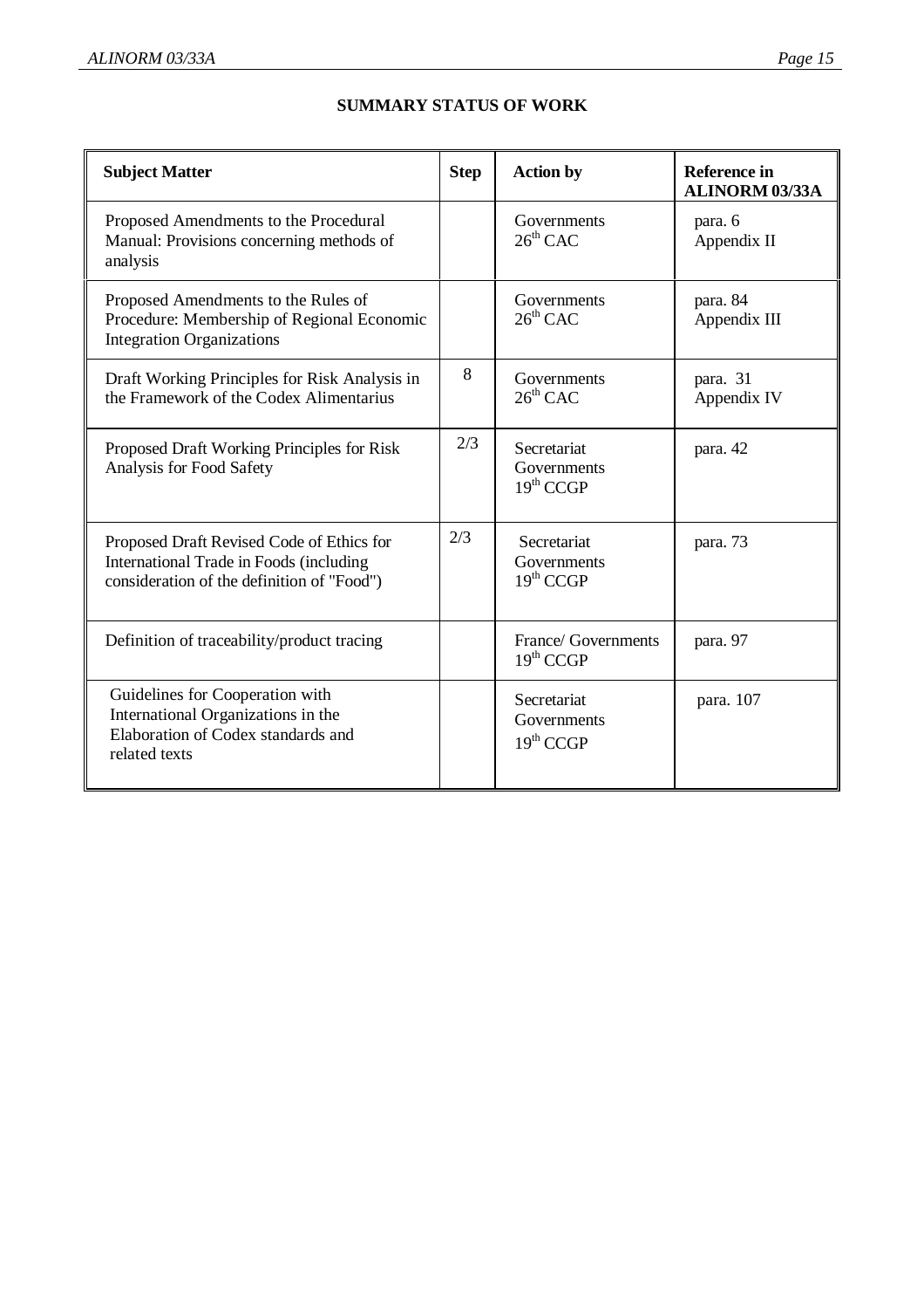## SUMMARY STATUS OF WORK

| Subject Matter | Step | Action by | Reference in ALINORM 03/33A |
|---|---|---|---|
| Proposed Amendments to the Procedural Manual: Provisions concerning methods of analysis | | Governments<br>26th CAC | para. 6<br>Appendix II |
| Proposed Amendments to the Rules of Procedure: Membership of Regional Economic Integration Organizations | | Governments<br>26th CAC | para. 84<br>Appendix III |
| Draft Working Principles for Risk Analysis in the Framework of the Codex Alimentarius | 8 | Governments<br>26th CAC | para. 31<br>Appendix IV |
| Proposed Draft Working Principles for Risk Analysis for Food Safety | 2/3 | Secretariat<br>Governments<br>19th CCGP | para. 42 |
| Proposed Draft Revised Code of Ethics for International Trade in Foods (including consideration of the definition of "Food") | 2/3 | Secretariat<br>Governments<br>19th CCGP | para. 73 |
| Definition of traceability/product tracing | | France/ Governments<br>19th CCGP | para. 97 |
| Guidelines for Cooperation with International Organizations in the Elaboration of Codex standards and related texts | | Secretariat<br>Governments<br>19th CCGP | para. 107 |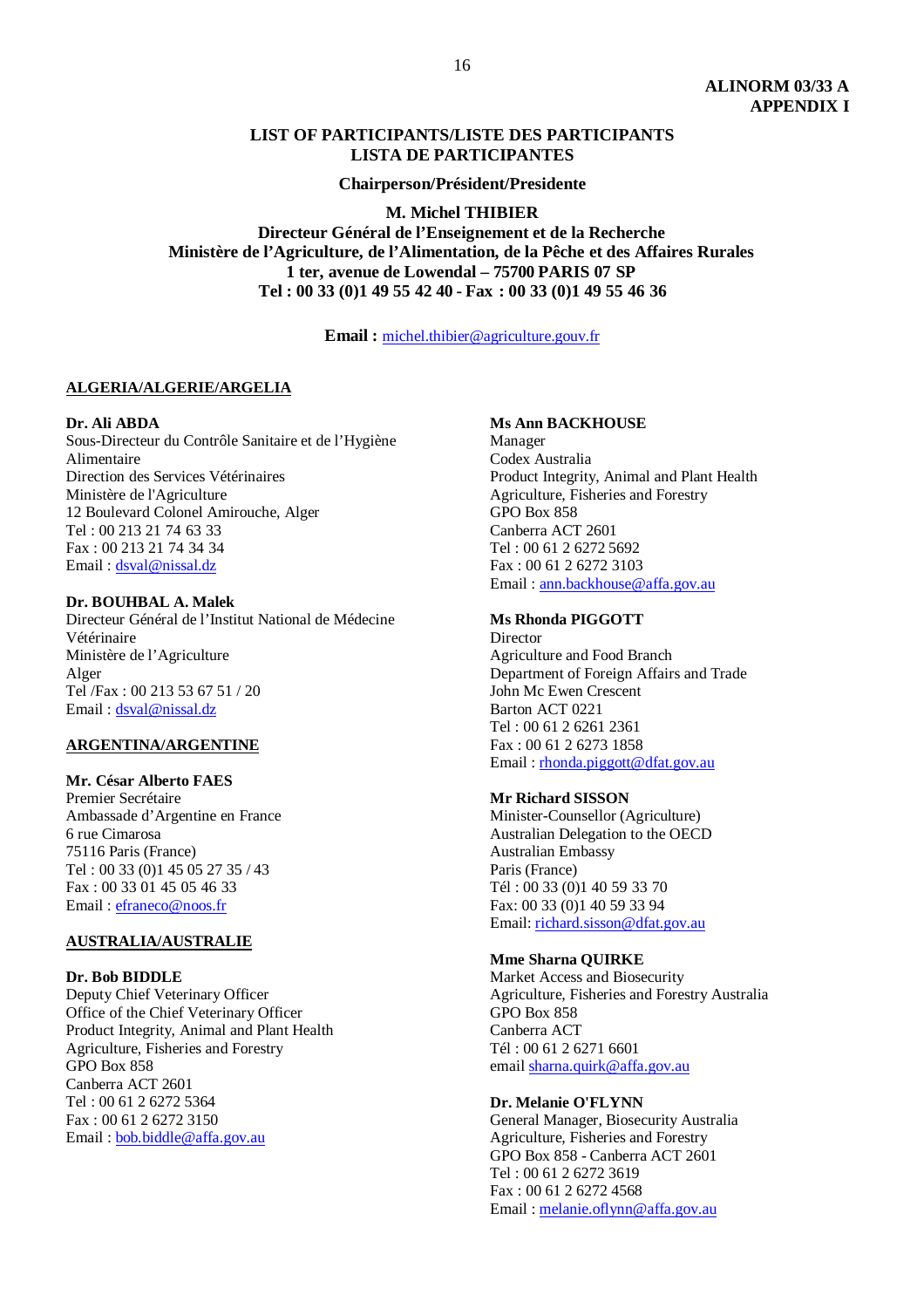ALINORM 03/33 A
APPENDIX I

## LIST OF PARTICIPANTS/LISTE DES PARTICIPANTS
## LISTA DE PARTICIPANTES

**Chairperson/Président/Presidente**

**M. Michel THIBIER**
**Directeur Général de l'Enseignement et de la Recherche**
**Ministère de l'Agriculture, de l'Alimentation, de la Pêche et des Affaires Rurales**
**1 ter, avenue de Lowendal – 75700 PARIS 07 SP**
**Tel : 00 33 (0)1 49 55 42 40 - Fax : 00 33 (0)1 49 55 46 36**

**Email :** michel.thibier@agriculture.gouv.fr

### ALGERIA/ALGERIE/ARGELIA

**Dr. Ali ABDA**
Sous-Directeur du Contrôle Sanitaire et de l'Hygiène Alimentaire
Direction des Services Vétérinaires
Ministère de l'Agriculture
12 Boulevard Colonel Amirouche, Alger
Tel : 00 213 21 74 63 33
Fax : 00 213 21 74 34 34
Email : dsval@nissal.dz

**Dr. BOUHBAL A. Malek**
Directeur Général de l'Institut National de Médecine Vétérinaire
Ministère de l'Agriculture
Alger
Tel /Fax : 00 213 53 67 51 / 20
Email : dsval@nissal.dz

### ARGENTINA/ARGENTINE

**Mr. César Alberto FAES**
Premier Secrétaire
Ambassade d'Argentine en France
6 rue Cimarosa
75116 Paris (France)
Tel : 00 33 (0)1 45 05 27 35 / 43
Fax : 00 33 01 45 05 46 33
Email : efraneco@noos.fr

### AUSTRALIA/AUSTRALIE

**Dr. Bob BIDDLE**
Deputy Chief Veterinary Officer
Office of the Chief Veterinary Officer
Product Integrity, Animal and Plant Health
Agriculture, Fisheries and Forestry
GPO Box 858
Canberra ACT 2601
Tel : 00 61 2 6272 5364
Fax : 00 61 2 6272 3150
Email : bob.biddle@affa.gov.au

**Ms Ann BACKHOUSE**
Manager
Codex Australia
Product Integrity, Animal and Plant Health
Agriculture, Fisheries and Forestry
GPO Box 858
Canberra ACT 2601
Tel : 00 61 2 6272 5692
Fax : 00 61 2 6272 3103
Email : ann.backhouse@affa.gov.au

**Ms Rhonda PIGGOTT**
Director
Agriculture and Food Branch
Department of Foreign Affairs and Trade
John Mc Ewen Crescent
Barton ACT 0221
Tel : 00 61 2 6261 2361
Fax : 00 61 2 6273 1858
Email : rhonda.piggott@dfat.gov.au

**Mr Richard SISSON**
Minister-Counsellor (Agriculture)
Australian Delegation to the OECD
Australian Embassy
Paris (France)
Tél : 00 33 (0)1 40 59 33 70
Fax: 00 33 (0)1 40 59 33 94
Email: richard.sisson@dfat.gov.au

**Mme Sharna QUIRKE**
Market Access and Biosecurity
Agriculture, Fisheries and Forestry Australia
GPO Box 858
Canberra ACT
Tél : 00 61 2 6271 6601
email sharna.quirk@affa.gov.au

**Dr. Melanie O'FLYNN**
General Manager, Biosecurity Australia
Agriculture, Fisheries and Forestry
GPO Box 858 - Canberra ACT 2601
Tel : 00 61 2 6272 3619
Fax : 00 61 2 6272 4568
Email : melanie.oflynn@affa.gov.au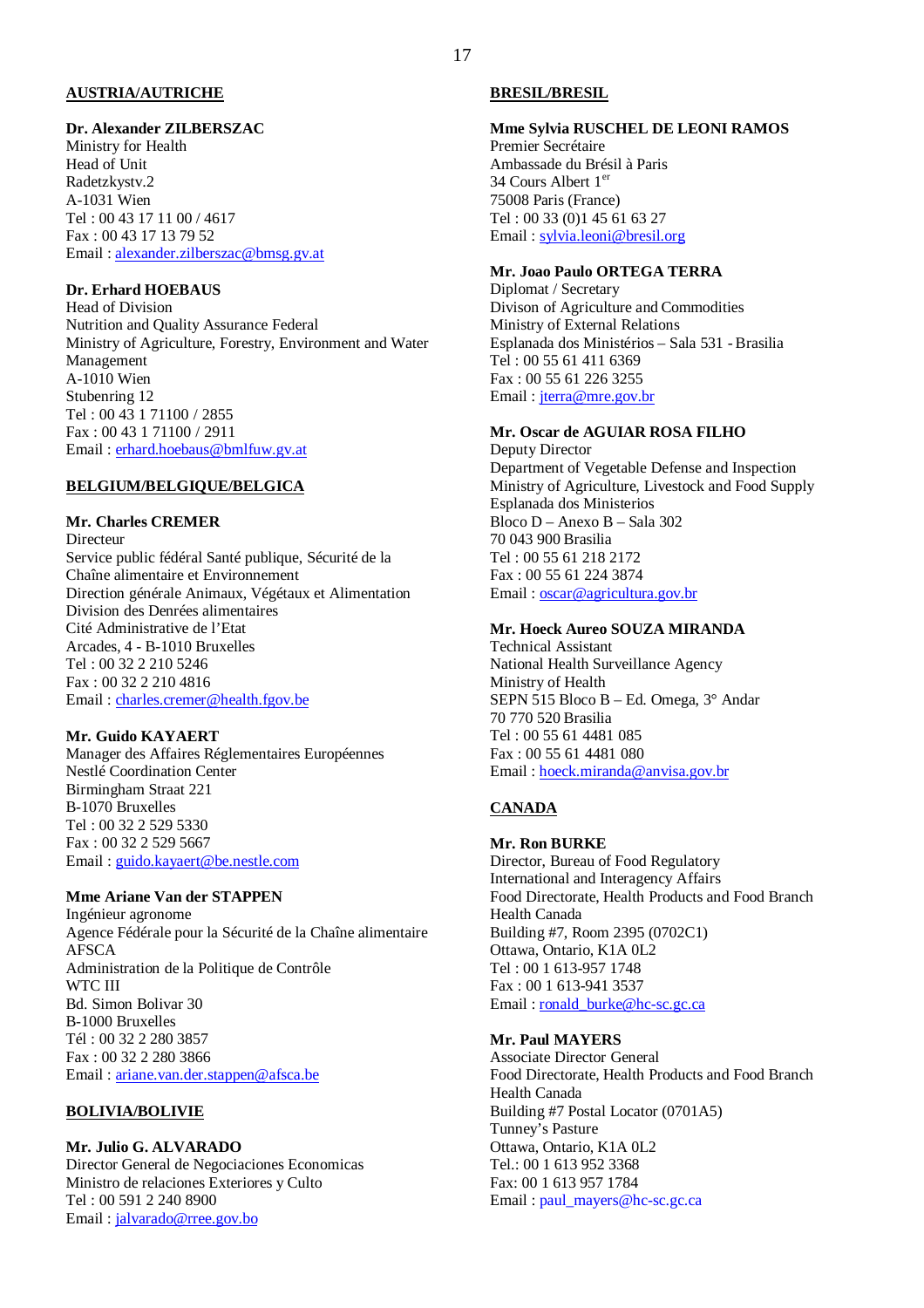## AUSTRIA/AUTRICHE

**Dr. Alexander ZILBERSZAC**
Ministry for Health
Head of Unit
Radetzkystv.2
A-1031 Wien
Tel : 00 43 17 11 00 / 4617
Fax : 00 43 17 13 79 52
Email : alexander.zilberszac@bmsg.gv.at

**Dr. Erhard HOEBAUS**
Head of Division
Nutrition and Quality Assurance Federal
Ministry of Agriculture, Forestry, Environment and Water Management
A-1010 Wien
Stubenring 12
Tel : 00 43 1 71100 / 2855
Fax : 00 43 1 71100 / 2911
Email : erhard.hoebaus@bmlfuw.gv.at

## BELGIUM/BELGIQUE/BELGICA

**Mr. Charles CREMER**
Directeur
Service public fédéral Santé publique, Sécurité de la Chaîne alimentaire et Environnement
Direction générale Animaux, Végétaux et Alimentation
Division des Denrées alimentaires
Cité Administrative de l'Etat
Arcades, 4 - B-1010 Bruxelles
Tel : 00 32 2 210 5246
Fax : 00 32 2 210 4816
Email : charles.cremer@health.fgov.be

**Mr. Guido KAYAERT**
Manager des Affaires Réglementaires Européennes
Nestlé Coordination Center
Birmingham Straat 221
B-1070 Bruxelles
Tel : 00 32 2 529 5330
Fax : 00 32 2 529 5667
Email : guido.kayaert@be.nestle.com

**Mme Ariane Van der STAPPEN**
Ingénieur agronome
Agence Fédérale pour la Sécurité de la Chaîne alimentaire
AFSCA
Administration de la Politique de Contrôle
WTC III
Bd. Simon Bolivar 30
B-1000 Bruxelles
Tél : 00 32 2 280 3857
Fax : 00 32 2 280 3866
Email : ariane.van.der.stappen@afsca.be

## BOLIVIA/BOLIVIE

**Mr. Julio G. ALVARADO**
Director General de Negociaciones Economicas
Ministro de relaciones Exteriores y Culto
Tel : 00 591 2 240 8900
Email : jalvarado@rree.gov.bo

## BRESIL/BRESIL

**Mme Sylvia RUSCHEL DE LEONI RAMOS**
Premier Secrétaire
Ambassade du Brésil à Paris
34 Cours Albert 1er
75008 Paris (France)
Tel : 00 33 (0)1 45 61 63 27
Email : sylvia.leoni@bresil.org

**Mr. Joao Paulo ORTEGA TERRA**
Diplomat / Secretary
Divison of Agriculture and Commodities
Ministry of External Relations
Esplanada dos Ministérios – Sala 531 - Brasilia
Tel : 00 55 61 411 6369
Fax : 00 55 61 226 3255
Email : jterra@mre.gov.br

**Mr. Oscar de AGUIAR ROSA FILHO**
Deputy Director
Department of Vegetable Defense and Inspection
Ministry of Agriculture, Livestock and Food Supply
Esplanada dos Ministerios
Bloco D – Anexo B – Sala 302
70 043 900 Brasilia
Tel : 00 55 61 218 2172
Fax : 00 55 61 224 3874
Email : oscar@agricultura.gov.br

**Mr. Hoeck Aureo SOUZA MIRANDA**
Technical Assistant
National Health Surveillance Agency
Ministry of Health
SEPN 515 Bloco B – Ed. Omega, 3° Andar
70 770 520 Brasilia
Tel : 00 55 61 4481 085
Fax : 00 55 61 4481 080
Email : hoeck.miranda@anvisa.gov.br

## CANADA

**Mr. Ron BURKE**
Director, Bureau of Food Regulatory
International and Interagency Affairs
Food Directorate, Health Products and Food Branch
Health Canada
Building #7, Room 2395 (0702C1)
Ottawa, Ontario, K1A 0L2
Tel : 00 1 613-957 1748
Fax : 00 1 613-941 3537
Email : ronald_burke@hc-sc.gc.ca

**Mr. Paul MAYERS**
Associate Director General
Food Directorate, Health Products and Food Branch
Health Canada
Building #7 Postal Locator (0701A5)
Tunney's Pasture
Ottawa, Ontario, K1A 0L2
Tel.: 00 1 613 952 3368
Fax: 00 1 613 957 1784
Email : paul_mayers@hc-sc.gc.ca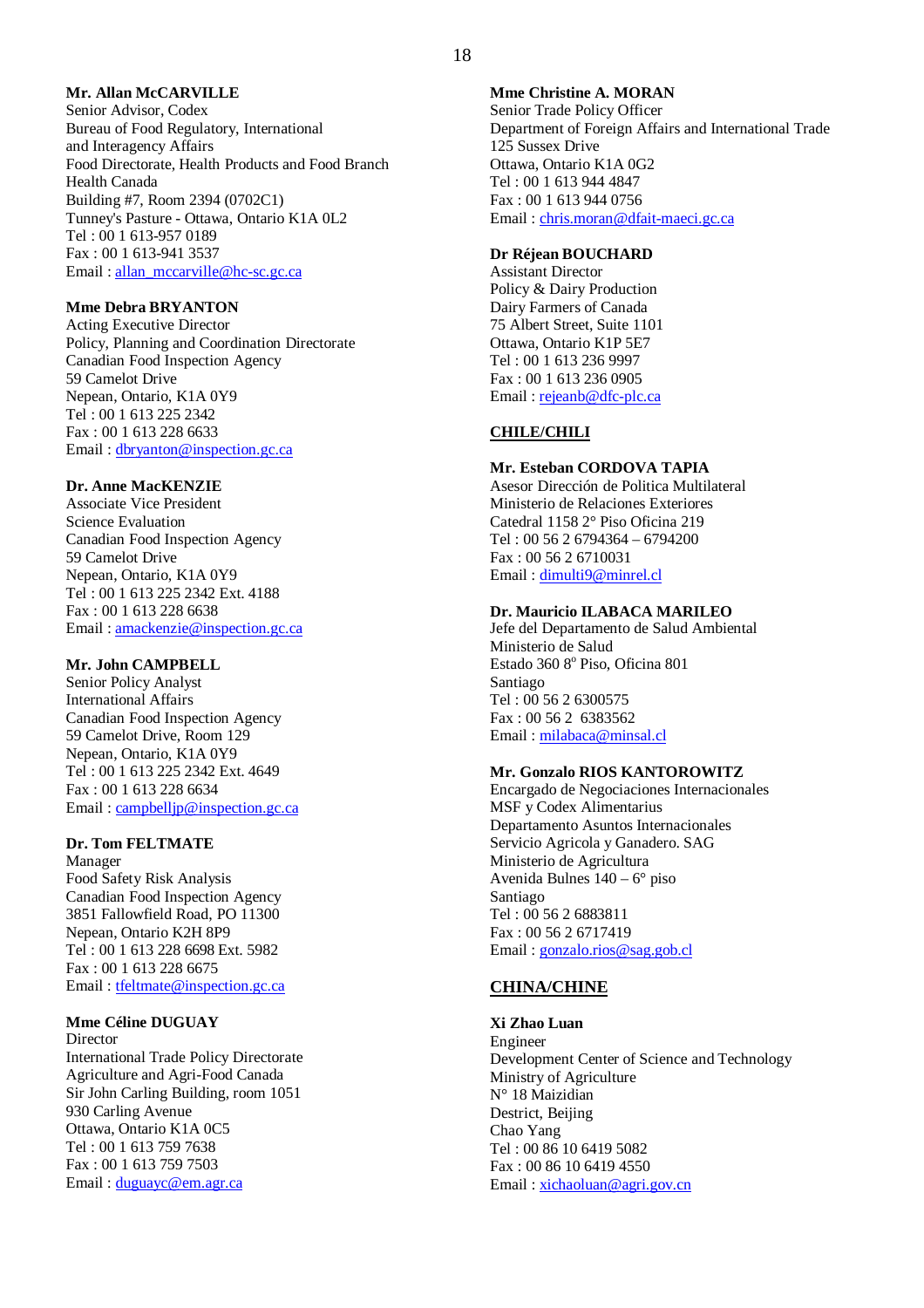**Mr. Allan McCARVILLE**
Senior Advisor, Codex
Bureau of Food Regulatory, International and Interagency Affairs
Food Directorate, Health Products and Food Branch
Health Canada
Building #7, Room 2394 (0702C1)
Tunney's Pasture - Ottawa, Ontario K1A 0L2
Tel : 00 1 613-957 0189
Fax : 00 1 613-941 3537
Email : allan_mccarville@hc-sc.gc.ca

**Mme Debra BRYANTON**
Acting Executive Director
Policy, Planning and Coordination Directorate
Canadian Food Inspection Agency
59 Camelot Drive
Nepean, Ontario, K1A 0Y9
Tel : 00 1 613 225 2342
Fax : 00 1 613 228 6633
Email : dbryanton@inspection.gc.ca

**Dr. Anne MacKENZIE**
Associate Vice President
Science Evaluation
Canadian Food Inspection Agency
59 Camelot Drive
Nepean, Ontario, K1A 0Y9
Tel : 00 1 613 225 2342 Ext. 4188
Fax : 00 1 613 228 6638
Email : amackenzie@inspection.gc.ca

**Mr. John CAMPBELL**
Senior Policy Analyst
International Affairs
Canadian Food Inspection Agency
59 Camelot Drive, Room 129
Nepean, Ontario, K1A 0Y9
Tel : 00 1 613 225 2342 Ext. 4649
Fax : 00 1 613 228 6634
Email : campbelljp@inspection.gc.ca

**Dr. Tom FELTMATE**
Manager
Food Safety Risk Analysis
Canadian Food Inspection Agency
3851 Fallowfield Road, PO 11300
Nepean, Ontario K2H 8P9
Tel : 00 1 613 228 6698 Ext. 5982
Fax : 00 1 613 228 6675
Email : tfeltmate@inspection.gc.ca

**Mme Céline DUGUAY**
Director
International Trade Policy Directorate
Agriculture and Agri-Food Canada
Sir John Carling Building, room 1051
930 Carling Avenue
Ottawa, Ontario K1A 0C5
Tel : 00 1 613 759 7638
Fax : 00 1 613 759 7503
Email : duguayc@em.agr.ca

**Mme Christine A. MORAN**
Senior Trade Policy Officer
Department of Foreign Affairs and International Trade
125 Sussex Drive
Ottawa, Ontario K1A 0G2
Tel : 00 1 613 944 4847
Fax : 00 1 613 944 0756
Email : chris.moran@dfait-maeci.gc.ca

**Dr Réjean BOUCHARD**
Assistant Director
Policy & Dairy Production
Dairy Farmers of Canada
75 Albert Street, Suite 1101
Ottawa, Ontario K1P 5E7
Tel : 00 1 613 236 9997
Fax : 00 1 613 236 0905
Email : rejeanb@dfc-plc.ca

## CHILE/CHILI

**Mr. Esteban CORDOVA TAPIA**
Asesor Dirección de Politica Multilateral
Ministerio de Relaciones Exteriores
Catedral 1158 2° Piso Oficina 219
Tel : 00 56 2 6794364 – 6794200
Fax : 00 56 2 6710031
Email : dimulti9@minrel.cl

**Dr. Mauricio ILABACA MARILEO**
Jefe del Departamento de Salud Ambiental
Ministerio de Salud
Estado 360 8º Piso, Oficina 801
Santiago
Tel : 00 56 2 6300575
Fax : 00 56 2 6383562
Email : milabaca@minsal.cl

**Mr. Gonzalo RIOS KANTOROWITZ**
Encargado de Negociaciones Internacionales
MSF y Codex Alimentarius
Departamento Asuntos Internacionales
Servicio Agricola y Ganadero. SAG
Ministerio de Agricultura
Avenida Bulnes 140 – 6° piso
Santiago
Tel : 00 56 2 6883811
Fax : 00 56 2 6717419
Email : gonzalo.rios@sag.gob.cl

## CHINA/CHINE

**Xi Zhao Luan**
Engineer
Development Center of Science and Technology
Ministry of Agriculture
N° 18 Maizidian
Destrict, Beijing
Chao Yang
Tel : 00 86 10 6419 5082
Fax : 00 86 10 6419 4550
Email : xichaoluan@agri.gov.cn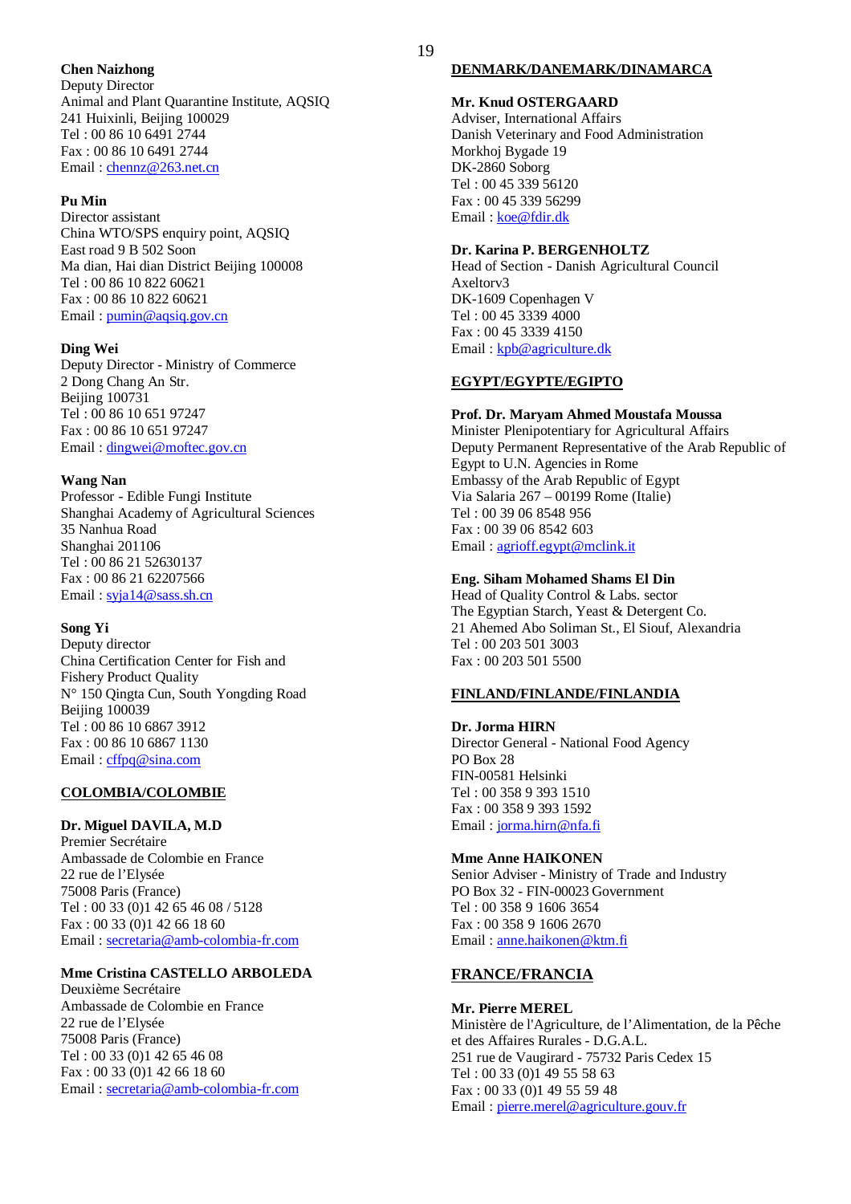**Chen Naizhong**
Deputy Director
Animal and Plant Quarantine Institute, AQSIQ
241 Huixinli, Beijing 100029
Tel : 00 86 10 6491 2744
Fax : 00 86 10 6491 2744
Email : chennz@263.net.cn

**Pu Min**
Director assistant
China WTO/SPS enquiry point, AQSIQ
East road 9 B 502 Soon
Ma dian, Hai dian District Beijing 100008
Tel : 00 86 10 822 60621
Fax : 00 86 10 822 60621
Email : pumin@aqsiq.gov.cn

**Ding Wei**
Deputy Director - Ministry of Commerce
2 Dong Chang An Str.
Beijing 100731
Tel : 00 86 10 651 97247
Fax : 00 86 10 651 97247
Email : dingwei@moftec.gov.cn

**Wang Nan**
Professor - Edible Fungi Institute
Shanghai Academy of Agricultural Sciences
35 Nanhua Road
Shanghai 201106
Tel : 00 86 21 52630137
Fax : 00 86 21 62207566
Email : syja14@sass.sh.cn

**Song Yi**
Deputy director
China Certification Center for Fish and Fishery Product Quality
N° 150 Qingta Cun, South Yongding Road
Beijing 100039
Tel : 00 86 10 6867 3912
Fax : 00 86 10 6867 1130
Email : cffpq@sina.com

## COLOMBIA/COLOMBIE

**Dr. Miguel DAVILA, M.D**
Premier Secrétaire
Ambassade de Colombie en France
22 rue de l'Elysée
75008 Paris (France)
Tel : 00 33 (0)1 42 65 46 08 / 5128
Fax : 00 33 (0)1 42 66 18 60
Email : secretaria@amb-colombia-fr.com

**Mme Cristina CASTELLO ARBOLEDA**
Deuxième Secrétaire
Ambassade de Colombie en France
22 rue de l'Elysée
75008 Paris (France)
Tel : 00 33 (0)1 42 65 46 08
Fax : 00 33 (0)1 42 66 18 60
Email : secretaria@amb-colombia-fr.com

## DENMARK/DANEMARK/DINAMARCA

**Mr. Knud OSTERGAARD**
Adviser, International Affairs
Danish Veterinary and Food Administration
Morkhoj Bygade 19
DK-2860 Soborg
Tel : 00 45 339 56120
Fax : 00 45 339 56299
Email : koe@fdir.dk

**Dr. Karina P. BERGENHOLTZ**
Head of Section - Danish Agricultural Council
Axeltorv3
DK-1609 Copenhagen V
Tel : 00 45 3339 4000
Fax : 00 45 3339 4150
Email : kpb@agriculture.dk

## EGYPT/EGYPTE/EGIPTO

**Prof. Dr. Maryam Ahmed Moustafa Moussa**
Minister Plenipotentiary for Agricultural Affairs
Deputy Permanent Representative of the Arab Republic of Egypt to U.N. Agencies in Rome
Embassy of the Arab Republic of Egypt
Via Salaria 267 – 00199 Rome (Italie)
Tel : 00 39 06 8548 956
Fax : 00 39 06 8542 603
Email : agrioff.egypt@mclink.it

**Eng. Siham Mohamed Shams El Din**
Head of Quality Control & Labs. sector
The Egyptian Starch, Yeast & Detergent Co.
21 Ahemed Abo Soliman St., El Siouf, Alexandria
Tel : 00 203 501 3003
Fax : 00 203 501 5500

## FINLAND/FINLANDE/FINLANDIA

**Dr. Jorma HIRN**
Director General - National Food Agency
PO Box 28
FIN-00581 Helsinki
Tel : 00 358 9 393 1510
Fax : 00 358 9 393 1592
Email : jorma.hirn@nfa.fi

**Mme Anne HAIKONEN**
Senior Adviser - Ministry of Trade and Industry
PO Box 32 - FIN-00023 Government
Tel : 00 358 9 1606 3654
Fax : 00 358 9 1606 2670
Email : anne.haikonen@ktm.fi

## FRANCE/FRANCIA

**Mr. Pierre MEREL**
Ministère de l'Agriculture, de l'Alimentation, de la Pêche et des Affaires Rurales - D.G.A.L.
251 rue de Vaugirard - 75732 Paris Cedex 15
Tel : 00 33 (0)1 49 55 58 63
Fax : 00 33 (0)1 49 55 59 48
Email : pierre.merel@agriculture.gouv.fr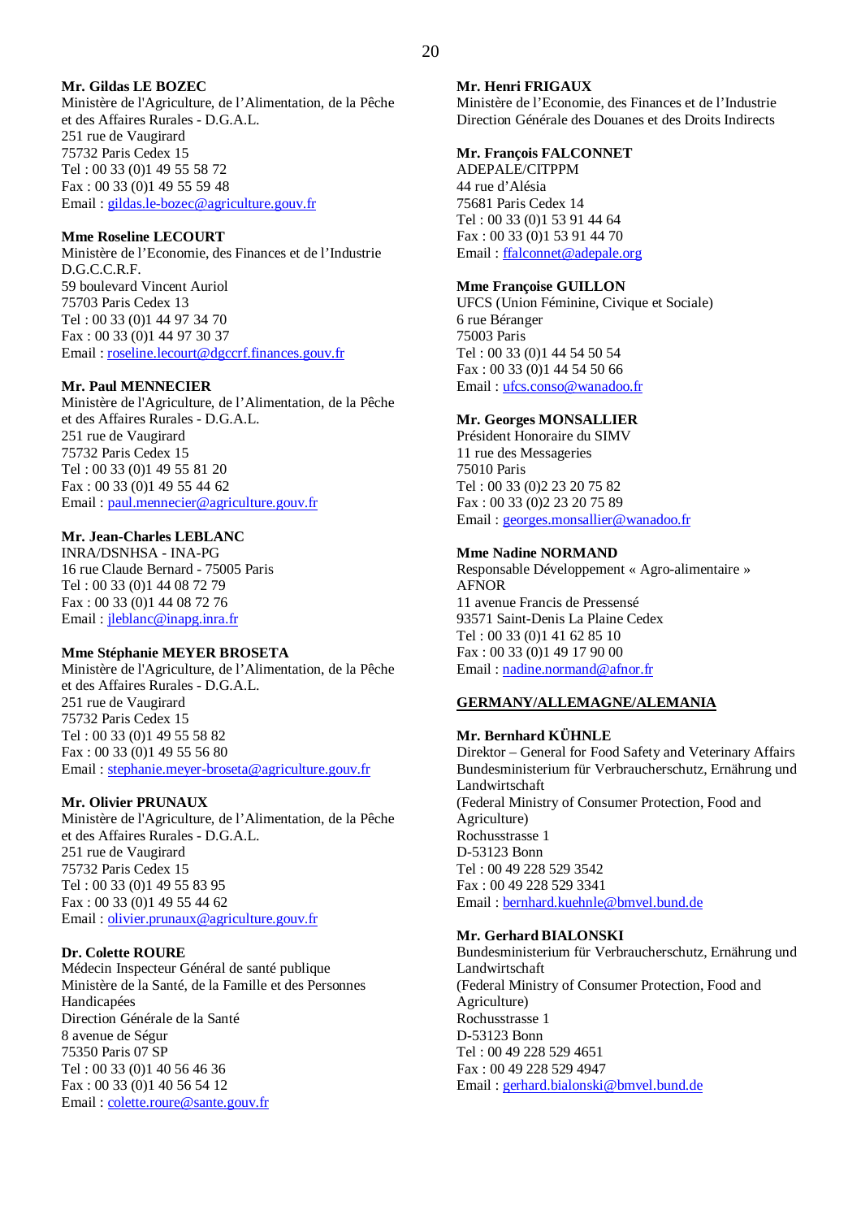**Mr. Gildas LE BOZEC**
Ministère de l'Agriculture, de l'Alimentation, de la Pêche et des Affaires Rurales - D.G.A.L.
251 rue de Vaugirard
75732 Paris Cedex 15
Tel : 00 33 (0)1 49 55 58 72
Fax : 00 33 (0)1 49 55 59 48
Email : gildas.le-bozec@agriculture.gouv.fr

**Mme Roseline LECOURT**
Ministère de l'Economie, des Finances et de l'Industrie
D.G.C.C.R.F.
59 boulevard Vincent Auriol
75703 Paris Cedex 13
Tel : 00 33 (0)1 44 97 34 70
Fax : 00 33 (0)1 44 97 30 37
Email : roseline.lecourt@dgccrf.finances.gouv.fr

**Mr. Paul MENNECIER**
Ministère de l'Agriculture, de l'Alimentation, de la Pêche et des Affaires Rurales - D.G.A.L.
251 rue de Vaugirard
75732 Paris Cedex 15
Tel : 00 33 (0)1 49 55 81 20
Fax : 00 33 (0)1 49 55 44 62
Email : paul.mennecier@agriculture.gouv.fr

**Mr. Jean-Charles LEBLANC**
INRA/DSNHSA - INA-PG
16 rue Claude Bernard - 75005 Paris
Tel : 00 33 (0)1 44 08 72 79
Fax : 00 33 (0)1 44 08 72 76
Email : jleblanc@inapg.inra.fr

**Mme Stéphanie MEYER BROSETA**
Ministère de l'Agriculture, de l'Alimentation, de la Pêche et des Affaires Rurales - D.G.A.L.
251 rue de Vaugirard
75732 Paris Cedex 15
Tel : 00 33 (0)1 49 55 58 82
Fax : 00 33 (0)1 49 55 56 80
Email : stephanie.meyer-broseta@agriculture.gouv.fr

**Mr. Olivier PRUNAUX**
Ministère de l'Agriculture, de l'Alimentation, de la Pêche et des Affaires Rurales - D.G.A.L.
251 rue de Vaugirard
75732 Paris Cedex 15
Tel : 00 33 (0)1 49 55 83 95
Fax : 00 33 (0)1 49 55 44 62
Email : olivier.prunaux@agriculture.gouv.fr

**Dr. Colette ROURE**
Médecin Inspecteur Général de santé publique
Ministère de la Santé, de la Famille et des Personnes Handicapées
Direction Générale de la Santé
8 avenue de Ségur
75350 Paris 07 SP
Tel : 00 33 (0)1 40 56 46 36
Fax : 00 33 (0)1 40 56 54 12
Email : colette.roure@sante.gouv.fr

**Mr. Henri FRIGAUX**
Ministère de l'Economie, des Finances et de l'Industrie
Direction Générale des Douanes et des Droits Indirects

**Mr. François FALCONNET**
ADEPALE/CITPPM
44 rue d'Alésia
75681 Paris Cedex 14
Tel : 00 33 (0)1 53 91 44 64
Fax : 00 33 (0)1 53 91 44 70
Email : ffalconnet@adepale.org

**Mme Françoise GUILLON**
UFCS (Union Féminine, Civique et Sociale)
6 rue Béranger
75003 Paris
Tel : 00 33 (0)1 44 54 50 54
Fax : 00 33 (0)1 44 54 50 66
Email : ufcs.conso@wanadoo.fr

**Mr. Georges MONSALLIER**
Président Honoraire du SIMV
11 rue des Messageries
75010 Paris
Tel : 00 33 (0)2 23 20 75 82
Fax : 00 33 (0)2 23 20 75 89
Email : georges.monsallier@wanadoo.fr

**Mme Nadine NORMAND**
Responsable Développement « Agro-alimentaire »
AFNOR
11 avenue Francis de Pressensé
93571 Saint-Denis La Plaine Cedex
Tel : 00 33 (0)1 41 62 85 10
Fax : 00 33 (0)1 49 17 90 00
Email : nadine.normand@afnor.fr

## GERMANY/ALLEMAGNE/ALEMANIA

**Mr. Bernhard KÜHNLE**
Direktor – General for Food Safety and Veterinary Affairs
Bundesministerium für Verbraucherschutz, Ernährung und Landwirtschaft
(Federal Ministry of Consumer Protection, Food and Agriculture)
Rochusstrasse 1
D-53123 Bonn
Tel : 00 49 228 529 3542
Fax : 00 49 228 529 3341
Email : bernhard.kuehnle@bmvel.bund.de

**Mr. Gerhard BIALONSKI**
Bundesministerium für Verbraucherschutz, Ernährung und Landwirtschaft
(Federal Ministry of Consumer Protection, Food and Agriculture)
Rochusstrasse 1
D-53123 Bonn
Tel : 00 49 228 529 4651
Fax : 00 49 228 529 4947
Email : gerhard.bialonski@bmvel.bund.de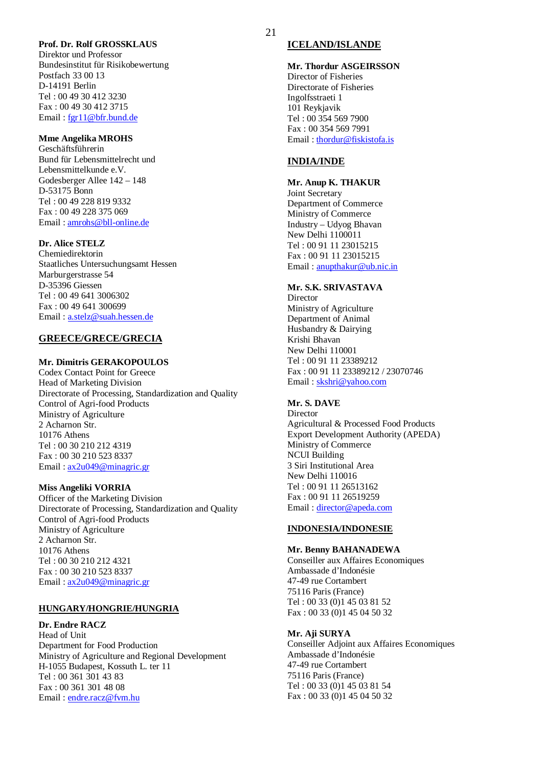**Prof. Dr. Rolf GROSSKLAUS**
Direktor und Professor
Bundesinstitut für Risikobewertung
Postfach 33 00 13
D-14191 Berlin
Tel : 00 49 30 412 3230
Fax : 00 49 30 412 3715
Email : fgr11@bfr.bund.de

**Mme Angelika MROHS**
Geschäftsführerin
Bund für Lebensmittelrecht und Lebensmittelkunde e.V.
Godesberger Allee 142 – 148
D-53175 Bonn
Tel : 00 49 228 819 9332
Fax : 00 49 228 375 069
Email : amrohs@bll-online.de

**Dr. Alice STELZ**
Chemiedirektorin
Staatliches Untersuchungsamt Hessen
Marburgerstrasse 54
D-35396 Giessen
Tel : 00 49 641 3006302
Fax : 00 49 641 300699
Email : a.stelz@suah.hessen.de

## GREECE/GRECE/GRECIA

**Mr. Dimitris GERAKOPOULOS**
Codex Contact Point for Greece
Head of Marketing Division
Directorate of Processing, Standardization and Quality Control of Agri-food Products
Ministry of Agriculture
2 Acharnon Str.
10176 Athens
Tel : 00 30 210 212 4319
Fax : 00 30 210 523 8337
Email : ax2u049@minagric.gr

**Miss Angeliki VORRIA**
Officer of the Marketing Division
Directorate of Processing, Standardization and Quality Control of Agri-food Products
Ministry of Agriculture
2 Acharnon Str.
10176 Athens
Tel : 00 30 210 212 4321
Fax : 00 30 210 523 8337
Email : ax2u049@minagric.gr

## HUNGARY/HONGRIE/HUNGRIA

**Dr. Endre RACZ**
Head of Unit
Department for Food Production
Ministry of Agriculture and Regional Development
H-1055 Budapest, Kossuth L. ter 11
Tel : 00 361 301 43 83
Fax : 00 361 301 48 08
Email : endre.racz@fvm.hu

## ICELAND/ISLANDE

**Mr. Thordur ASGEIRSSON**
Director of Fisheries
Directorate of Fisheries
Ingolfsstraeti 1
101 Reykjavik
Tel : 00 354 569 7900
Fax : 00 354 569 7991
Email : thordur@fiskistofa.is

## INDIA/INDE

**Mr. Anup K. THAKUR**
Joint Secretary
Department of Commerce
Ministry of Commerce
Industry – Udyog Bhavan
New Delhi 1100011
Tel : 00 91 11 23015215
Fax : 00 91 11 23015215
Email : anupthakur@ub.nic.in

**Mr. S.K. SRIVASTAVA**
Director
Ministry of Agriculture
Department of Animal Husbandry & Dairying
Krishi Bhavan
New Delhi 110001
Tel : 00 91 11 23389212
Fax : 00 91 11 23389212 / 23070746
Email : skshri@yahoo.com

**Mr. S. DAVE**
Director
Agricultural & Processed Food Products Export Development Authority (APEDA)
Ministry of Commerce
NCUI Building
3 Siri Institutional Area
New Delhi 110016
Tel : 00 91 11 26513162
Fax : 00 91 11 26519259
Email : director@apeda.com

## INDONESIA/INDONESIE

**Mr. Benny BAHANADEWA**
Conseiller aux Affaires Economiques
Ambassade d'Indonésie
47-49 rue Cortambert
75116 Paris (France)
Tel : 00 33 (0)1 45 03 81 52
Fax : 00 33 (0)1 45 04 50 32

**Mr. Aji SURYA**
Conseiller Adjoint aux Affaires Economiques
Ambassade d'Indonésie
47-49 rue Cortambert
75116 Paris (France)
Tel : 00 33 (0)1 45 03 81 54
Fax : 00 33 (0)1 45 04 50 32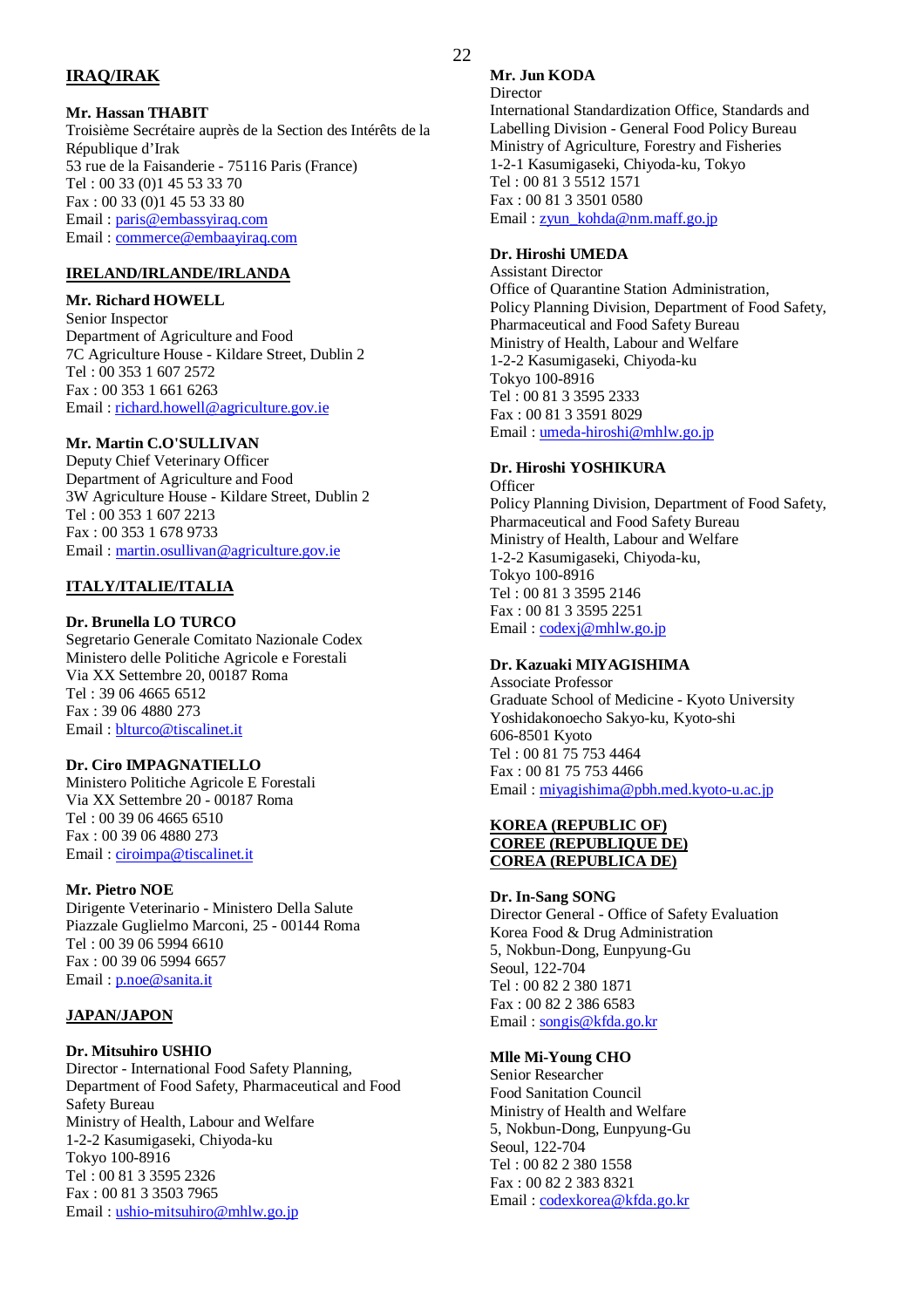## IRAQ/IRAK

**Mr. Hassan THABIT**
Troisième Secrétaire auprès de la Section des Intérêts de la République d'Irak
53 rue de la Faisanderie - 75116 Paris (France)
Tel : 00 33 (0)1 45 53 33 70
Fax : 00 33 (0)1 45 53 33 80
Email : paris@embassyiraq.com
Email : commerce@embaayiraq.com

## IRELAND/IRLANDE/IRLANDA

**Mr. Richard HOWELL**
Senior Inspector
Department of Agriculture and Food
7C Agriculture House - Kildare Street, Dublin 2
Tel : 00 353 1 607 2572
Fax : 00 353 1 661 6263
Email : richard.howell@agriculture.gov.ie

**Mr. Martin C.O'SULLIVAN**
Deputy Chief Veterinary Officer
Department of Agriculture and Food
3W Agriculture House - Kildare Street, Dublin 2
Tel : 00 353 1 607 2213
Fax : 00 353 1 678 9733
Email : martin.osullivan@agriculture.gov.ie

## ITALY/ITALIE/ITALIA

**Dr. Brunella LO TURCO**
Segretario Generale Comitato Nazionale Codex
Ministero delle Politiche Agricole e Forestali
Via XX Settembre 20, 00187 Roma
Tel : 39 06 4665 6512
Fax : 39 06 4880 273
Email : blturco@tiscalinet.it

**Dr. Ciro IMPAGNATIELLO**
Ministero Politiche Agricole E Forestali
Via XX Settembre 20 - 00187 Roma
Tel : 00 39 06 4665 6510
Fax : 00 39 06 4880 273
Email : ciroimpa@tiscalinet.it

**Mr. Pietro NOE**
Dirigente Veterinario - Ministero Della Salute
Piazzale Guglielmo Marconi, 25 - 00144 Roma
Tel : 00 39 06 5994 6610
Fax : 00 39 06 5994 6657
Email : p.noe@sanita.it

## JAPAN/JAPON

**Dr. Mitsuhiro USHIO**
Director - International Food Safety Planning,
Department of Food Safety, Pharmaceutical and Food Safety Bureau
Ministry of Health, Labour and Welfare
1-2-2 Kasumigaseki, Chiyoda-ku
Tokyo 100-8916
Tel : 00 81 3 3595 2326
Fax : 00 81 3 3503 7965
Email : ushio-mitsuhiro@mhlw.go.jp

**Mr. Jun KODA**
Director
International Standardization Office, Standards and Labelling Division - General Food Policy Bureau
Ministry of Agriculture, Forestry and Fisheries
1-2-1 Kasumigaseki, Chiyoda-ku, Tokyo
Tel : 00 81 3 5512 1571
Fax : 00 81 3 3501 0580
Email : zyun_kohda@nm.maff.go.jp

**Dr. Hiroshi UMEDA**
Assistant Director
Office of Quarantine Station Administration,
Policy Planning Division, Department of Food Safety,
Pharmaceutical and Food Safety Bureau
Ministry of Health, Labour and Welfare
1-2-2 Kasumigaseki, Chiyoda-ku
Tokyo 100-8916
Tel : 00 81 3 3595 2333
Fax : 00 81 3 3591 8029
Email : umeda-hiroshi@mhlw.go.jp

**Dr. Hiroshi YOSHIKURA**
Officer
Policy Planning Division, Department of Food Safety,
Pharmaceutical and Food Safety Bureau
Ministry of Health, Labour and Welfare
1-2-2 Kasumigaseki, Chiyoda-ku,
Tokyo 100-8916
Tel : 00 81 3 3595 2146
Fax : 00 81 3 3595 2251
Email : codexj@mhlw.go.jp

**Dr. Kazuaki MIYAGISHIMA**
Associate Professor
Graduate School of Medicine - Kyoto University
Yoshidakonoecho Sakyo-ku, Kyoto-shi
606-8501 Kyoto
Tel : 00 81 75 753 4464
Fax : 00 81 75 753 4466
Email : miyagishima@pbh.med.kyoto-u.ac.jp

## KOREA (REPUBLIC OF)
## COREE (REPUBLIQUE DE)
## COREA (REPUBLICA DE)

**Dr. In-Sang SONG**
Director General - Office of Safety Evaluation
Korea Food & Drug Administration
5, Nokbun-Dong, Eunpyung-Gu
Seoul, 122-704
Tel : 00 82 2 380 1871
Fax : 00 82 2 386 6583
Email : songis@kfda.go.kr

**Mlle Mi-Young CHO**
Senior Researcher
Food Sanitation Council
Ministry of Health and Welfare
5, Nokbun-Dong, Eunpyung-Gu
Seoul, 122-704
Tel : 00 82 2 380 1558
Fax : 00 82 2 383 8321
Email : codexkorea@kfda.go.kr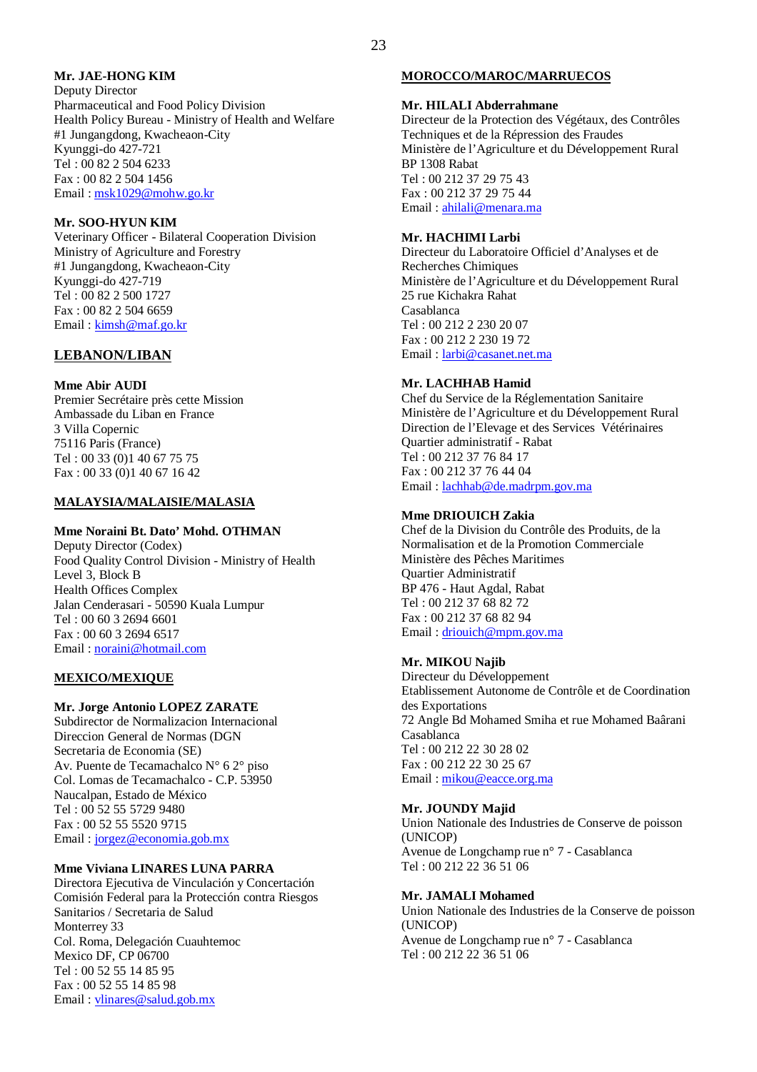**Mr. JAE-HONG KIM**
Deputy Director
Pharmaceutical and Food Policy Division
Health Policy Bureau - Ministry of Health and Welfare
#1 Jungangdong, Kwacheaon-City
Kyunggi-do 427-721
Tel : 00 82 2 504 6233
Fax : 00 82 2 504 1456
Email : msk1029@mohw.go.kr

**Mr. SOO-HYUN KIM**
Veterinary Officer - Bilateral Cooperation Division
Ministry of Agriculture and Forestry
#1 Jungangdong, Kwacheaon-City
Kyunggi-do 427-719
Tel : 00 82 2 500 1727
Fax : 00 82 2 504 6659
Email : kimsh@maf.go.kr

## LEBANON/LIBAN

**Mme Abir AUDI**
Premier Secrétaire près cette Mission
Ambassade du Liban en France
3 Villa Copernic
75116 Paris (France)
Tel : 00 33 (0)1 40 67 75 75
Fax : 00 33 (0)1 40 67 16 42

## MALAYSIA/MALAISIE/MALASIA

**Mme Noraini Bt. Dato' Mohd. OTHMAN**
Deputy Director (Codex)
Food Quality Control Division - Ministry of Health
Level 3, Block B
Health Offices Complex
Jalan Cenderasari - 50590 Kuala Lumpur
Tel : 00 60 3 2694 6601
Fax : 00 60 3 2694 6517
Email : noraini@hotmail.com

## MEXICO/MEXIQUE

**Mr. Jorge Antonio LOPEZ ZARATE**
Subdirector de Normalizacion Internacional
Direccion General de Normas (DGN
Secretaria de Economia (SE)
Av. Puente de Tecamachalco N° 6 2° piso
Col. Lomas de Tecamachalco - C.P. 53950
Naucalpan, Estado de México
Tel : 00 52 55 5729 9480
Fax : 00 52 55 5520 9715
Email : jorgez@economia.gob.mx

**Mme Viviana LINARES LUNA PARRA**
Directora Ejecutiva de Vinculación y Concertación
Comisión Federal para la Protección contra Riesgos Sanitarios / Secretaria de Salud
Monterrey 33
Col. Roma, Delegación Cuauhtemoc
Mexico DF, CP 06700
Tel : 00 52 55 14 85 95
Fax : 00 52 55 14 85 98
Email : vlinares@salud.gob.mx

## MOROCCO/MAROC/MARRUECOS

**Mr. HILALI Abderrahmane**
Directeur de la Protection des Végétaux, des Contrôles Techniques et de la Répression des Fraudes
Ministère de l'Agriculture et du Développement Rural
BP 1308 Rabat
Tel : 00 212 37 29 75 43
Fax : 00 212 37 29 75 44
Email : ahilali@menara.ma

**Mr. HACHIMI Larbi**
Directeur du Laboratoire Officiel d'Analyses et de Recherches Chimiques
Ministère de l'Agriculture et du Développement Rural
25 rue Kichakra Rahat
Casablanca
Tel : 00 212 2 230 20 07
Fax : 00 212 2 230 19 72
Email : larbi@casanet.net.ma

**Mr. LACHHAB Hamid**
Chef du Service de la Réglementation Sanitaire
Ministère de l'Agriculture et du Développement Rural
Direction de l'Elevage et des Services Vétérinaires
Quartier administratif - Rabat
Tel : 00 212 37 76 84 17
Fax : 00 212 37 76 44 04
Email : lachhab@de.madrpm.gov.ma

**Mme DRIOUICH Zakia**
Chef de la Division du Contrôle des Produits, de la Normalisation et de la Promotion Commerciale
Ministère des Pêches Maritimes
Quartier Administratif
BP 476 - Haut Agdal, Rabat
Tel : 00 212 37 68 82 72
Fax : 00 212 37 68 82 94
Email : driouich@mpm.gov.ma

**Mr. MIKOU Najib**
Directeur du Développement
Etablissement Autonome de Contrôle et de Coordination des Exportations
72 Angle Bd Mohamed Smiha et rue Mohamed Baârani
Casablanca
Tel : 00 212 22 30 28 02
Fax : 00 212 22 30 25 67
Email : mikou@eacce.org.ma

**Mr. JOUNDY Majid**
Union Nationale des Industries de Conserve de poisson (UNICOP)
Avenue de Longchamp rue n° 7 - Casablanca
Tel : 00 212 22 36 51 06

**Mr. JAMALI Mohamed**
Union Nationale des Industries de la Conserve de poisson (UNICOP)
Avenue de Longchamp rue n° 7 - Casablanca
Tel : 00 212 22 36 51 06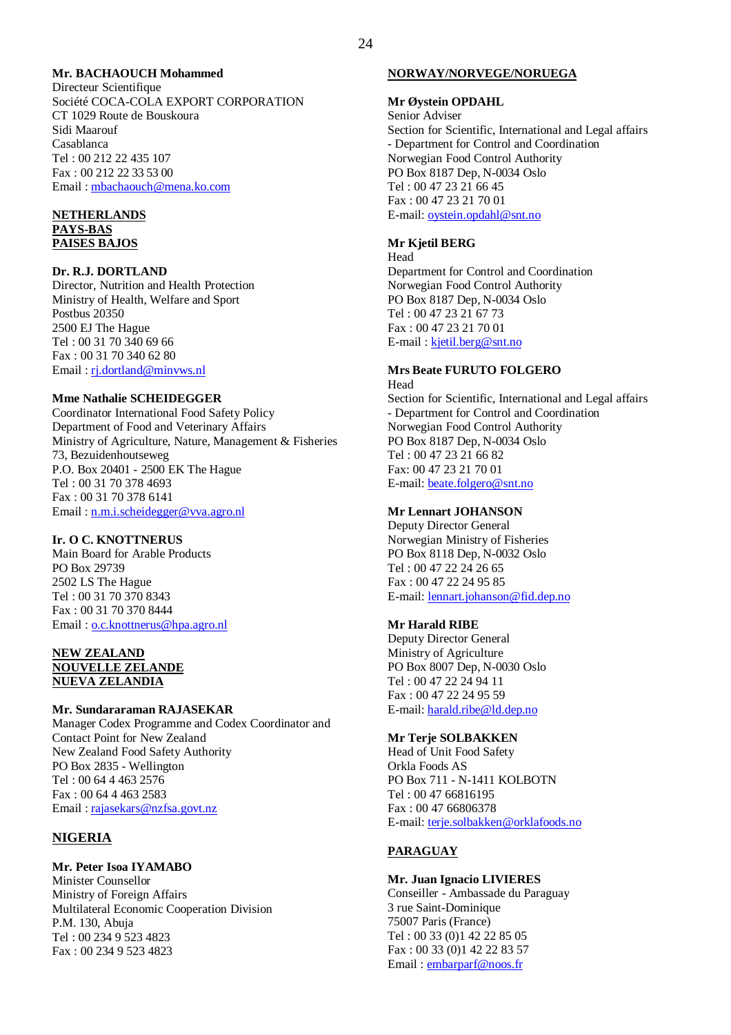**Mr. BACHAOUCH Mohammed**
Directeur Scientifique
Société COCA-COLA EXPORT CORPORATION
CT 1029 Route de Bouskoura
Sidi Maarouf
Casablanca
Tel : 00 212 22 435 107
Fax : 00 212 22 33 53 00
Email : mbachaouch@mena.ko.com

**NETHERLANDS**
**PAYS-BAS**
**PAISES BAJOS**

**Dr. R.J. DORTLAND**
Director, Nutrition and Health Protection
Ministry of Health, Welfare and Sport
Postbus 20350
2500 EJ The Hague
Tel : 00 31 70 340 69 66
Fax : 00 31 70 340 62 80
Email : rj.dortland@minvws.nl

**Mme Nathalie SCHEIDEGGER**
Coordinator International Food Safety Policy
Department of Food and Veterinary Affairs
Ministry of Agriculture, Nature, Management & Fisheries
73, Bezuidenhoutseweg
P.O. Box 20401 - 2500 EK The Hague
Tel : 00 31 70 378 4693
Fax : 00 31 70 378 6141
Email : n.m.i.scheidegger@vva.agro.nl

**Ir. O C. KNOTTNERUS**
Main Board for Arable Products
PO Box 29739
2502 LS The Hague
Tel : 00 31 70 370 8343
Fax : 00 31 70 370 8444
Email : o.c.knottnerus@hpa.agro.nl

**NEW ZEALAND**
**NOUVELLE ZELANDE**
**NUEVA ZELANDIA**

**Mr. Sundararaman RAJASEKAR**
Manager Codex Programme and Codex Coordinator and Contact Point for New Zealand
New Zealand Food Safety Authority
PO Box 2835 - Wellington
Tel : 00 64 4 463 2576
Fax : 00 64 4 463 2583
Email : rajasekars@nzfsa.govt.nz

**NIGERIA**

**Mr. Peter Isoa IYAMABO**
Minister Counsellor
Ministry of Foreign Affairs
Multilateral Economic Cooperation Division
P.M. 130, Abuja
Tel : 00 234 9 523 4823
Fax : 00 234 9 523 4823

**NORWAY/NORVEGE/NORUEGA**

**Mr Øystein OPDAHL**
Senior Adviser
Section for Scientific, International and Legal affairs - Department for Control and Coordination
Norwegian Food Control Authority
PO Box 8187 Dep, N-0034 Oslo
Tel : 00 47 23 21 66 45
Fax : 00 47 23 21 70 01
E-mail: oystein.opdahl@snt.no

**Mr Kjetil BERG**
Head
Department for Control and Coordination
Norwegian Food Control Authority
PO Box 8187 Dep, N-0034 Oslo
Tel : 00 47 23 21 67 73
Fax : 00 47 23 21 70 01
E-mail : kjetil.berg@snt.no

**Mrs Beate FURUTO FOLGERO**
Head
Section for Scientific, International and Legal affairs - Department for Control and Coordination
Norwegian Food Control Authority
PO Box 8187 Dep, N-0034 Oslo
Tel : 00 47 23 21 66 82
Fax: 00 47 23 21 70 01
E-mail: beate.folgero@snt.no

**Mr Lennart JOHANSON**
Deputy Director General
Norwegian Ministry of Fisheries
PO Box 8118 Dep, N-0032 Oslo
Tel : 00 47 22 24 26 65
Fax : 00 47 22 24 95 85
E-mail: lennart.johanson@fid.dep.no

**Mr Harald RIBE**
Deputy Director General
Ministry of Agriculture
PO Box 8007 Dep, N-0030 Oslo
Tel : 00 47 22 24 94 11
Fax : 00 47 22 24 95 59
E-mail: harald.ribe@ld.dep.no

**Mr Terje SOLBAKKEN**
Head of Unit Food Safety
Orkla Foods AS
PO Box 711 - N-1411 KOLBOTN
Tel : 00 47 66816195
Fax : 00 47 66806378
E-mail: terje.solbakken@orklafoods.no

**PARAGUAY**

**Mr. Juan Ignacio LIVIERES**
Conseiller - Ambassade du Paraguay
3 rue Saint-Dominique
75007 Paris (France)
Tel : 00 33 (0)1 42 22 85 05
Fax : 00 33 (0)1 42 22 83 57
Email : embarparf@noos.fr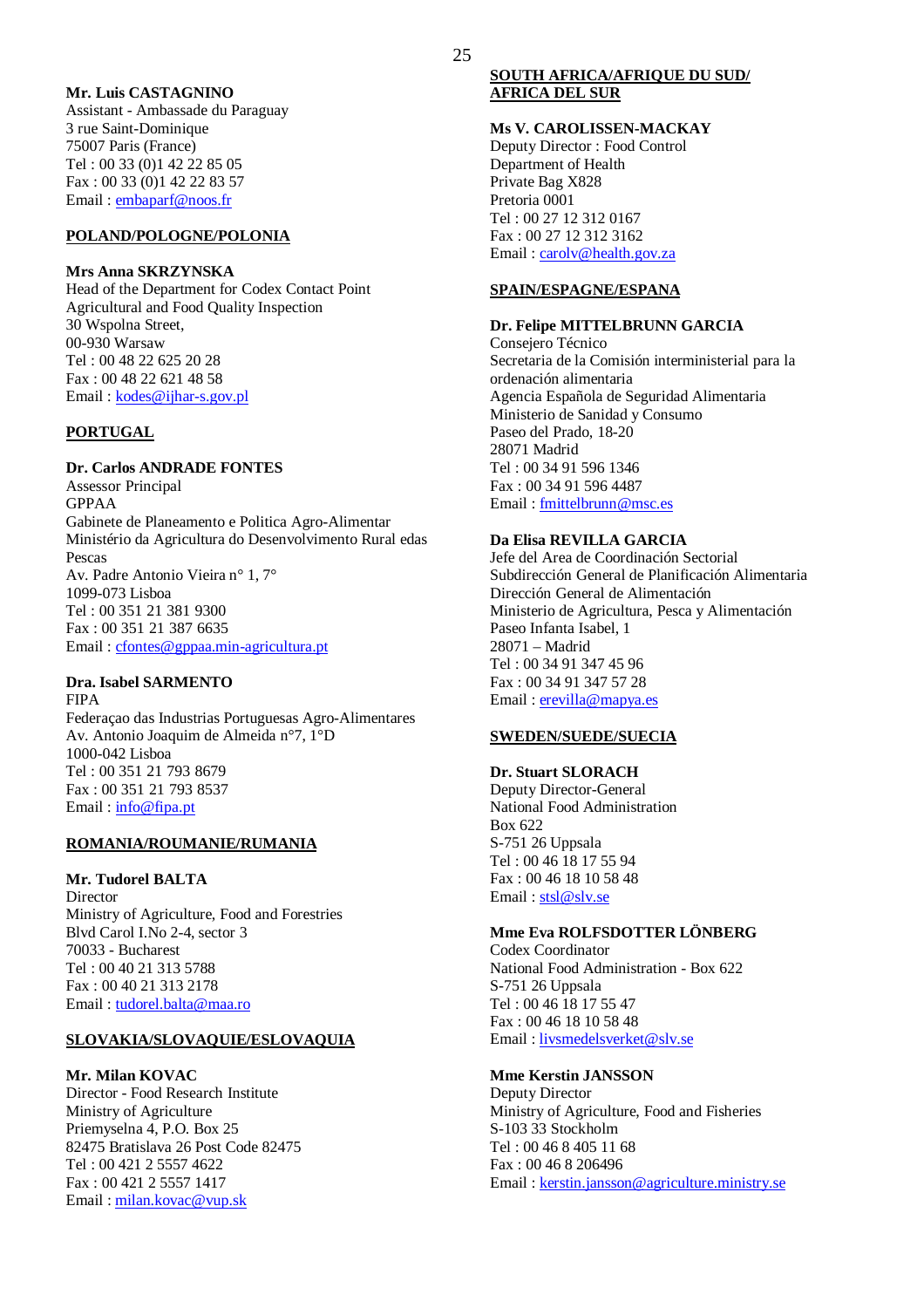**Mr. Luis CASTAGNINO**
Assistant - Ambassade du Paraguay
3 rue Saint-Dominique
75007 Paris (France)
Tel : 00 33 (0)1 42 22 85 05
Fax : 00 33 (0)1 42 22 83 57
Email : embaparf@noos.fr

**POLAND/POLOGNE/POLONIA**

**Mrs Anna SKRZYNSKA**
Head of the Department for Codex Contact Point
Agricultural and Food Quality Inspection
30 Wspolna Street,
00-930 Warsaw
Tel : 00 48 22 625 20 28
Fax : 00 48 22 621 48 58
Email : kodes@ijhar-s.gov.pl

**PORTUGAL**

**Dr. Carlos ANDRADE FONTES**
Assessor Principal
GPPAA
Gabinete de Planeamento e Politica Agro-Alimentar
Ministério da Agricultura do Desenvolvimento Rural edas Pescas
Av. Padre Antonio Vieira n° 1, 7°
1099-073 Lisboa
Tel : 00 351 21 381 9300
Fax : 00 351 21 387 6635
Email : cfontes@gppaa.min-agricultura.pt

**Dra. Isabel SARMENTO**
FIPA
Federaçao das Industrias Portuguesas Agro-Alimentares
Av. Antonio Joaquim de Almeida n°7, 1°D
1000-042 Lisboa
Tel : 00 351 21 793 8679
Fax : 00 351 21 793 8537
Email : info@fipa.pt

**ROMANIA/ROUMANIE/RUMANIA**

**Mr. Tudorel BALTA**
Director
Ministry of Agriculture, Food and Forestries
Blvd Carol I.No 2-4, sector 3
70033 - Bucharest
Tel : 00 40 21 313 5788
Fax : 00 40 21 313 2178
Email : tudorel.balta@maa.ro

**SLOVAKIA/SLOVAQUIE/ESLOVAQUIA**

**Mr. Milan KOVAC**
Director - Food Research Institute
Ministry of Agriculture
Priemyselna 4, P.O. Box 25
82475 Bratislava 26 Post Code 82475
Tel : 00 421 2 5557 4622
Fax : 00 421 2 5557 1417
Email : milan.kovac@vup.sk

**SOUTH AFRICA/AFRIQUE DU SUD/ AFRICA DEL SUR**

**Ms V. CAROLISSEN-MACKAY**
Deputy Director : Food Control
Department of Health
Private Bag X828
Pretoria 0001
Tel : 00 27 12 312 0167
Fax : 00 27 12 312 3162
Email : carolv@health.gov.za

**SPAIN/ESPAGNE/ESPANA**

**Dr. Felipe MITTELBRUNN GARCIA**
Consejero Técnico
Secretaria de la Comisión interministerial para la ordenación alimentaria
Agencia Española de Seguridad Alimentaria
Ministerio de Sanidad y Consumo
Paseo del Prado, 18-20
28071 Madrid
Tel : 00 34 91 596 1346
Fax : 00 34 91 596 4487
Email : fmittelbrunn@msc.es

**Da Elisa REVILLA GARCIA**
Jefe del Area de Coordinación Sectorial
Subdirección General de Planificación Alimentaria
Dirección General de Alimentación
Ministerio de Agricultura, Pesca y Alimentación
Paseo Infanta Isabel, 1
28071 – Madrid
Tel : 00 34 91 347 45 96
Fax : 00 34 91 347 57 28
Email : erevilla@mapya.es

**SWEDEN/SUEDE/SUECIA**

**Dr. Stuart SLORACH**
Deputy Director-General
National Food Administration
Box 622
S-751 26 Uppsala
Tel : 00 46 18 17 55 94
Fax : 00 46 18 10 58 48
Email : stsl@slv.se

**Mme Eva ROLFSDOTTER LÖNBERG**
Codex Coordinator
National Food Administration - Box 622
S-751 26 Uppsala
Tel : 00 46 18 17 55 47
Fax : 00 46 18 10 58 48
Email : livsmedelsverket@slv.se

**Mme Kerstin JANSSON**
Deputy Director
Ministry of Agriculture, Food and Fisheries
S-103 33 Stockholm
Tel : 00 46 8 405 11 68
Fax : 00 46 8 206496
Email : kerstin.jansson@agriculture.ministry.se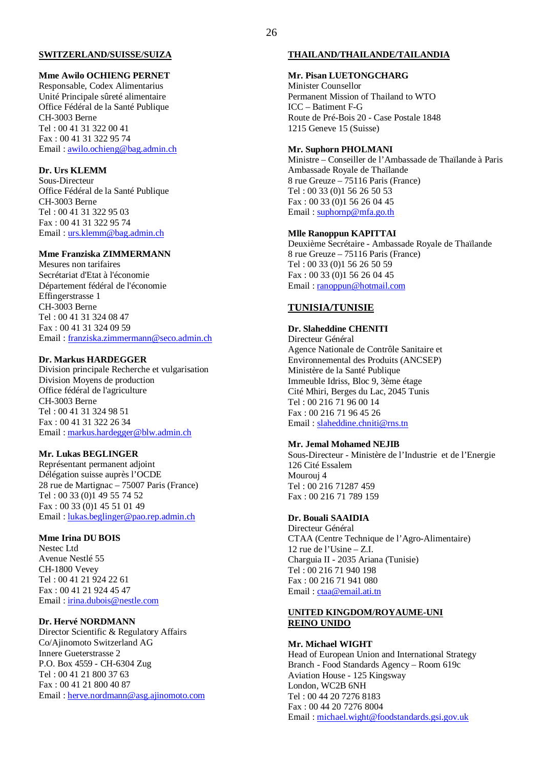**SWITZERLAND/SUISSE/SUIZA**

**Mme Awilo OCHIENG PERNET**
Responsable, Codex Alimentarius
Unité Principale sûreté alimentaire
Office Fédéral de la Santé Publique
CH-3003 Berne
Tel : 00 41 31 322 00 41
Fax : 00 41 31 322 95 74
Email : awilo.ochieng@bag.admin.ch

**Dr. Urs KLEMM**
Sous-Directeur
Office Fédéral de la Santé Publique
CH-3003 Berne
Tel : 00 41 31 322 95 03
Fax : 00 41 31 322 95 74
Email : urs.klemm@bag.admin.ch

**Mme Franziska ZIMMERMANN**
Mesures non tarifaires
Secrétariat d'Etat à l'économie
Département fédéral de l'économie
Effingerstrasse 1
CH-3003 Berne
Tel : 00 41 31 324 08 47
Fax : 00 41 31 324 09 59
Email : franziska.zimmermann@seco.admin.ch

**Dr. Markus HARDEGGER**
Division principale Recherche et vulgarisation
Division Moyens de production
Office fédéral de l'agriculture
CH-3003 Berne
Tel : 00 41 31 324 98 51
Fax : 00 41 31 322 26 34
Email : markus.hardegger@blw.admin.ch

**Mr. Lukas BEGLINGER**
Représentant permanent adjoint
Délégation suisse auprès l'OCDE
28 rue de Martignac – 75007 Paris (France)
Tel : 00 33 (0)1 49 55 74 52
Fax : 00 33 (0)1 45 51 01 49
Email : lukas.beglinger@pao.rep.admin.ch

**Mme Irina DU BOIS**
Nestec Ltd
Avenue Nestlé 55
CH-1800 Vevey
Tel : 00 41 21 924 22 61
Fax : 00 41 21 924 45 47
Email : irina.dubois@nestle.com

**Dr. Hervé NORDMANN**
Director Scientific & Regulatory Affairs
Co/Ajinomoto Switzerland AG
Innere Gueterstrasse 2
P.O. Box 4559 - CH-6304 Zug
Tel : 00 41 21 800 37 63
Fax : 00 41 21 800 40 87
Email : herve.nordmann@asg.ajinomoto.com

**THAILAND/THAILANDE/TAILANDIA**

**Mr. Pisan LUETONGCHARG**
Minister Counsellor
Permanent Mission of Thailand to WTO
ICC – Batiment F-G
Route de Pré-Bois 20 - Case Postale 1848
1215 Geneve 15 (Suisse)

**Mr. Suphorn PHOLMANI**
Ministre – Conseiller de l'Ambassade de Thaïlande à Paris
Ambassade Royale de Thaïlande
8 rue Greuze – 75116 Paris (France)
Tel : 00 33 (0)1 56 26 50 53
Fax : 00 33 (0)1 56 26 04 45
Email : suphornp@mfa.go.th

**Mlle Ranoppun KAPITTAI**
Deuxième Secrétaire - Ambassade Royale de Thaïlande
8 rue Greuze – 75116 Paris (France)
Tel : 00 33 (0)1 56 26 50 59
Fax : 00 33 (0)1 56 26 04 45
Email : ranoppun@hotmail.com

**TUNISIA/TUNISIE**

**Dr. Slaheddine CHENITI**
Directeur Général
Agence Nationale de Contrôle Sanitaire et Environnemental des Produits (ANCSEP)
Ministère de la Santé Publique
Immeuble Idriss, Bloc 9, 3ème étage
Cité Mhiri, Berges du Lac, 2045 Tunis
Tel : 00 216 71 96 00 14
Fax : 00 216 71 96 45 26
Email : slaheddine.chniti@rns.tn

**Mr. Jemal Mohamed NEJIB**
Sous-Directeur - Ministère de l'Industrie et de l'Energie
126 Cité Essalem
Mourouj 4
Tel : 00 216 71287 459
Fax : 00 216 71 789 159

**Dr. Bouali SAAIDIA**
Directeur Général
CTAA (Centre Technique de l'Agro-Alimentaire)
12 rue de l'Usine – Z.I.
Charguia II - 2035 Ariana (Tunisie)
Tel : 00 216 71 940 198
Fax : 00 216 71 941 080
Email : ctaa@email.ati.tn

**UNITED KINGDOM/ROYAUME-UNI
REINO UNIDO**

**Mr. Michael WIGHT**
Head of European Union and International Strategy
Branch - Food Standards Agency – Room 619c
Aviation House - 125 Kingsway
London, WC2B 6NH
Tel : 00 44 20 7276 8183
Fax : 00 44 20 7276 8004
Email : michael.wight@foodstandards.gsi.gov.uk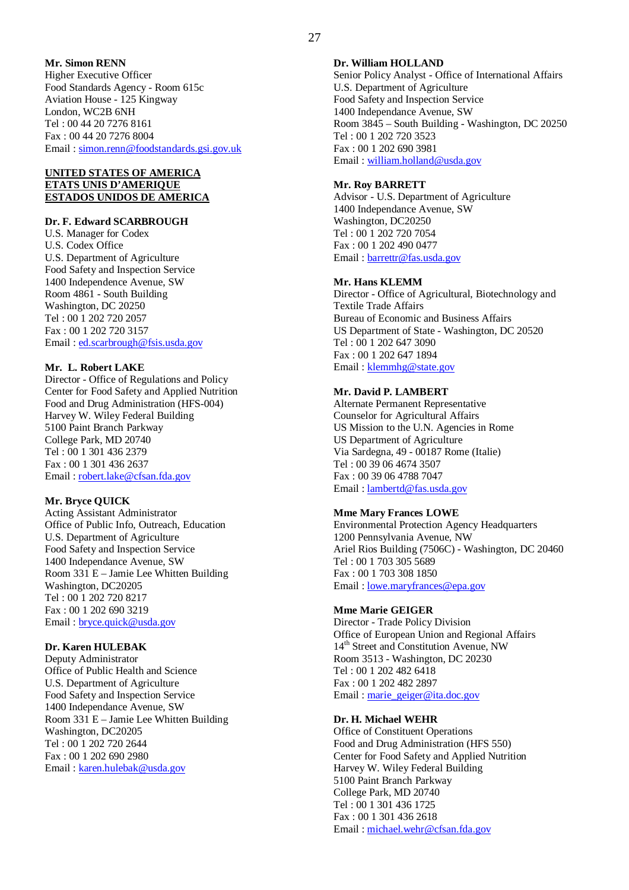**Mr. Simon RENN**
Higher Executive Officer
Food Standards Agency - Room 615c
Aviation House - 125 Kingway
London, WC2B 6NH
Tel : 00 44 20 7276 8161
Fax : 00 44 20 7276 8004
Email : simon.renn@foodstandards.gsi.gov.uk

**UNITED STATES OF AMERICA**
**ETATS UNIS D'AMERIQUE**
**ESTADOS UNIDOS DE AMERICA**

**Dr. F. Edward SCARBROUGH**
U.S. Manager for Codex
U.S. Codex Office
U.S. Department of Agriculture
Food Safety and Inspection Service
1400 Independence Avenue, SW
Room 4861 - South Building
Washington, DC 20250
Tel : 00 1 202 720 2057
Fax : 00 1 202 720 3157
Email : ed.scarbrough@fsis.usda.gov

**Mr. L. Robert LAKE**
Director - Office of Regulations and Policy
Center for Food Safety and Applied Nutrition
Food and Drug Administration (HFS-004)
Harvey W. Wiley Federal Building
5100 Paint Branch Parkway
College Park, MD 20740
Tel : 00 1 301 436 2379
Fax : 00 1 301 436 2637
Email : robert.lake@cfsan.fda.gov

**Mr. Bryce QUICK**
Acting Assistant Administrator
Office of Public Info, Outreach, Education
U.S. Department of Agriculture
Food Safety and Inspection Service
1400 Independance Avenue, SW
Room 331 E – Jamie Lee Whitten Building
Washington, DC20205
Tel : 00 1 202 720 8217
Fax : 00 1 202 690 3219
Email : bryce.quick@usda.gov

**Dr. Karen HULEBAK**
Deputy Administrator
Office of Public Health and Science
U.S. Department of Agriculture
Food Safety and Inspection Service
1400 Independance Avenue, SW
Room 331 E – Jamie Lee Whitten Building
Washington, DC20205
Tel : 00 1 202 720 2644
Fax : 00 1 202 690 2980
Email : karen.hulebak@usda.gov

**Dr. William HOLLAND**
Senior Policy Analyst - Office of International Affairs
U.S. Department of Agriculture
Food Safety and Inspection Service
1400 Independance Avenue, SW
Room 3845 – South Building - Washington, DC 20250
Tel : 00 1 202 720 3523
Fax : 00 1 202 690 3981
Email : william.holland@usda.gov

**Mr. Roy BARRETT**
Advisor - U.S. Department of Agriculture
1400 Independance Avenue, SW
Washington, DC20250
Tel : 00 1 202 720 7054
Fax : 00 1 202 490 0477
Email : barrettr@fas.usda.gov

**Mr. Hans KLEMM**
Director - Office of Agricultural, Biotechnology and Textile Trade Affairs
Bureau of Economic and Business Affairs
US Department of State - Washington, DC 20520
Tel : 00 1 202 647 3090
Fax : 00 1 202 647 1894
Email : klemmhg@state.gov

**Mr. David P. LAMBERT**
Alternate Permanent Representative
Counselor for Agricultural Affairs
US Mission to the U.N. Agencies in Rome
US Department of Agriculture
Via Sardegna, 49 - 00187 Rome (Italie)
Tel : 00 39 06 4674 3507
Fax : 00 39 06 4788 7047
Email : lambertd@fas.usda.gov

**Mme Mary Frances LOWE**
Environmental Protection Agency Headquarters
1200 Pennsylvania Avenue, NW
Ariel Rios Building (7506C) - Washington, DC 20460
Tel : 00 1 703 305 5689
Fax : 00 1 703 308 1850
Email : lowe.maryfrances@epa.gov

**Mme Marie GEIGER**
Director - Trade Policy Division
Office of European Union and Regional Affairs
14th Street and Constitution Avenue, NW
Room 3513 - Washington, DC 20230
Tel : 00 1 202 482 6418
Fax : 00 1 202 482 2897
Email : marie_geiger@ita.doc.gov

**Dr. H. Michael WEHR**
Office of Constituent Operations
Food and Drug Administration (HFS 550)
Center for Food Safety and Applied Nutrition
Harvey W. Wiley Federal Building
5100 Paint Branch Parkway
College Park, MD 20740
Tel : 00 1 301 436 1725
Fax : 00 1 301 436 2618
Email : michael.wehr@cfsan.fda.gov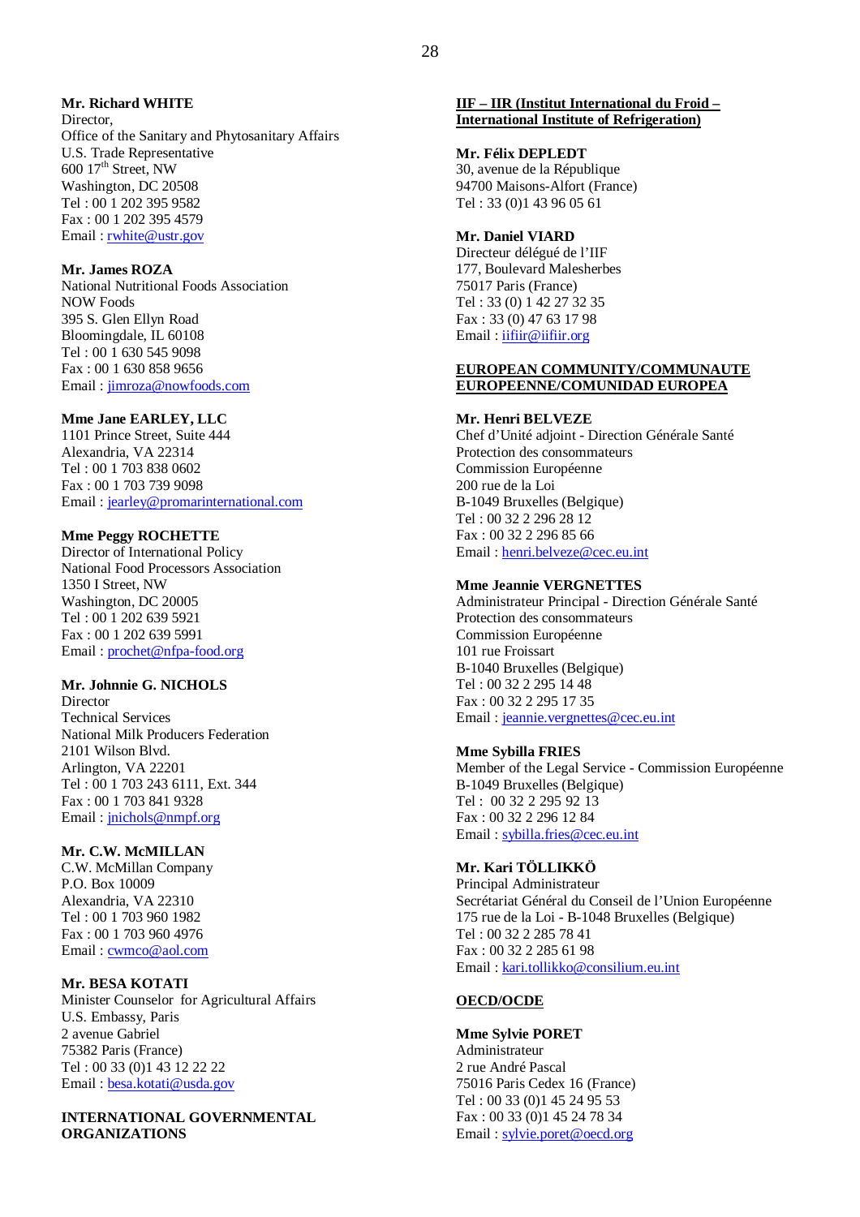**Mr. Richard WHITE**
Director,
Office of the Sanitary and Phytosanitary Affairs
U.S. Trade Representative
600 17th Street, NW
Washington, DC 20508
Tel : 00 1 202 395 9582
Fax : 00 1 202 395 4579
Email : rwhite@ustr.gov

**Mr. James ROZA**
National Nutritional Foods Association
NOW Foods
395 S. Glen Ellyn Road
Bloomingdale, IL 60108
Tel : 00 1 630 545 9098
Fax : 00 1 630 858 9656
Email : jimroza@nowfoods.com

**Mme Jane EARLEY, LLC**
1101 Prince Street, Suite 444
Alexandria, VA 22314
Tel : 00 1 703 838 0602
Fax : 00 1 703 739 9098
Email : jearley@promarinternational.com

**Mme Peggy ROCHETTE**
Director of International Policy
National Food Processors Association
1350 I Street, NW
Washington, DC 20005
Tel : 00 1 202 639 5921
Fax : 00 1 202 639 5991
Email : prochet@nfpa-food.org

**Mr. Johnnie G. NICHOLS**
Director
Technical Services
National Milk Producers Federation
2101 Wilson Blvd.
Arlington, VA 22201
Tel : 00 1 703 243 6111, Ext. 344
Fax : 00 1 703 841 9328
Email : jnichols@nmpf.org

**Mr. C.W. McMILLAN**
C.W. McMillan Company
P.O. Box 10009
Alexandria, VA 22310
Tel : 00 1 703 960 1982
Fax : 00 1 703 960 4976
Email : cwmco@aol.com

**Mr. BESA KOTATI**
Minister Counselor for Agricultural Affairs
U.S. Embassy, Paris
2 avenue Gabriel
75382 Paris (France)
Tel : 00 33 (0)1 43 12 22 22
Email : besa.kotati@usda.gov

**INTERNATIONAL GOVERNMENTAL ORGANIZATIONS**

**IIF – IIR (Institut International du Froid – International Institute of Refrigeration)**

**Mr. Félix DEPLEDT**
30, avenue de la République
94700 Maisons-Alfort (France)
Tel : 33 (0)1 43 96 05 61

**Mr. Daniel VIARD**
Directeur délégué de l'IIF
177, Boulevard Malesherbes
75017 Paris (France)
Tel : 33 (0) 1 42 27 32 35
Fax : 33 (0) 47 63 17 98
Email : iifiir@iifiir.org

**EUROPEAN COMMUNITY/COMMUNAUTE EUROPEENNE/COMUNIDAD EUROPEA**

**Mr. Henri BELVEZE**
Chef d'Unité adjoint - Direction Générale Santé
Protection des consommateurs
Commission Européenne
200 rue de la Loi
B-1049 Bruxelles (Belgique)
Tel : 00 32 2 296 28 12
Fax : 00 32 2 296 85 66
Email : henri.belveze@cec.eu.int

**Mme Jeannie VERGNETTES**
Administrateur Principal - Direction Générale Santé
Protection des consommateurs
Commission Européenne
101 rue Froissart
B-1040 Bruxelles (Belgique)
Tel : 00 32 2 295 14 48
Fax : 00 32 2 295 17 35
Email : jeannie.vergnettes@cec.eu.int

**Mme Sybilla FRIES**
Member of the Legal Service - Commission Européenne
B-1049 Bruxelles (Belgique)
Tel : 00 32 2 295 92 13
Fax : 00 32 2 296 12 84
Email : sybilla.fries@cec.eu.int

**Mr. Kari TÖLLIKKÖ**
Principal Administrateur
Secrétariat Général du Conseil de l'Union Européenne
175 rue de la Loi - B-1048 Bruxelles (Belgique)
Tel : 00 32 2 285 78 41
Fax : 00 32 2 285 61 98
Email : kari.tollikko@consilium.eu.int

**OECD/OCDE**

**Mme Sylvie PORET**
Administrateur
2 rue André Pascal
75016 Paris Cedex 16 (France)
Tel : 00 33 (0)1 45 24 95 53
Fax : 00 33 (0)1 45 24 78 34
Email : sylvie.poret@oecd.org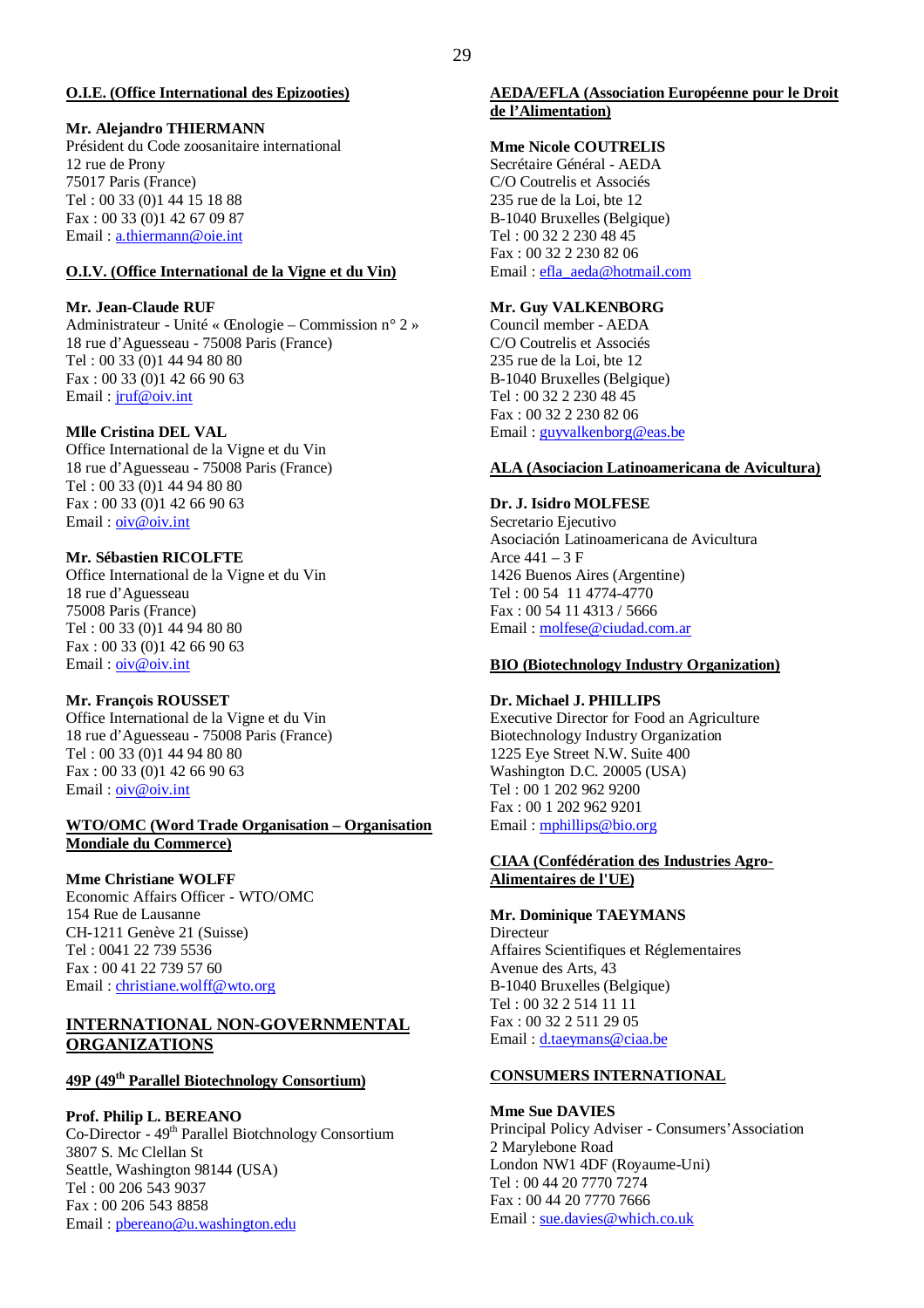**O.I.E. (Office International des Epizooties)**

**Mr. Alejandro THIERMANN**
Président du Code zoosanitaire international
12 rue de Prony
75017 Paris (France)
Tel : 00 33 (0)1 44 15 18 88
Fax : 00 33 (0)1 42 67 09 87
Email : a.thiermann@oie.int

**O.I.V. (Office International de la Vigne et du Vin)**

**Mr. Jean-Claude RUF**
Administrateur - Unité « Œnologie – Commission n° 2 »
18 rue d'Aguesseau - 75008 Paris (France)
Tel : 00 33 (0)1 44 94 80 80
Fax : 00 33 (0)1 42 66 90 63
Email : jruf@oiv.int

**Mlle Cristina DEL VAL**
Office International de la Vigne et du Vin
18 rue d'Aguesseau - 75008 Paris (France)
Tel : 00 33 (0)1 44 94 80 80
Fax : 00 33 (0)1 42 66 90 63
Email : oiv@oiv.int

**Mr. Sébastien RICOLFTE**
Office International de la Vigne et du Vin
18 rue d'Aguesseau
75008 Paris (France)
Tel : 00 33 (0)1 44 94 80 80
Fax : 00 33 (0)1 42 66 90 63
Email : oiv@oiv.int

**Mr. François ROUSSET**
Office International de la Vigne et du Vin
18 rue d'Aguesseau - 75008 Paris (France)
Tel : 00 33 (0)1 44 94 80 80
Fax : 00 33 (0)1 42 66 90 63
Email : oiv@oiv.int

**WTO/OMC (Word Trade Organisation – Organisation Mondiale du Commerce)**

**Mme Christiane WOLFF**
Economic Affairs Officer - WTO/OMC
154 Rue de Lausanne
CH-1211 Genève 21 (Suisse)
Tel : 0041 22 739 5536
Fax : 00 41 22 739 57 60
Email : christiane.wolff@wto.org

## INTERNATIONAL NON-GOVERNMENTAL ORGANIZATIONS

**49P (49th Parallel Biotechnology Consortium)**

**Prof. Philip L. BEREANO**
Co-Director - 49th Parallel Biotchnology Consortium
3807 S. Mc Clellan St
Seattle, Washington 98144 (USA)
Tel : 00 206 543 9037
Fax : 00 206 543 8858
Email : pbereano@u.washington.edu

**AEDA/EFLA (Association Européenne pour le Droit de l'Alimentation)**

**Mme Nicole COUTRELIS**
Secrétaire Général - AEDA
C/O Coutrelis et Associés
235 rue de la Loi, bte 12
B-1040 Bruxelles (Belgique)
Tel : 00 32 2 230 48 45
Fax : 00 32 2 230 82 06
Email : efla_aeda@hotmail.com

**Mr. Guy VALKENBORG**
Council member - AEDA
C/O Coutrelis et Associés
235 rue de la Loi, bte 12
B-1040 Bruxelles (Belgique)
Tel : 00 32 2 230 48 45
Fax : 00 32 2 230 82 06
Email : guyvalkenborg@eas.be

**ALA (Asociacion Latinoamericana de Avicultura)**

**Dr. J. Isidro MOLFESE**
Secretario Ejecutivo
Asociación Latinoamericana de Avicultura
Arce 441 – 3 F
1426 Buenos Aires (Argentine)
Tel : 00 54 11 4774-4770
Fax : 00 54 11 4313 / 5666
Email : molfese@ciudad.com.ar

**BIO (Biotechnology Industry Organization)**

**Dr. Michael J. PHILLIPS**
Executive Director for Food an Agriculture
Biotechnology Industry Organization
1225 Eye Street N.W. Suite 400
Washington D.C. 20005 (USA)
Tel : 00 1 202 962 9200
Fax : 00 1 202 962 9201
Email : mphillips@bio.org

**CIAA (Confédération des Industries Agro-Alimentaires de l'UE)**

**Mr. Dominique TAEYMANS**
Directeur
Affaires Scientifiques et Réglementaires
Avenue des Arts, 43
B-1040 Bruxelles (Belgique)
Tel : 00 32 2 514 11 11
Fax : 00 32 2 511 29 05
Email : d.taeymans@ciaa.be

**CONSUMERS INTERNATIONAL**

**Mme Sue DAVIES**
Principal Policy Adviser - Consumers'Association
2 Marylebone Road
London NW1 4DF (Royaume-Uni)
Tel : 00 44 20 7770 7274
Fax : 00 44 20 7770 7666
Email : sue.davies@which.co.uk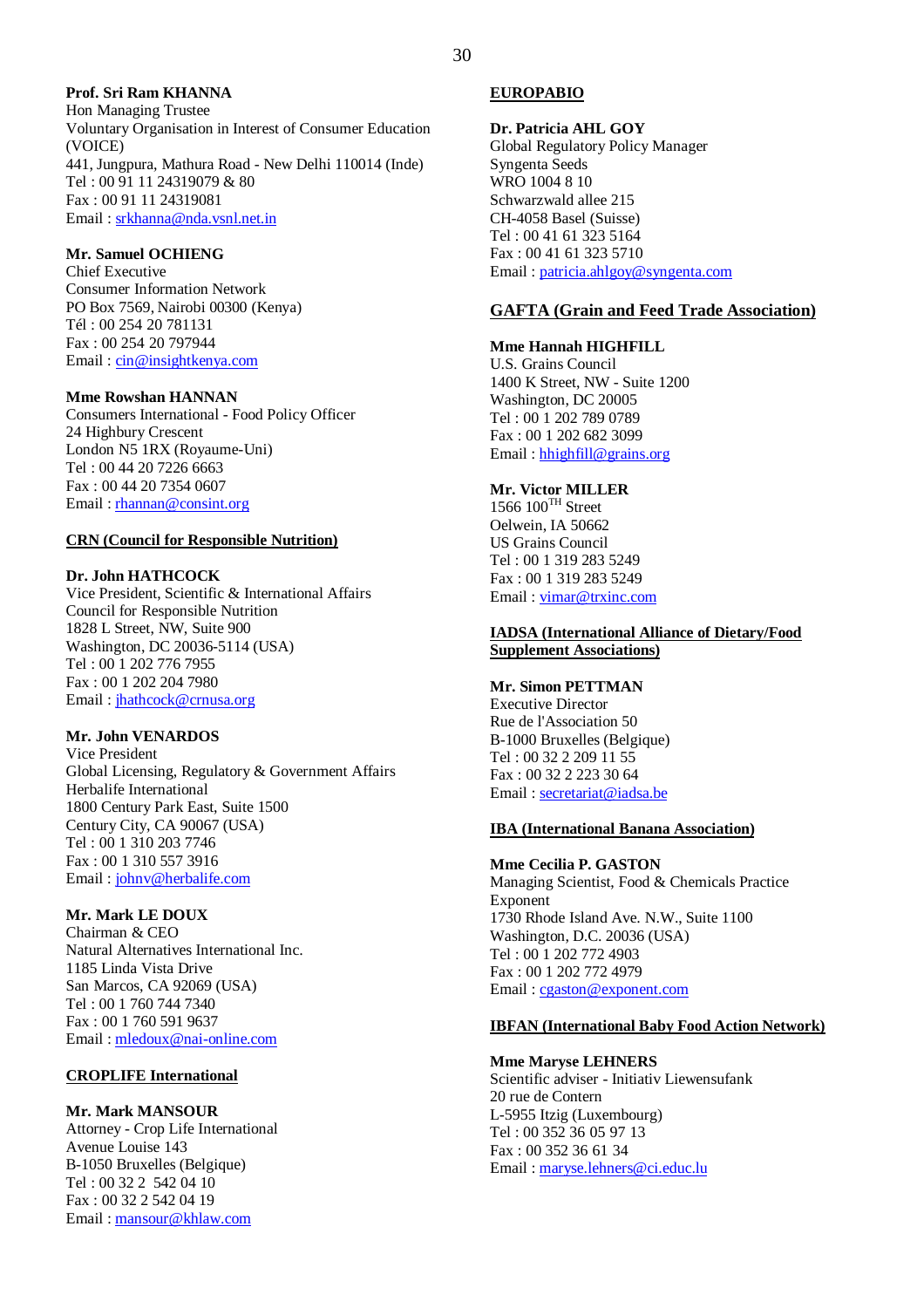**Prof. Sri Ram KHANNA**
Hon Managing Trustee
Voluntary Organisation in Interest of Consumer Education (VOICE)
441, Jungpura, Mathura Road - New Delhi 110014 (Inde)
Tel : 00 91 11 24319079 & 80
Fax : 00 91 11 24319081
Email : srkhanna@nda.vsnl.net.in

**Mr. Samuel OCHIENG**
Chief Executive
Consumer Information Network
PO Box 7569, Nairobi 00300 (Kenya)
Tél : 00 254 20 781131
Fax : 00 254 20 797944
Email : cin@insightkenya.com

**Mme Rowshan HANNAN**
Consumers International - Food Policy Officer
24 Highbury Crescent
London N5 1RX (Royaume-Uni)
Tel : 00 44 20 7226 6663
Fax : 00 44 20 7354 0607
Email : rhannan@consint.org

**CRN (Council for Responsible Nutrition)**

**Dr. John HATHCOCK**
Vice President, Scientific & International Affairs
Council for Responsible Nutrition
1828 L Street, NW, Suite 900
Washington, DC 20036-5114 (USA)
Tel : 00 1 202 776 7955
Fax : 00 1 202 204 7980
Email : jhathcock@crnusa.org

**Mr. John VENARDOS**
Vice President
Global Licensing, Regulatory & Government Affairs
Herbalife International
1800 Century Park East, Suite 1500
Century City, CA 90067 (USA)
Tel : 00 1 310 203 7746
Fax : 00 1 310 557 3916
Email : johnv@herbalife.com

**Mr. Mark LE DOUX**
Chairman & CEO
Natural Alternatives International Inc.
1185 Linda Vista Drive
San Marcos, CA 92069 (USA)
Tel : 00 1 760 744 7340
Fax : 00 1 760 591 9637
Email : mledoux@nai-online.com

**CROPLIFE International**

**Mr. Mark MANSOUR**
Attorney - Crop Life International
Avenue Louise 143
B-1050 Bruxelles (Belgique)
Tel : 00 32 2 542 04 10
Fax : 00 32 2 542 04 19
Email : mansour@khlaw.com

**EUROPABIO**

**Dr. Patricia AHL GOY**
Global Regulatory Policy Manager
Syngenta Seeds
WRO 1004 8 10
Schwarzwald allee 215
CH-4058 Basel (Suisse)
Tel : 00 41 61 323 5164
Fax : 00 41 61 323 5710
Email : patricia.ahlgoy@syngenta.com

**GAFTA (Grain and Feed Trade Association)**

**Mme Hannah HIGHFILL**
U.S. Grains Council
1400 K Street, NW - Suite 1200
Washington, DC 20005
Tel : 00 1 202 789 0789
Fax : 00 1 202 682 3099
Email : hhighfill@grains.org

**Mr. Victor MILLER**
1566 100TH Street
Oelwein, IA 50662
US Grains Council
Tel : 00 1 319 283 5249
Fax : 00 1 319 283 5249
Email : vimar@trxinc.com

**IADSA (International Alliance of Dietary/Food Supplement Associations)**

**Mr. Simon PETTMAN**
Executive Director
Rue de l'Association 50
B-1000 Bruxelles (Belgique)
Tel : 00 32 2 209 11 55
Fax : 00 32 2 223 30 64
Email : secretariat@iadsa.be

**IBA (International Banana Association)**

**Mme Cecilia P. GASTON**
Managing Scientist, Food & Chemicals Practice
Exponent
1730 Rhode Island Ave. N.W., Suite 1100
Washington, D.C. 20036 (USA)
Tel : 00 1 202 772 4903
Fax : 00 1 202 772 4979
Email : cgaston@exponent.com

**IBFAN (International Baby Food Action Network)**

**Mme Maryse LEHNERS**
Scientific adviser - Initiativ Liewensufank
20 rue de Contern
L-5955 Itzig (Luxembourg)
Tel : 00 352 36 05 97 13
Fax : 00 352 36 61 34
Email : maryse.lehners@ci.educ.lu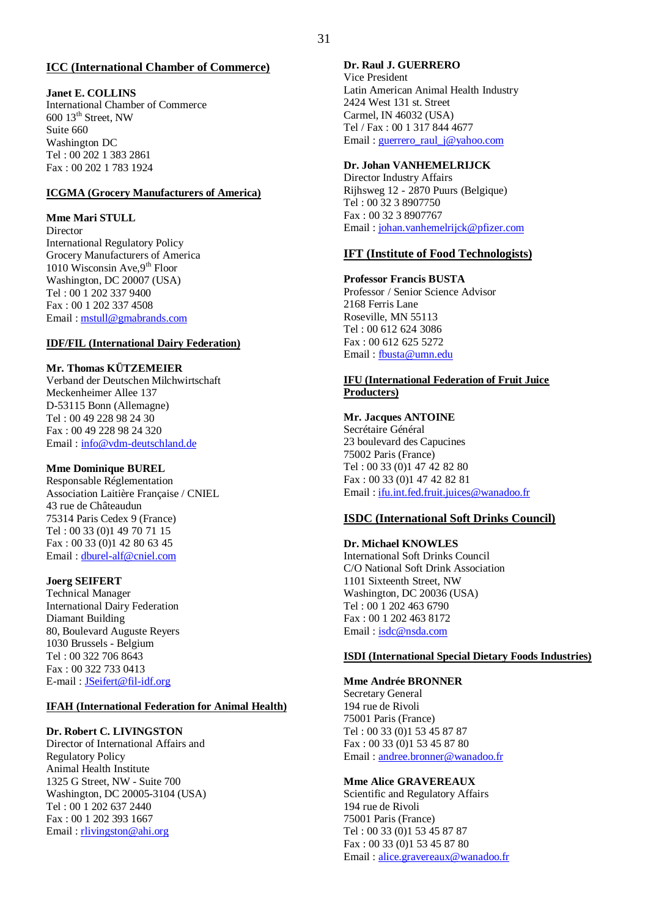## ICC (International Chamber of Commerce)

**Janet E. COLLINS**
International Chamber of Commerce
600 13th Street, NW
Suite 660
Washington DC
Tel : 00 202 1 383 2861
Fax : 00 202 1 783 1924

## ICGMA (Grocery Manufacturers of America)

**Mme Mari STULL**
Director
International Regulatory Policy
Grocery Manufacturers of America
1010 Wisconsin Ave,9th Floor
Washington, DC 20007 (USA)
Tel : 00 1 202 337 9400
Fax : 00 1 202 337 4508
Email : mstull@gmabrands.com

## IDF/FIL (International Dairy Federation)

**Mr. Thomas KÜTZEMEIER**
Verband der Deutschen Milchwirtschaft
Meckenheimer Allee 137
D-53115 Bonn (Allemagne)
Tel : 00 49 228 98 24 30
Fax : 00 49 228 98 24 320
Email : info@vdm-deutschland.de

**Mme Dominique BUREL**
Responsable Réglementation
Association Laitière Française / CNIEL
43 rue de Châteaudun
75314 Paris Cedex 9 (France)
Tel : 00 33 (0)1 49 70 71 15
Fax : 00 33 (0)1 42 80 63 45
Email : dburel-alf@cniel.com

**Joerg SEIFERT**
Technical Manager
International Dairy Federation
Diamant Building
80, Boulevard Auguste Reyers
1030 Brussels - Belgium
Tel : 00 322 706 8643
Fax : 00 322 733 0413
E-mail : JSeifert@fil-idf.org

## IFAH (International Federation for Animal Health)

**Dr. Robert C. LIVINGSTON**
Director of International Affairs and
Regulatory Policy
Animal Health Institute
1325 G Street, NW - Suite 700
Washington, DC 20005-3104 (USA)
Tel : 00 1 202 637 2440
Fax : 00 1 202 393 1667
Email : rlivingston@ahi.org

**Dr. Raul J. GUERRERO**
Vice President
Latin American Animal Health Industry
2424 West 131 st. Street
Carmel, IN 46032 (USA)
Tel / Fax : 00 1 317 844 4677
Email : guerrero_raul_j@yahoo.com

**Dr. Johan VANHEMELRIJCK**
Director Industry Affairs
Rijhsweg 12 - 2870 Puurs (Belgique)
Tel : 00 32 3 8907750
Fax : 00 32 3 8907767
Email : johan.vanhemelrijck@pfizer.com

## IFT (Institute of Food Technologists)

**Professor Francis BUSTA**
Professor / Senior Science Advisor
2168 Ferris Lane
Roseville, MN 55113
Tel : 00 612 624 3086
Fax : 00 612 625 5272
Email : fbusta@umn.edu

## IFU (International Federation of Fruit Juice Producters)

**Mr. Jacques ANTOINE**
Secrétaire Général
23 boulevard des Capucines
75002 Paris (France)
Tel : 00 33 (0)1 47 42 82 80
Fax : 00 33 (0)1 47 42 82 81
Email : ifu.int.fed.fruit.juices@wanadoo.fr

## ISDC (International Soft Drinks Council)

**Dr. Michael KNOWLES**
International Soft Drinks Council
C/O National Soft Drink Association
1101 Sixteenth Street, NW
Washington, DC 20036 (USA)
Tel : 00 1 202 463 6790
Fax : 00 1 202 463 8172
Email : isdc@nsda.com

## ISDI (International Special Dietary Foods Industries)

**Mme Andrée BRONNER**
Secretary General
194 rue de Rivoli
75001 Paris (France)
Tel : 00 33 (0)1 53 45 87 87
Fax : 00 33 (0)1 53 45 87 80
Email : andree.bronner@wanadoo.fr

**Mme Alice GRAVEREAUX**
Scientific and Regulatory Affairs
194 rue de Rivoli
75001 Paris (France)
Tel : 00 33 (0)1 53 45 87 87
Fax : 00 33 (0)1 53 45 87 80
Email : alice.gravereaux@wanadoo.fr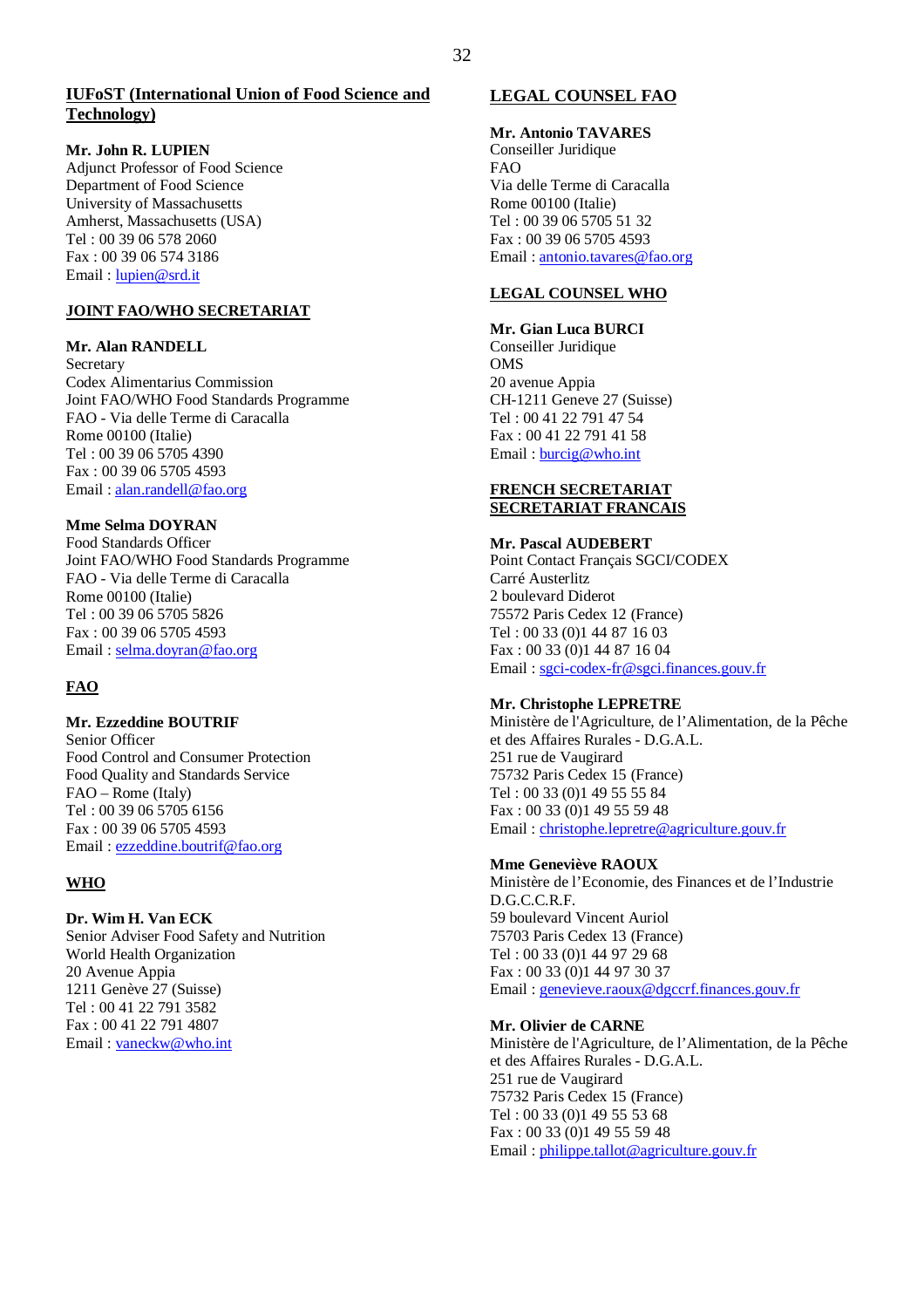**IUFoST (International Union of Food Science and Technology)**

**Mr. John R. LUPIEN**
Adjunct Professor of Food Science
Department of Food Science
University of Massachusetts
Amherst, Massachusetts (USA)
Tel : 00 39 06 578 2060
Fax : 00 39 06 574 3186
Email : lupien@srd.it

**JOINT FAO/WHO SECRETARIAT**

**Mr. Alan RANDELL**
Secretary
Codex Alimentarius Commission
Joint FAO/WHO Food Standards Programme
FAO - Via delle Terme di Caracalla
Rome 00100 (Italie)
Tel : 00 39 06 5705 4390
Fax : 00 39 06 5705 4593
Email : alan.randell@fao.org

**Mme Selma DOYRAN**
Food Standards Officer
Joint FAO/WHO Food Standards Programme
FAO - Via delle Terme di Caracalla
Rome 00100 (Italie)
Tel : 00 39 06 5705 5826
Fax : 00 39 06 5705 4593
Email : selma.doyran@fao.org

**FAO**

**Mr. Ezzeddine BOUTRIF**
Senior Officer
Food Control and Consumer Protection
Food Quality and Standards Service
FAO – Rome (Italy)
Tel : 00 39 06 5705 6156
Fax : 00 39 06 5705 4593
Email : ezzeddine.boutrif@fao.org

**WHO**

**Dr. Wim H. Van ECK**
Senior Adviser Food Safety and Nutrition
World Health Organization
20 Avenue Appia
1211 Genève 27 (Suisse)
Tel : 00 41 22 791 3582
Fax : 00 41 22 791 4807
Email : vaneckw@who.int

**LEGAL COUNSEL FAO**

**Mr. Antonio TAVARES**
Conseiller Juridique
FAO
Via delle Terme di Caracalla
Rome 00100 (Italie)
Tel : 00 39 06 5705 51 32
Fax : 00 39 06 5705 4593
Email : antonio.tavares@fao.org

**LEGAL COUNSEL WHO**

**Mr. Gian Luca BURCI**
Conseiller Juridique
OMS
20 avenue Appia
CH-1211 Geneve 27 (Suisse)
Tel : 00 41 22 791 47 54
Fax : 00 41 22 791 41 58
Email : burcig@who.int

**FRENCH SECRETARIAT**
**SECRETARIAT FRANCAIS**

**Mr. Pascal AUDEBERT**
Point Contact Français SGCI/CODEX
Carré Austerlitz
2 boulevard Diderot
75572 Paris Cedex 12 (France)
Tel : 00 33 (0)1 44 87 16 03
Fax : 00 33 (0)1 44 87 16 04
Email : sgci-codex-fr@sgci.finances.gouv.fr

**Mr. Christophe LEPRETRE**
Ministère de l'Agriculture, de l'Alimentation, de la Pêche et des Affaires Rurales - D.G.A.L.
251 rue de Vaugirard
75732 Paris Cedex 15 (France)
Tel : 00 33 (0)1 49 55 55 84
Fax : 00 33 (0)1 49 55 59 48
Email : christophe.lepretre@agriculture.gouv.fr

**Mme Geneviève RAOUX**
Ministère de l'Economie, des Finances et de l'Industrie
D.G.C.C.R.F.
59 boulevard Vincent Auriol
75703 Paris Cedex 13 (France)
Tel : 00 33 (0)1 44 97 29 68
Fax : 00 33 (0)1 44 97 30 37
Email : genevieve.raoux@dgccrf.finances.gouv.fr

**Mr. Olivier de CARNE**
Ministère de l'Agriculture, de l'Alimentation, de la Pêche et des Affaires Rurales - D.G.A.L.
251 rue de Vaugirard
75732 Paris Cedex 15 (France)
Tel : 00 33 (0)1 49 55 53 68
Fax : 00 33 (0)1 49 55 59 48
Email : philippe.tallot@agriculture.gouv.fr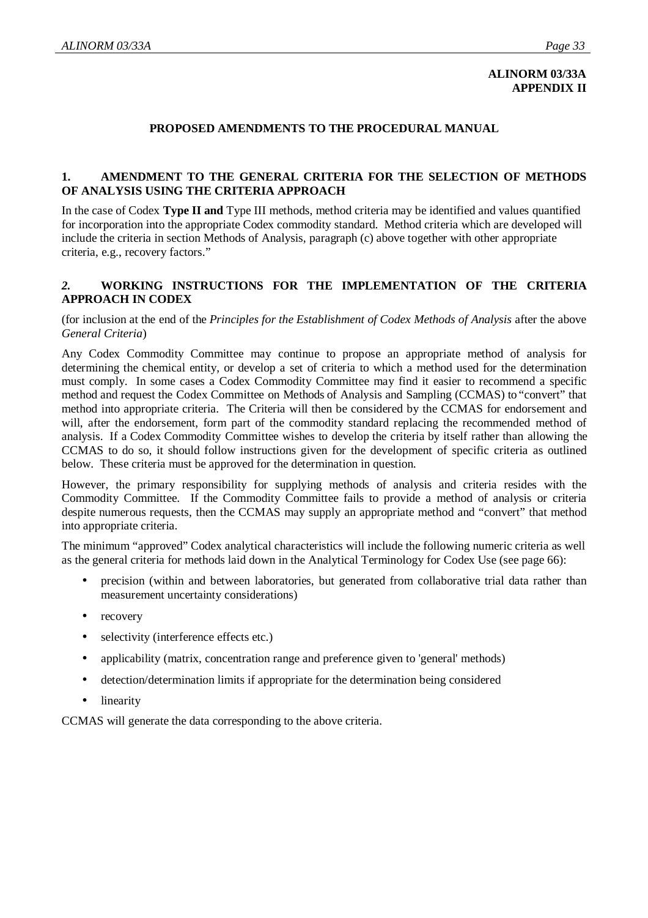**ALINORM 03/33A**
**APPENDIX II**

## PROPOSED AMENDMENTS TO THE PROCEDURAL MANUAL

### 1. AMENDMENT TO THE GENERAL CRITERIA FOR THE SELECTION OF METHODS OF ANALYSIS USING THE CRITERIA APPROACH

In the case of Codex **Type II and** Type III methods, method criteria may be identified and values quantified for incorporation into the appropriate Codex commodity standard. Method criteria which are developed will include the criteria in section Methods of Analysis, paragraph (c) above together with other appropriate criteria, e.g., recovery factors."

### *2.* WORKING INSTRUCTIONS FOR THE IMPLEMENTATION OF THE CRITERIA APPROACH IN CODEX

(for inclusion at the end of the *Principles for the Establishment of Codex Methods of Analysis* after the above *General Criteria*)

Any Codex Commodity Committee may continue to propose an appropriate method of analysis for determining the chemical entity, or develop a set of criteria to which a method used for the determination must comply. In some cases a Codex Commodity Committee may find it easier to recommend a specific method and request the Codex Committee on Methods of Analysis and Sampling (CCMAS) to "convert" that method into appropriate criteria. The Criteria will then be considered by the CCMAS for endorsement and will, after the endorsement, form part of the commodity standard replacing the recommended method of analysis. If a Codex Commodity Committee wishes to develop the criteria by itself rather than allowing the CCMAS to do so, it should follow instructions given for the development of specific criteria as outlined below. These criteria must be approved for the determination in question.

However, the primary responsibility for supplying methods of analysis and criteria resides with the Commodity Committee. If the Commodity Committee fails to provide a method of analysis or criteria despite numerous requests, then the CCMAS may supply an appropriate method and "convert" that method into appropriate criteria.

The minimum "approved" Codex analytical characteristics will include the following numeric criteria as well as the general criteria for methods laid down in the Analytical Terminology for Codex Use (see page 66):

- precision (within and between laboratories, but generated from collaborative trial data rather than measurement uncertainty considerations)
- recovery
- selectivity (interference effects etc.)
- applicability (matrix, concentration range and preference given to 'general' methods)
- detection/determination limits if appropriate for the determination being considered
- linearity

CCMAS will generate the data corresponding to the above criteria.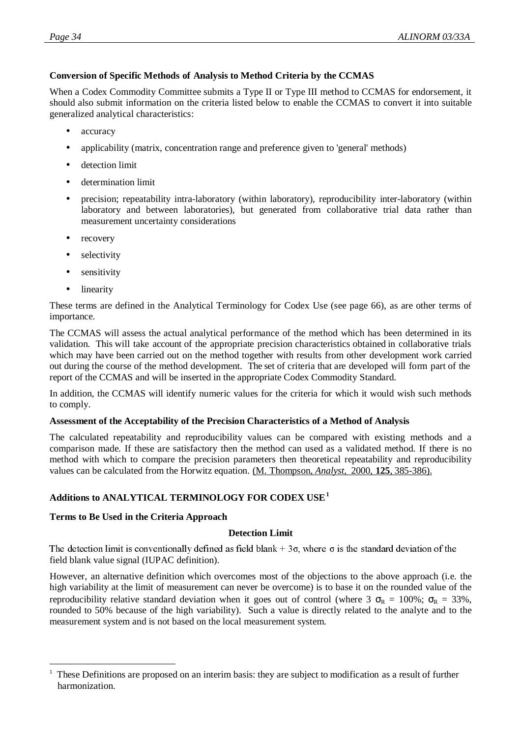**Conversion of Specific Methods of Analysis to Method Criteria by the CCMAS**

When a Codex Commodity Committee submits a Type II or Type III method to CCMAS for endorsement, it should also submit information on the criteria listed below to enable the CCMAS to convert it into suitable generalized analytical characteristics:

- accuracy
- applicability (matrix, concentration range and preference given to 'general' methods)
- detection limit
- determination limit
- precision; repeatability intra-laboratory (within laboratory), reproducibility inter-laboratory (within laboratory and between laboratories), but generated from collaborative trial data rather than measurement uncertainty considerations
- recovery
- selectivity
- sensitivity
- linearity

These terms are defined in the Analytical Terminology for Codex Use (see page 66), as are other terms of importance.

The CCMAS will assess the actual analytical performance of the method which has been determined in its validation. This will take account of the appropriate precision characteristics obtained in collaborative trials which may have been carried out on the method together with results from other development work carried out during the course of the method development. The set of criteria that are developed will form part of the report of the CCMAS and will be inserted in the appropriate Codex Commodity Standard.

In addition, the CCMAS will identify numeric values for the criteria for which it would wish such methods to comply.

**Assessment of the Acceptability of the Precision Characteristics of a Method of Analysis**

The calculated repeatability and reproducibility values can be compared with existing methods and a comparison made. If these are satisfactory then the method can used as a validated method. If there is no method with which to compare the precision parameters then theoretical repeatability and reproducibility values can be calculated from the Horwitz equation. (M. Thompson, *Analyst*, 2000, **125**, 385-386).

**Additions to ANALYTICAL TERMINOLOGY FOR CODEX USE**[1]

**Terms to Be Used in the Criteria Approach**

**Detection Limit**

The detection limit is conventionally defined as field blank + $3\sigma$, where $\sigma$ is the standard deviation of the field blank value signal (IUPAC definition).

However, an alternative definition which overcomes most of the objections to the above approach (i.e. the high variability at the limit of measurement can never be overcome) is to base it on the rounded value of the reproducibility relative standard deviation when it goes out of control (where $3\ \sigma_R = 100\%$; $\sigma_R = 33\%$, rounded to 50% because of the high variability). Such a value is directly related to the analyte and to the measurement system and is not based on the local measurement system.

[1] These Definitions are proposed on an interim basis: they are subject to modification as a result of further harmonization.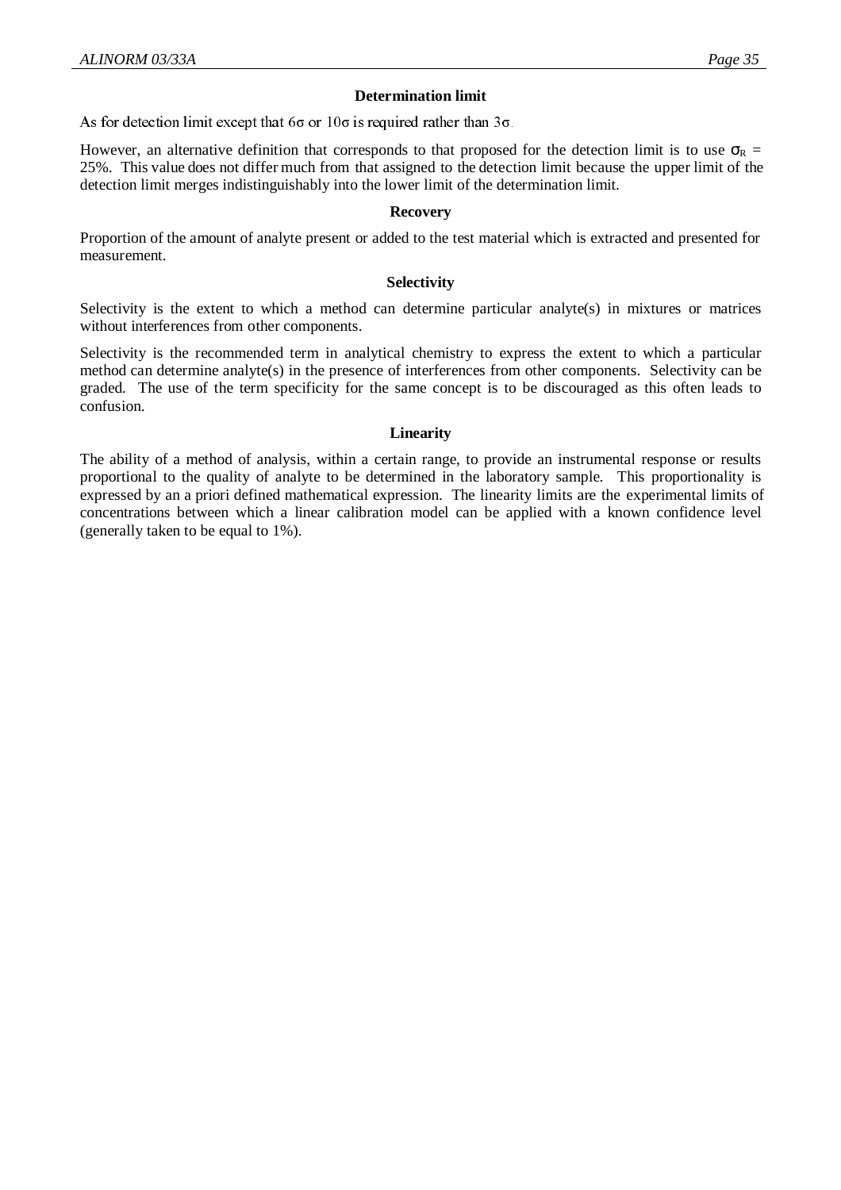### Determination limit

As for detection limit except that $6\sigma$ or $10\sigma$ is required rather than $3\sigma$.

However, an alternative definition that corresponds to that proposed for the detection limit is to use $\sigma_R$ = 25%. This value does not differ much from that assigned to the detection limit because the upper limit of the detection limit merges indistinguishably into the lower limit of the determination limit.

### Recovery

Proportion of the amount of analyte present or added to the test material which is extracted and presented for measurement.

### Selectivity

Selectivity is the extent to which a method can determine particular analyte(s) in mixtures or matrices without interferences from other components.

Selectivity is the recommended term in analytical chemistry to express the extent to which a particular method can determine analyte(s) in the presence of interferences from other components. Selectivity can be graded. The use of the term specificity for the same concept is to be discouraged as this often leads to confusion.

### Linearity

The ability of a method of analysis, within a certain range, to provide an instrumental response or results proportional to the quality of analyte to be determined in the laboratory sample. This proportionality is expressed by an a priori defined mathematical expression. The linearity limits are the experimental limits of concentrations between which a linear calibration model can be applied with a known confidence level (generally taken to be equal to 1%).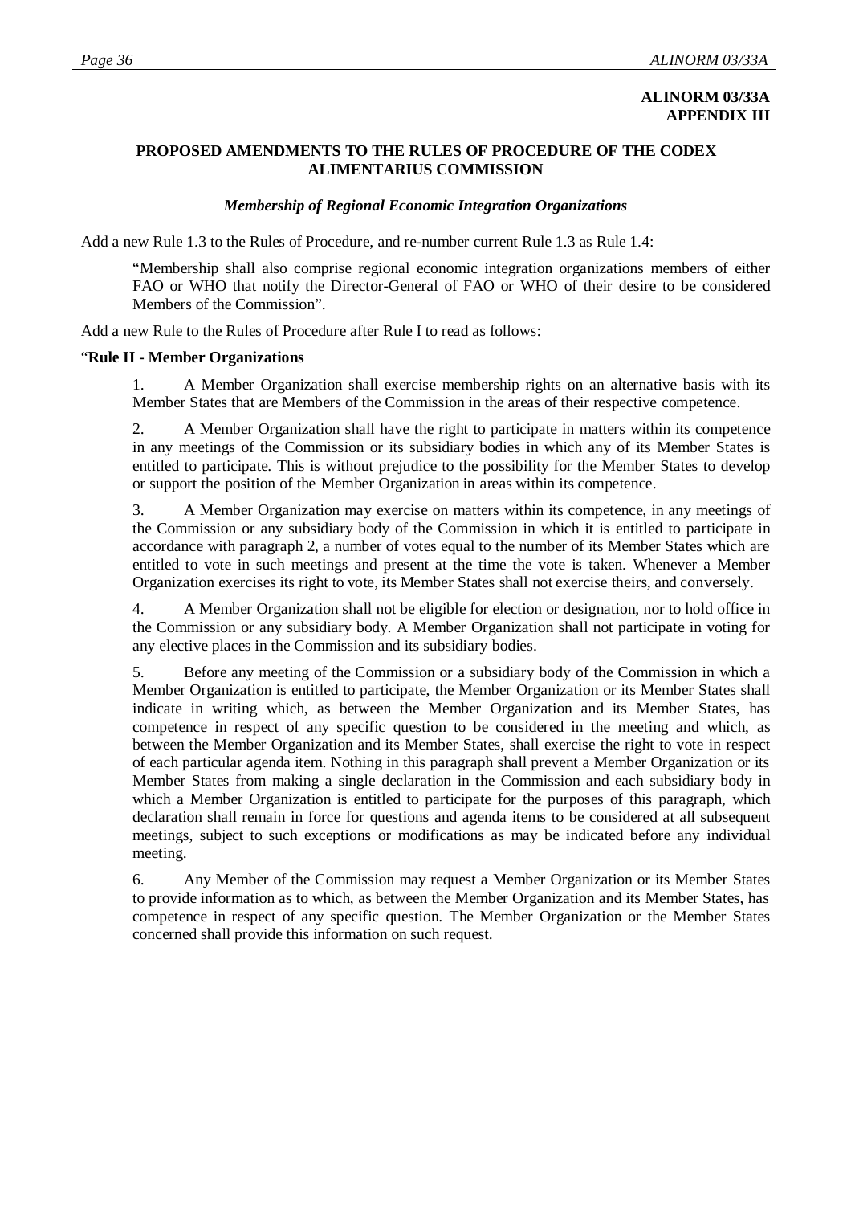**ALINORM 03/33A**
**APPENDIX III**

## PROPOSED AMENDMENTS TO THE RULES OF PROCEDURE OF THE CODEX ALIMENTARIUS COMMISSION

### *Membership of Regional Economic Integration Organizations*

Add a new Rule 1.3 to the Rules of Procedure, and re-number current Rule 1.3 as Rule 1.4:

> "Membership shall also comprise regional economic integration organizations members of either FAO or WHO that notify the Director-General of FAO or WHO of their desire to be considered Members of the Commission".

Add a new Rule to the Rules of Procedure after Rule I to read as follows:

"**Rule II - Member Organizations**

> 1. A Member Organization shall exercise membership rights on an alternative basis with its Member States that are Members of the Commission in the areas of their respective competence.
>
> 2. A Member Organization shall have the right to participate in matters within its competence in any meetings of the Commission or its subsidiary bodies in which any of its Member States is entitled to participate. This is without prejudice to the possibility for the Member States to develop or support the position of the Member Organization in areas within its competence.
>
> 3. A Member Organization may exercise on matters within its competence, in any meetings of the Commission or any subsidiary body of the Commission in which it is entitled to participate in accordance with paragraph 2, a number of votes equal to the number of its Member States which are entitled to vote in such meetings and present at the time the vote is taken. Whenever a Member Organization exercises its right to vote, its Member States shall not exercise theirs, and conversely.
>
> 4. A Member Organization shall not be eligible for election or designation, nor to hold office in the Commission or any subsidiary body. A Member Organization shall not participate in voting for any elective places in the Commission and its subsidiary bodies.
>
> 5. Before any meeting of the Commission or a subsidiary body of the Commission in which a Member Organization is entitled to participate, the Member Organization or its Member States shall indicate in writing which, as between the Member Organization and its Member States, has competence in respect of any specific question to be considered in the meeting and which, as between the Member Organization and its Member States, shall exercise the right to vote in respect of each particular agenda item. Nothing in this paragraph shall prevent a Member Organization or its Member States from making a single declaration in the Commission and each subsidiary body in which a Member Organization is entitled to participate for the purposes of this paragraph, which declaration shall remain in force for questions and agenda items to be considered at all subsequent meetings, subject to such exceptions or modifications as may be indicated before any individual meeting.
>
> 6. Any Member of the Commission may request a Member Organization or its Member States to provide information as to which, as between the Member Organization and its Member States, has competence in respect of any specific question. The Member Organization or the Member States concerned shall provide this information on such request.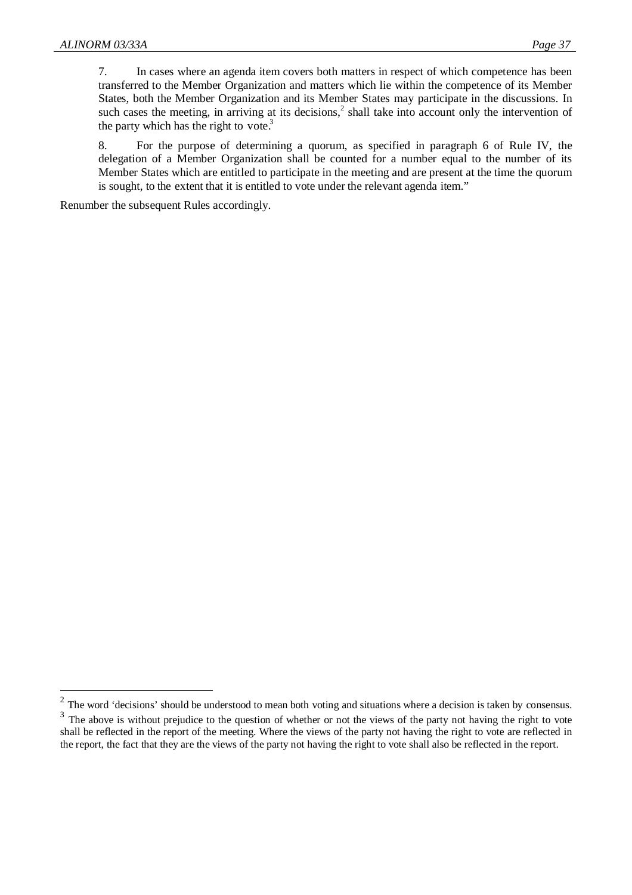7. In cases where an agenda item covers both matters in respect of which competence has been transferred to the Member Organization and matters which lie within the competence of its Member States, both the Member Organization and its Member States may participate in the discussions. In such cases the meeting, in arriving at its decisions,[2] shall take into account only the intervention of the party which has the right to vote.[3]

8. For the purpose of determining a quorum, as specified in paragraph 6 of Rule IV, the delegation of a Member Organization shall be counted for a number equal to the number of its Member States which are entitled to participate in the meeting and are present at the time the quorum is sought, to the extent that it is entitled to vote under the relevant agenda item."

Renumber the subsequent Rules accordingly.

---

[2] The word 'decisions' should be understood to mean both voting and situations where a decision is taken by consensus.

[3] The above is without prejudice to the question of whether or not the views of the party not having the right to vote shall be reflected in the report of the meeting. Where the views of the party not having the right to vote are reflected in the report, the fact that they are the views of the party not having the right to vote shall also be reflected in the report.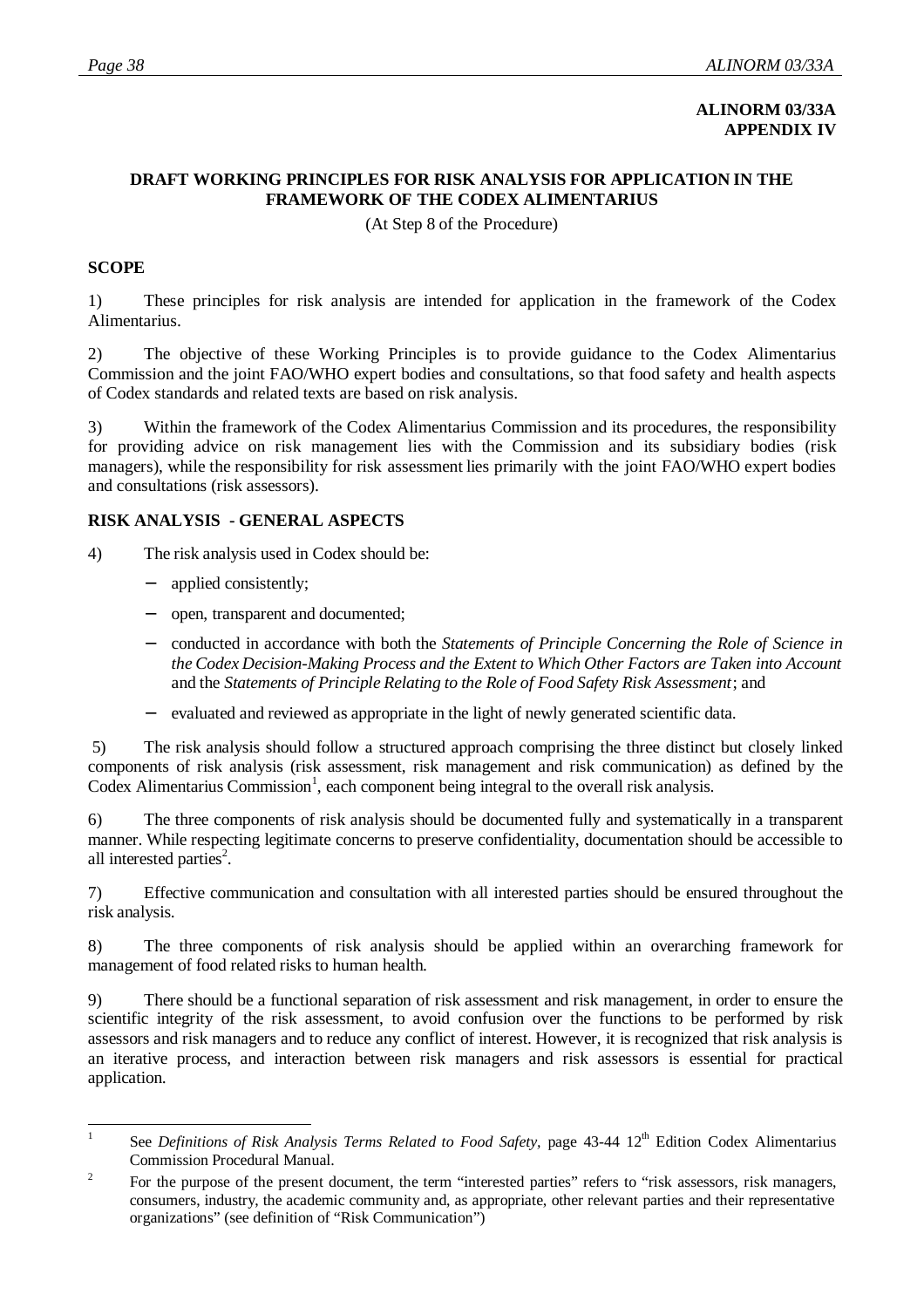**ALINORM 03/33A**
**APPENDIX IV**

## DRAFT WORKING PRINCIPLES FOR RISK ANALYSIS FOR APPLICATION IN THE FRAMEWORK OF THE CODEX ALIMENTARIUS

(At Step 8 of the Procedure)

### SCOPE

1) These principles for risk analysis are intended for application in the framework of the Codex Alimentarius.

2) The objective of these Working Principles is to provide guidance to the Codex Alimentarius Commission and the joint FAO/WHO expert bodies and consultations, so that food safety and health aspects of Codex standards and related texts are based on risk analysis.

3) Within the framework of the Codex Alimentarius Commission and its procedures, the responsibility for providing advice on risk management lies with the Commission and its subsidiary bodies (risk managers), while the responsibility for risk assessment lies primarily with the joint FAO/WHO expert bodies and consultations (risk assessors).

### RISK ANALYSIS - GENERAL ASPECTS

4) The risk analysis used in Codex should be:

- applied consistently;
- open, transparent and documented;
- conducted in accordance with both the *Statements of Principle Concerning the Role of Science in the Codex Decision-Making Process and the Extent to Which Other Factors are Taken into Account* and the *Statements of Principle Relating to the Role of Food Safety Risk Assessment*; and
- evaluated and reviewed as appropriate in the light of newly generated scientific data.

5) The risk analysis should follow a structured approach comprising the three distinct but closely linked components of risk analysis (risk assessment, risk management and risk communication) as defined by the Codex Alimentarius Commission[1], each component being integral to the overall risk analysis.

6) The three components of risk analysis should be documented fully and systematically in a transparent manner. While respecting legitimate concerns to preserve confidentiality, documentation should be accessible to all interested parties[2].

7) Effective communication and consultation with all interested parties should be ensured throughout the risk analysis.

8) The three components of risk analysis should be applied within an overarching framework for management of food related risks to human health.

9) There should be a functional separation of risk assessment and risk management, in order to ensure the scientific integrity of the risk assessment, to avoid confusion over the functions to be performed by risk assessors and risk managers and to reduce any conflict of interest. However, it is recognized that risk analysis is an iterative process, and interaction between risk managers and risk assessors is essential for practical application.

---

[1] See *Definitions of Risk Analysis Terms Related to Food Safety*, page 43-44 12th Edition Codex Alimentarius Commission Procedural Manual.

[2] For the purpose of the present document, the term "interested parties" refers to "risk assessors, risk managers, consumers, industry, the academic community and, as appropriate, other relevant parties and their representative organizations" (see definition of "Risk Communication")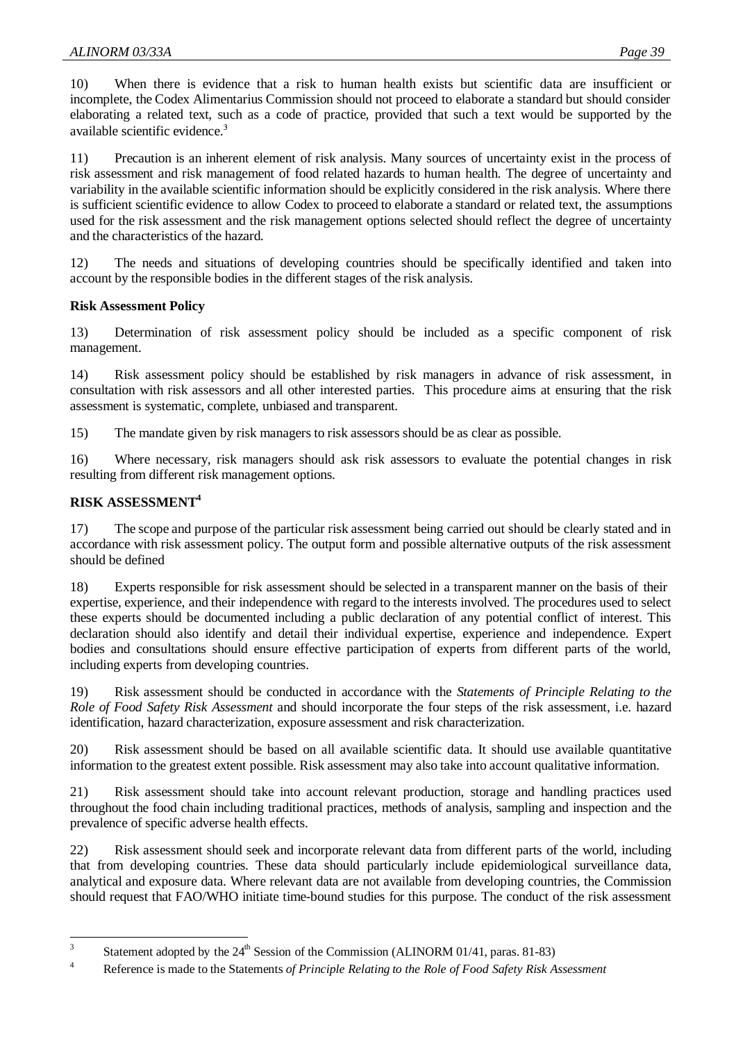10) When there is evidence that a risk to human health exists but scientific data are insufficient or incomplete, the Codex Alimentarius Commission should not proceed to elaborate a standard but should consider elaborating a related text, such as a code of practice, provided that such a text would be supported by the available scientific evidence.[3]

11) Precaution is an inherent element of risk analysis. Many sources of uncertainty exist in the process of risk assessment and risk management of food related hazards to human health. The degree of uncertainty and variability in the available scientific information should be explicitly considered in the risk analysis. Where there is sufficient scientific evidence to allow Codex to proceed to elaborate a standard or related text, the assumptions used for the risk assessment and the risk management options selected should reflect the degree of uncertainty and the characteristics of the hazard.

12) The needs and situations of developing countries should be specifically identified and taken into account by the responsible bodies in the different stages of the risk analysis.

**Risk Assessment Policy**

13) Determination of risk assessment policy should be included as a specific component of risk management.

14) Risk assessment policy should be established by risk managers in advance of risk assessment, in consultation with risk assessors and all other interested parties. This procedure aims at ensuring that the risk assessment is systematic, complete, unbiased and transparent.

15) The mandate given by risk managers to risk assessors should be as clear as possible.

16) Where necessary, risk managers should ask risk assessors to evaluate the potential changes in risk resulting from different risk management options.

## RISK ASSESSMENT[4]

17) The scope and purpose of the particular risk assessment being carried out should be clearly stated and in accordance with risk assessment policy. The output form and possible alternative outputs of the risk assessment should be defined

18) Experts responsible for risk assessment should be selected in a transparent manner on the basis of their expertise, experience, and their independence with regard to the interests involved. The procedures used to select these experts should be documented including a public declaration of any potential conflict of interest. This declaration should also identify and detail their individual expertise, experience and independence. Expert bodies and consultations should ensure effective participation of experts from different parts of the world, including experts from developing countries.

19) Risk assessment should be conducted in accordance with the *Statements of Principle Relating to the Role of Food Safety Risk Assessment* and should incorporate the four steps of the risk assessment, i.e. hazard identification, hazard characterization, exposure assessment and risk characterization.

20) Risk assessment should be based on all available scientific data. It should use available quantitative information to the greatest extent possible. Risk assessment may also take into account qualitative information.

21) Risk assessment should take into account relevant production, storage and handling practices used throughout the food chain including traditional practices, methods of analysis, sampling and inspection and the prevalence of specific adverse health effects.

22) Risk assessment should seek and incorporate relevant data from different parts of the world, including that from developing countries. These data should particularly include epidemiological surveillance data, analytical and exposure data. Where relevant data are not available from developing countries, the Commission should request that FAO/WHO initiate time-bound studies for this purpose. The conduct of the risk assessment

---

[3] Statement adopted by the 24th Session of the Commission (ALINORM 01/41, paras. 81-83)

[4] Reference is made to the Statements *of Principle Relating to the Role of Food Safety Risk Assessment*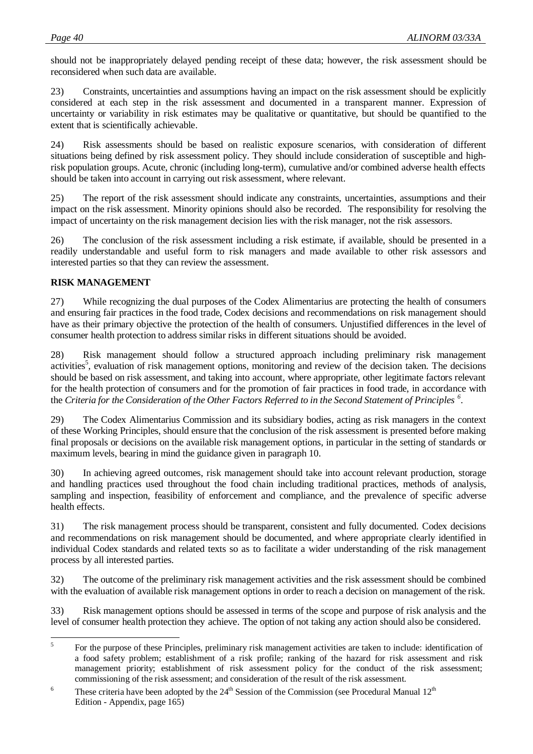should not be inappropriately delayed pending receipt of these data; however, the risk assessment should be reconsidered when such data are available.

23) Constraints, uncertainties and assumptions having an impact on the risk assessment should be explicitly considered at each step in the risk assessment and documented in a transparent manner. Expression of uncertainty or variability in risk estimates may be qualitative or quantitative, but should be quantified to the extent that is scientifically achievable.

24) Risk assessments should be based on realistic exposure scenarios, with consideration of different situations being defined by risk assessment policy. They should include consideration of susceptible and high-risk population groups. Acute, chronic (including long-term), cumulative and/or combined adverse health effects should be taken into account in carrying out risk assessment, where relevant.

25) The report of the risk assessment should indicate any constraints, uncertainties, assumptions and their impact on the risk assessment. Minority opinions should also be recorded. The responsibility for resolving the impact of uncertainty on the risk management decision lies with the risk manager, not the risk assessors.

26) The conclusion of the risk assessment including a risk estimate, if available, should be presented in a readily understandable and useful form to risk managers and made available to other risk assessors and interested parties so that they can review the assessment.

**RISK MANAGEMENT**

27) While recognizing the dual purposes of the Codex Alimentarius are protecting the health of consumers and ensuring fair practices in the food trade, Codex decisions and recommendations on risk management should have as their primary objective the protection of the health of consumers. Unjustified differences in the level of consumer health protection to address similar risks in different situations should be avoided.

28) Risk management should follow a structured approach including preliminary risk management activities[5], evaluation of risk management options, monitoring and review of the decision taken. The decisions should be based on risk assessment, and taking into account, where appropriate, other legitimate factors relevant for the health protection of consumers and for the promotion of fair practices in food trade, in accordance with the *Criteria for the Consideration of the Other Factors Referred to in the Second Statement of Principles* [6].

29) The Codex Alimentarius Commission and its subsidiary bodies, acting as risk managers in the context of these Working Principles, should ensure that the conclusion of the risk assessment is presented before making final proposals or decisions on the available risk management options, in particular in the setting of standards or maximum levels, bearing in mind the guidance given in paragraph 10.

30) In achieving agreed outcomes, risk management should take into account relevant production, storage and handling practices used throughout the food chain including traditional practices, methods of analysis, sampling and inspection, feasibility of enforcement and compliance, and the prevalence of specific adverse health effects.

31) The risk management process should be transparent, consistent and fully documented. Codex decisions and recommendations on risk management should be documented, and where appropriate clearly identified in individual Codex standards and related texts so as to facilitate a wider understanding of the risk management process by all interested parties.

32) The outcome of the preliminary risk management activities and the risk assessment should be combined with the evaluation of available risk management options in order to reach a decision on management of the risk.

33) Risk management options should be assessed in terms of the scope and purpose of risk analysis and the level of consumer health protection they achieve. The option of not taking any action should also be considered.

---

[5] For the purpose of these Principles, preliminary risk management activities are taken to include: identification of a food safety problem; establishment of a risk profile; ranking of the hazard for risk assessment and risk management priority; establishment of risk assessment policy for the conduct of the risk assessment; commissioning of the risk assessment; and consideration of the result of the risk assessment.

[6] These criteria have been adopted by the 24th Session of the Commission (see Procedural Manual 12th Edition - Appendix, page 165)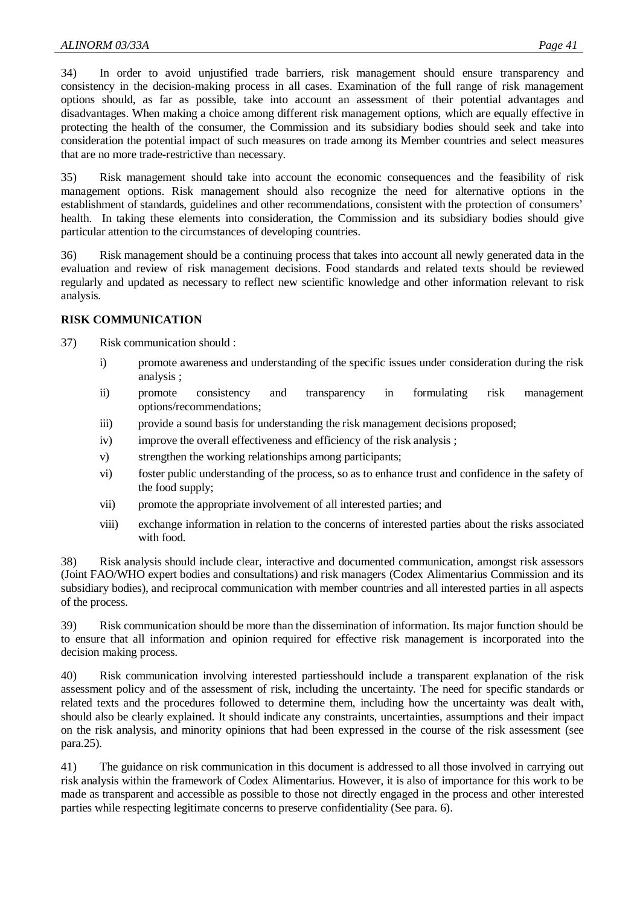34) In order to avoid unjustified trade barriers, risk management should ensure transparency and consistency in the decision-making process in all cases. Examination of the full range of risk management options should, as far as possible, take into account an assessment of their potential advantages and disadvantages. When making a choice among different risk management options, which are equally effective in protecting the health of the consumer, the Commission and its subsidiary bodies should seek and take into consideration the potential impact of such measures on trade among its Member countries and select measures that are no more trade-restrictive than necessary.

35) Risk management should take into account the economic consequences and the feasibility of risk management options. Risk management should also recognize the need for alternative options in the establishment of standards, guidelines and other recommendations, consistent with the protection of consumers' health. In taking these elements into consideration, the Commission and its subsidiary bodies should give particular attention to the circumstances of developing countries.

36) Risk management should be a continuing process that takes into account all newly generated data in the evaluation and review of risk management decisions. Food standards and related texts should be reviewed regularly and updated as necessary to reflect new scientific knowledge and other information relevant to risk analysis.

## RISK COMMUNICATION

37) Risk communication should :

- i) promote awareness and understanding of the specific issues under consideration during the risk analysis ;
- ii) promote consistency and transparency in formulating risk management options/recommendations;
- iii) provide a sound basis for understanding the risk management decisions proposed;
- iv) improve the overall effectiveness and efficiency of the risk analysis ;
- v) strengthen the working relationships among participants;
- vi) foster public understanding of the process, so as to enhance trust and confidence in the safety of the food supply;
- vii) promote the appropriate involvement of all interested parties; and
- viii) exchange information in relation to the concerns of interested parties about the risks associated with food.

38) Risk analysis should include clear, interactive and documented communication, amongst risk assessors (Joint FAO/WHO expert bodies and consultations) and risk managers (Codex Alimentarius Commission and its subsidiary bodies), and reciprocal communication with member countries and all interested parties in all aspects of the process.

39) Risk communication should be more than the dissemination of information. Its major function should be to ensure that all information and opinion required for effective risk management is incorporated into the decision making process.

40) Risk communication involving interested partiesshould include a transparent explanation of the risk assessment policy and of the assessment of risk, including the uncertainty. The need for specific standards or related texts and the procedures followed to determine them, including how the uncertainty was dealt with, should also be clearly explained. It should indicate any constraints, uncertainties, assumptions and their impact on the risk analysis, and minority opinions that had been expressed in the course of the risk assessment (see para.25).

41) The guidance on risk communication in this document is addressed to all those involved in carrying out risk analysis within the framework of Codex Alimentarius. However, it is also of importance for this work to be made as transparent and accessible as possible to those not directly engaged in the process and other interested parties while respecting legitimate concerns to preserve confidentiality (See para. 6).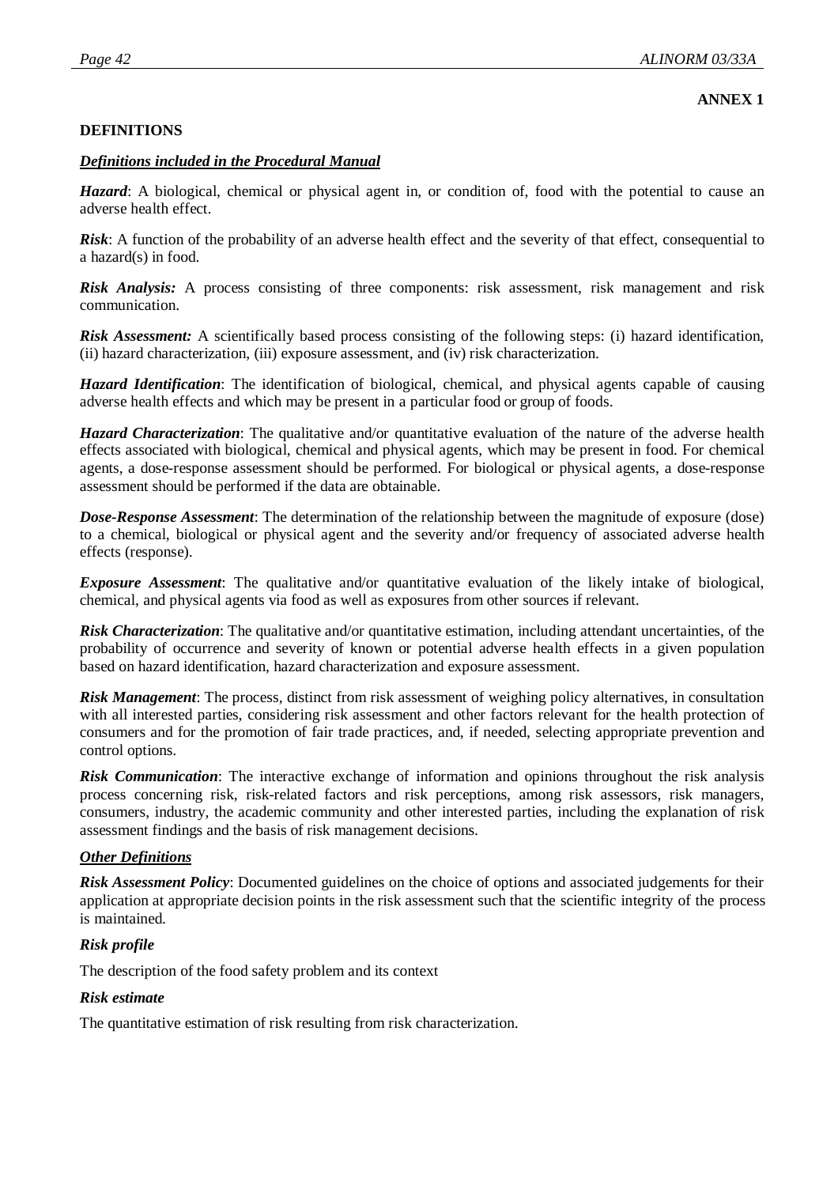**ANNEX 1**

**DEFINITIONS**

***Definitions included in the Procedural Manual***

***Hazard***: A biological, chemical or physical agent in, or condition of, food with the potential to cause an adverse health effect.

***Risk***: A function of the probability of an adverse health effect and the severity of that effect, consequential to a hazard(s) in food.

***Risk Analysis:*** A process consisting of three components: risk assessment, risk management and risk communication.

***Risk Assessment:*** A scientifically based process consisting of the following steps: (i) hazard identification, (ii) hazard characterization, (iii) exposure assessment, and (iv) risk characterization.

***Hazard Identification***: The identification of biological, chemical, and physical agents capable of causing adverse health effects and which may be present in a particular food or group of foods.

***Hazard Characterization***: The qualitative and/or quantitative evaluation of the nature of the adverse health effects associated with biological, chemical and physical agents, which may be present in food. For chemical agents, a dose-response assessment should be performed. For biological or physical agents, a dose-response assessment should be performed if the data are obtainable.

***Dose-Response Assessment***: The determination of the relationship between the magnitude of exposure (dose) to a chemical, biological or physical agent and the severity and/or frequency of associated adverse health effects (response).

***Exposure Assessment***: The qualitative and/or quantitative evaluation of the likely intake of biological, chemical, and physical agents via food as well as exposures from other sources if relevant.

***Risk Characterization***: The qualitative and/or quantitative estimation, including attendant uncertainties, of the probability of occurrence and severity of known or potential adverse health effects in a given population based on hazard identification, hazard characterization and exposure assessment.

***Risk Management***: The process, distinct from risk assessment of weighing policy alternatives, in consultation with all interested parties, considering risk assessment and other factors relevant for the health protection of consumers and for the promotion of fair trade practices, and, if needed, selecting appropriate prevention and control options.

***Risk Communication***: The interactive exchange of information and opinions throughout the risk analysis process concerning risk, risk-related factors and risk perceptions, among risk assessors, risk managers, consumers, industry, the academic community and other interested parties, including the explanation of risk assessment findings and the basis of risk management decisions.

***Other Definitions***

***Risk Assessment Policy***: Documented guidelines on the choice of options and associated judgements for their application at appropriate decision points in the risk assessment such that the scientific integrity of the process is maintained.

***Risk profile***

The description of the food safety problem and its context

***Risk estimate***

The quantitative estimation of risk resulting from risk characterization.